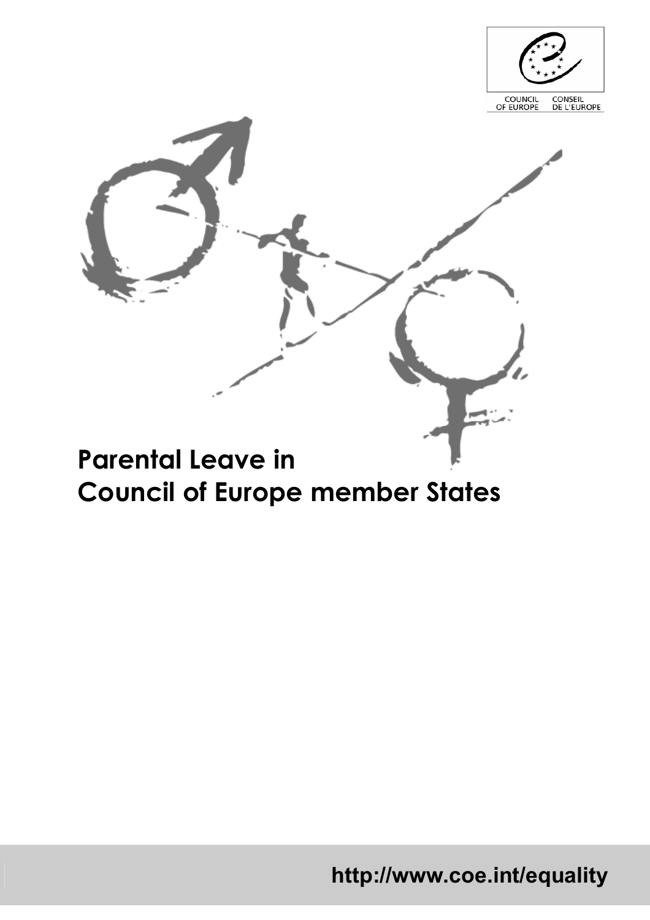COUNCIL OF EUROPE CONSEIL DE L'EUROPE

# Parental Leave in Council of Europe member States

http://www.coe.int/equality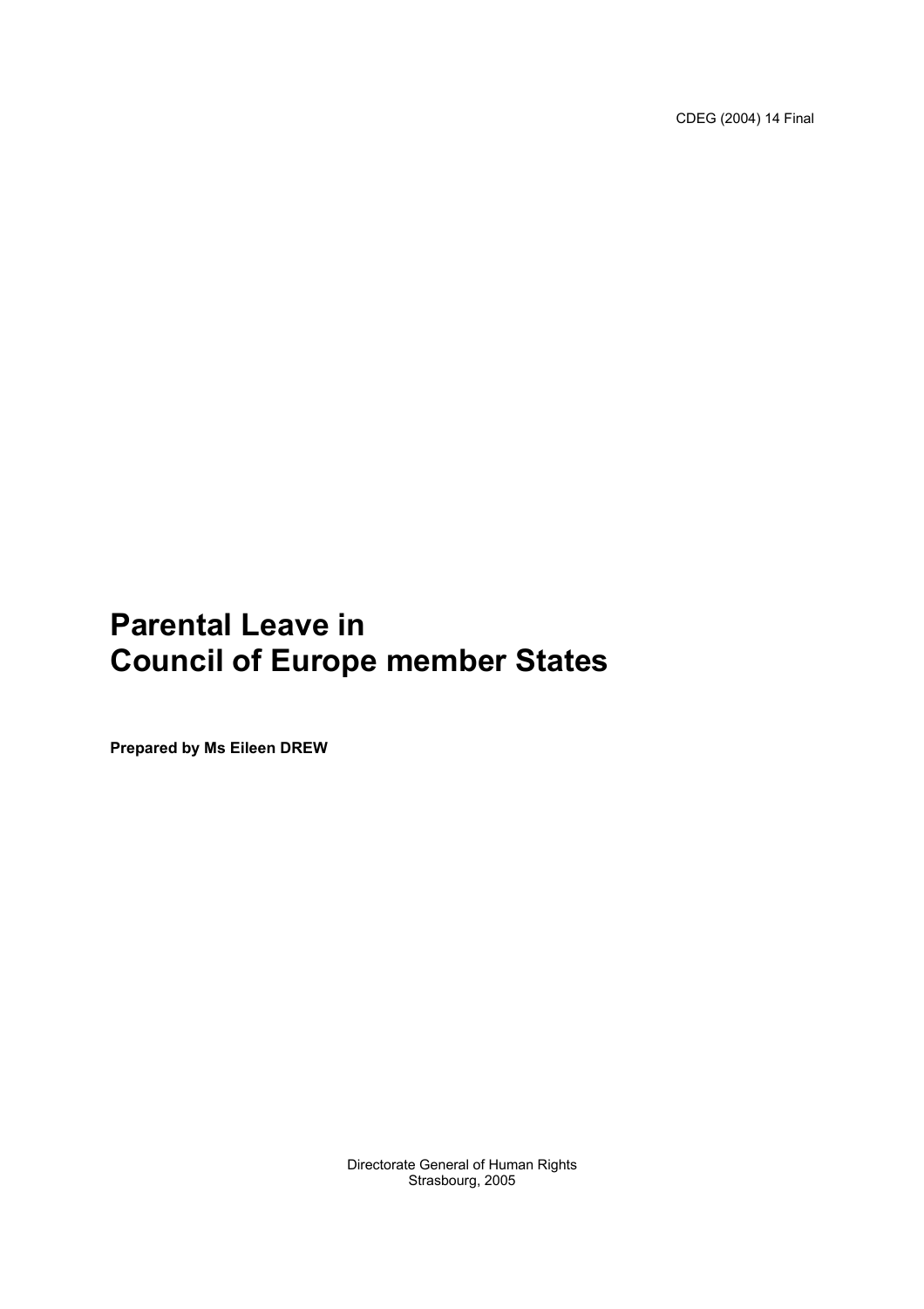CDEG (2004) 14 Final

# Parental Leave in Council of Europe member States

**Prepared by Ms Eileen DREW**

Directorate General of Human Rights
Strasbourg, 2005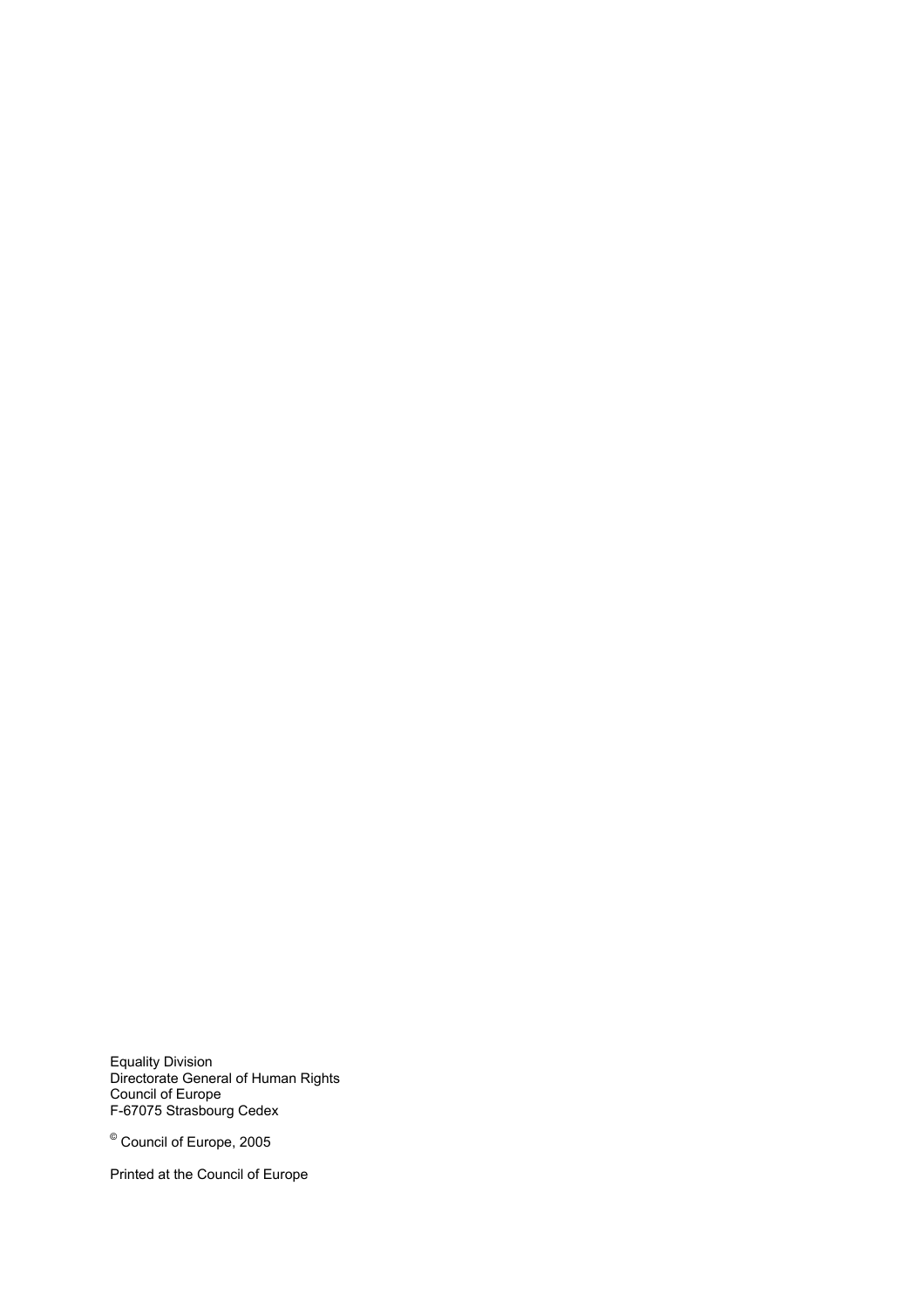Equality Division
Directorate General of Human Rights
Council of Europe
F-67075 Strasbourg Cedex

© Council of Europe, 2005

Printed at the Council of Europe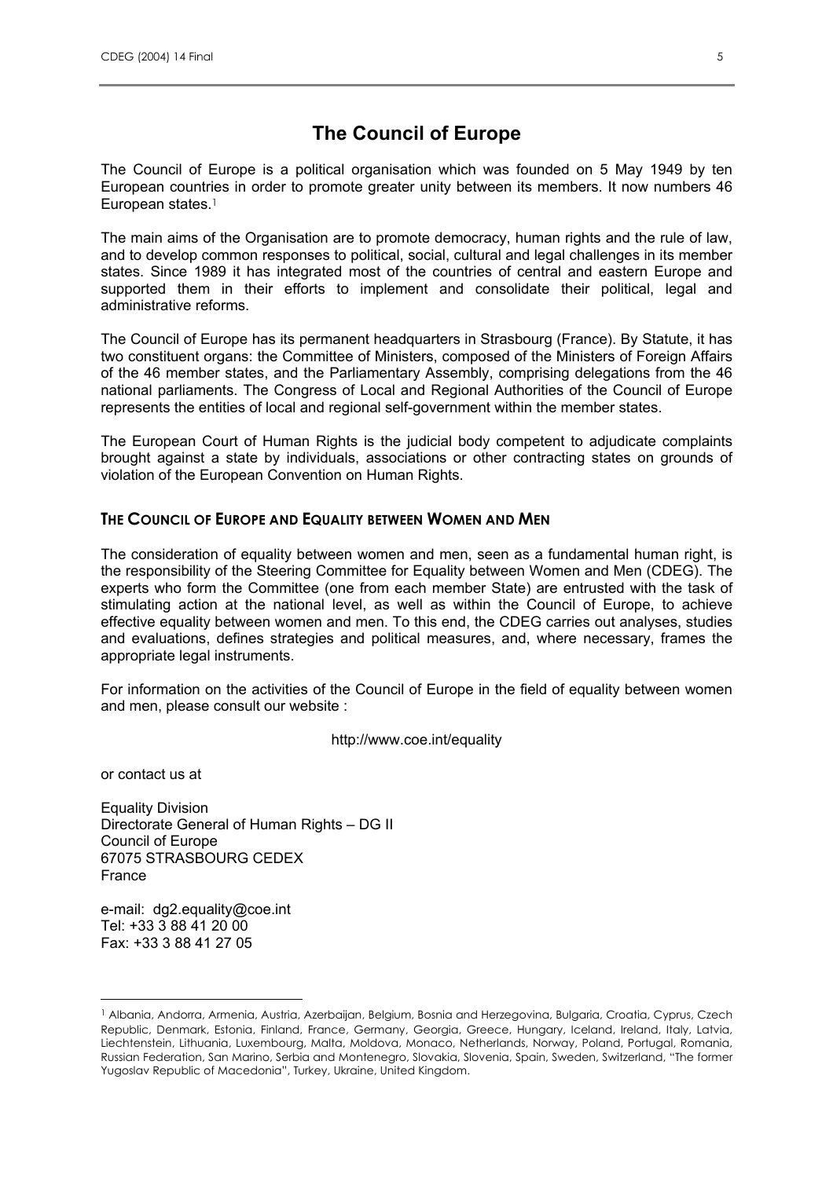# The Council of Europe

The Council of Europe is a political organisation which was founded on 5 May 1949 by ten European countries in order to promote greater unity between its members. It now numbers 46 European states.[1]

The main aims of the Organisation are to promote democracy, human rights and the rule of law, and to develop common responses to political, social, cultural and legal challenges in its member states. Since 1989 it has integrated most of the countries of central and eastern Europe and supported them in their efforts to implement and consolidate their political, legal and administrative reforms.

The Council of Europe has its permanent headquarters in Strasbourg (France). By Statute, it has two constituent organs: the Committee of Ministers, composed of the Ministers of Foreign Affairs of the 46 member states, and the Parliamentary Assembly, comprising delegations from the 46 national parliaments. The Congress of Local and Regional Authorities of the Council of Europe represents the entities of local and regional self-government within the member states.

The European Court of Human Rights is the judicial body competent to adjudicate complaints brought against a state by individuals, associations or other contracting states on grounds of violation of the European Convention on Human Rights.

## The Council of Europe and Equality between Women and Men

The consideration of equality between women and men, seen as a fundamental human right, is the responsibility of the Steering Committee for Equality between Women and Men (CDEG). The experts who form the Committee (one from each member State) are entrusted with the task of stimulating action at the national level, as well as within the Council of Europe, to achieve effective equality between women and men. To this end, the CDEG carries out analyses, studies and evaluations, defines strategies and political measures, and, where necessary, frames the appropriate legal instruments.

For information on the activities of the Council of Europe in the field of equality between women and men, please consult our website :

http://www.coe.int/equality

or contact us at

Equality Division  
Directorate General of Human Rights – DG II  
Council of Europe  
67075 STRASBOURG CEDEX  
France

e-mail: dg2.equality@coe.int  
Tel: +33 3 88 41 20 00  
Fax: +33 3 88 41 27 05

[1] Albania, Andorra, Armenia, Austria, Azerbaijan, Belgium, Bosnia and Herzegovina, Bulgaria, Croatia, Cyprus, Czech Republic, Denmark, Estonia, Finland, France, Germany, Georgia, Greece, Hungary, Iceland, Ireland, Italy, Latvia, Liechtenstein, Lithuania, Luxembourg, Malta, Moldova, Monaco, Netherlands, Norway, Poland, Portugal, Romania, Russian Federation, San Marino, Serbia and Montenegro, Slovakia, Slovenia, Spain, Sweden, Switzerland, "The former Yugoslav Republic of Macedonia", Turkey, Ukraine, United Kingdom.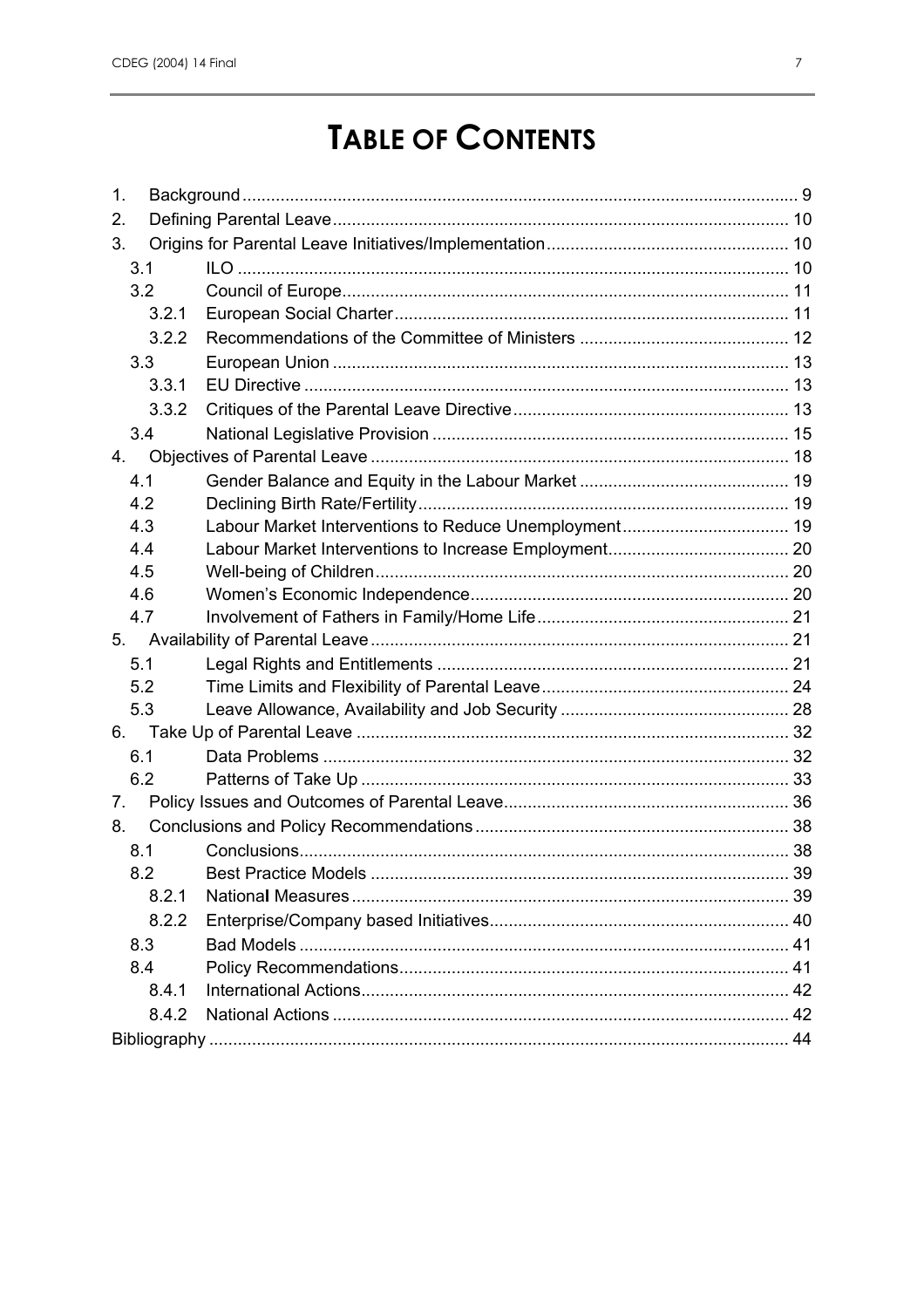# TABLE OF CONTENTS

| | | |
|---|---|---|
| 1. | Background | 9 |
| 2. | Defining Parental Leave | 10 |
| 3. | Origins for Parental Leave Initiatives/Implementation | 10 |
| 3.1 | ILO | 10 |
| 3.2 | Council of Europe | 11 |
| 3.2.1 | European Social Charter | 11 |
| 3.2.2 | Recommendations of the Committee of Ministers | 12 |
| 3.3 | European Union | 13 |
| 3.3.1 | EU Directive | 13 |
| 3.3.2 | Critiques of the Parental Leave Directive | 13 |
| 3.4 | National Legislative Provision | 15 |
| 4. | Objectives of Parental Leave | 18 |
| 4.1 | Gender Balance and Equity in the Labour Market | 19 |
| 4.2 | Declining Birth Rate/Fertility | 19 |
| 4.3 | Labour Market Interventions to Reduce Unemployment | 19 |
| 4.4 | Labour Market Interventions to Increase Employment | 20 |
| 4.5 | Well-being of Children | 20 |
| 4.6 | Women's Economic Independence | 20 |
| 4.7 | Involvement of Fathers in Family/Home Life | 21 |
| 5. | Availability of Parental Leave | 21 |
| 5.1 | Legal Rights and Entitlements | 21 |
| 5.2 | Time Limits and Flexibility of Parental Leave | 24 |
| 5.3 | Leave Allowance, Availability and Job Security | 28 |
| 6. | Take Up of Parental Leave | 32 |
| 6.1 | Data Problems | 32 |
| 6.2 | Patterns of Take Up | 33 |
| 7. | Policy Issues and Outcomes of Parental Leave | 36 |
| 8. | Conclusions and Policy Recommendations | 38 |
| 8.1 | Conclusions | 38 |
| 8.2 | Best Practice Models | 39 |
| 8.2.1 | National Measures | 39 |
| 8.2.2 | Enterprise/Company based Initiatives | 40 |
| 8.3 | Bad Models | 41 |
| 8.4 | Policy Recommendations | 41 |
| 8.4.1 | International Actions | 42 |
| 8.4.2 | National Actions | 42 |
| | Bibliography | 44 |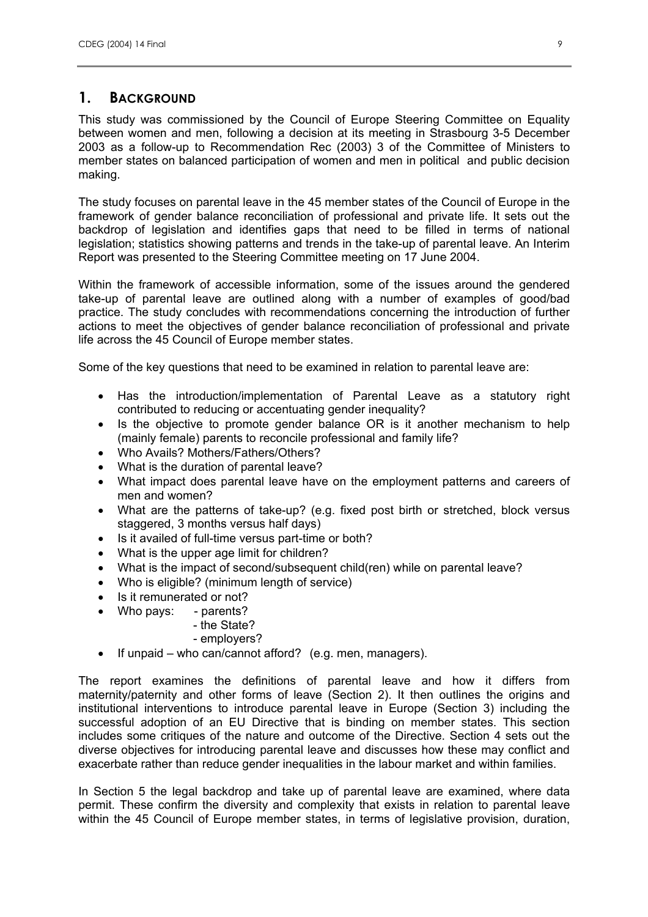## 1. BACKGROUND

This study was commissioned by the Council of Europe Steering Committee on Equality between women and men, following a decision at its meeting in Strasbourg 3-5 December 2003 as a follow-up to Recommendation Rec (2003) 3 of the Committee of Ministers to member states on balanced participation of women and men in political and public decision making.

The study focuses on parental leave in the 45 member states of the Council of Europe in the framework of gender balance reconciliation of professional and private life. It sets out the backdrop of legislation and identifies gaps that need to be filled in terms of national legislation; statistics showing patterns and trends in the take-up of parental leave. An Interim Report was presented to the Steering Committee meeting on 17 June 2004.

Within the framework of accessible information, some of the issues around the gendered take-up of parental leave are outlined along with a number of examples of good/bad practice. The study concludes with recommendations concerning the introduction of further actions to meet the objectives of gender balance reconciliation of professional and private life across the 45 Council of Europe member states.

Some of the key questions that need to be examined in relation to parental leave are:

- Has the introduction/implementation of Parental Leave as a statutory right contributed to reducing or accentuating gender inequality?
- Is the objective to promote gender balance OR is it another mechanism to help (mainly female) parents to reconcile professional and family life?
- Who Avails? Mothers/Fathers/Others?
- What is the duration of parental leave?
- What impact does parental leave have on the employment patterns and careers of men and women?
- What are the patterns of take-up? (e.g. fixed post birth or stretched, block versus staggered, 3 months versus half days)
- Is it availed of full-time versus part-time or both?
- What is the upper age limit for children?
- What is the impact of second/subsequent child(ren) while on parental leave?
- Who is eligible? (minimum length of service)
- Is it remunerated or not?
- Who pays:
  - parents?
  - the State?
  - employers?
- If unpaid – who can/cannot afford? (e.g. men, managers).

The report examines the definitions of parental leave and how it differs from maternity/paternity and other forms of leave (Section 2). It then outlines the origins and institutional interventions to introduce parental leave in Europe (Section 3) including the successful adoption of an EU Directive that is binding on member states. This section includes some critiques of the nature and outcome of the Directive. Section 4 sets out the diverse objectives for introducing parental leave and discusses how these may conflict and exacerbate rather than reduce gender inequalities in the labour market and within families.

In Section 5 the legal backdrop and take up of parental leave are examined, where data permit. These confirm the diversity and complexity that exists in relation to parental leave within the 45 Council of Europe member states, in terms of legislative provision, duration,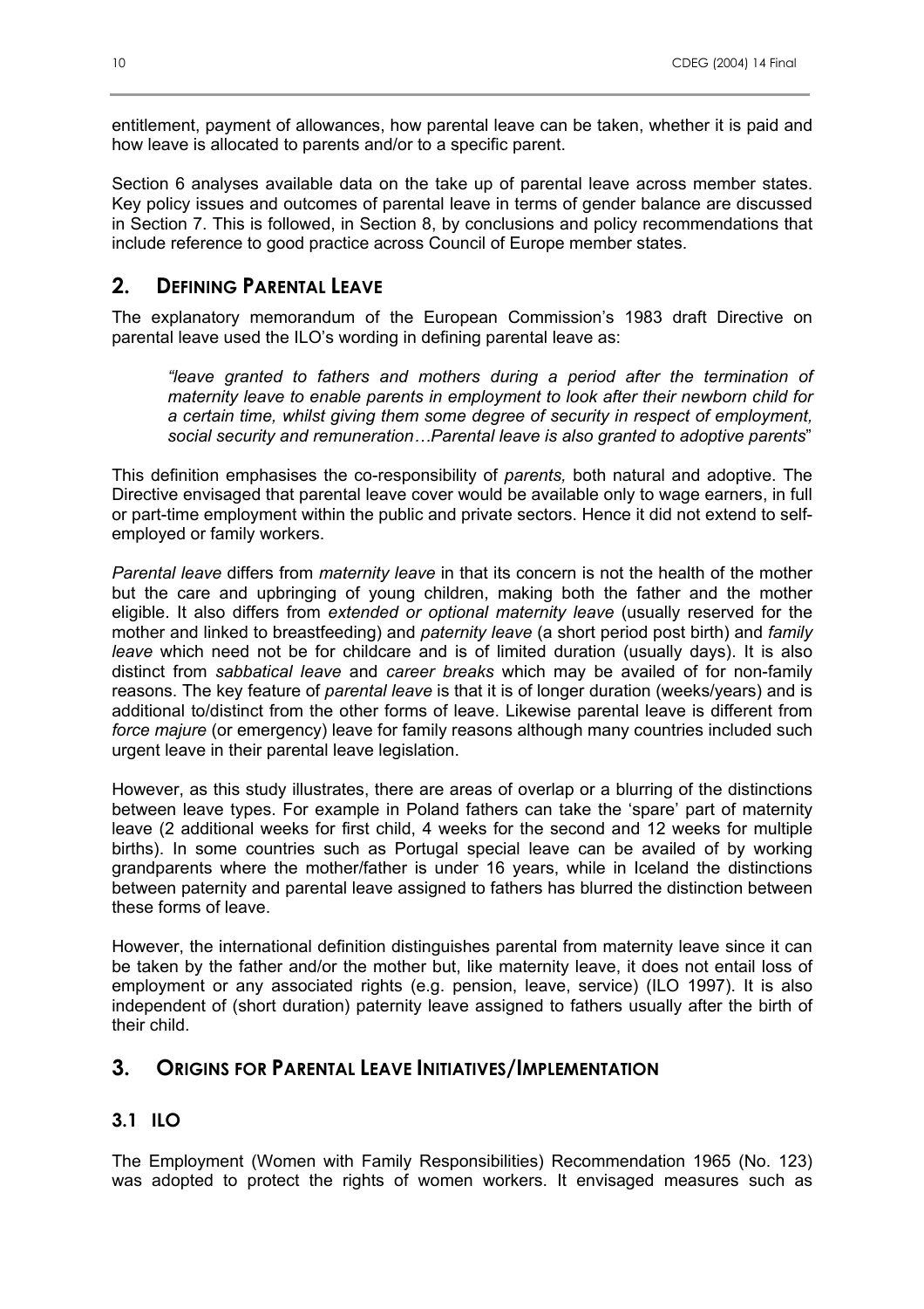entitlement, payment of allowances, how parental leave can be taken, whether it is paid and how leave is allocated to parents and/or to a specific parent.

Section 6 analyses available data on the take up of parental leave across member states. Key policy issues and outcomes of parental leave in terms of gender balance are discussed in Section 7. This is followed, in Section 8, by conclusions and policy recommendations that include reference to good practice across Council of Europe member states.

## 2. DEFINING PARENTAL LEAVE

The explanatory memorandum of the European Commission's 1983 draft Directive on parental leave used the ILO's wording in defining parental leave as:

> *"leave granted to fathers and mothers during a period after the termination of maternity leave to enable parents in employment to look after their newborn child for a certain time, whilst giving them some degree of security in respect of employment, social security and remuneration…Parental leave is also granted to adoptive parents*"

This definition emphasises the co-responsibility of *parents,* both natural and adoptive. The Directive envisaged that parental leave cover would be available only to wage earners, in full or part-time employment within the public and private sectors. Hence it did not extend to self-employed or family workers.

*Parental leave* differs from *maternity leave* in that its concern is not the health of the mother but the care and upbringing of young children, making both the father and the mother eligible. It also differs from *extended or optional maternity leave* (usually reserved for the mother and linked to breastfeeding) and *paternity leave* (a short period post birth) and *family leave* which need not be for childcare and is of limited duration (usually days). It is also distinct from *sabbatical leave* and *career breaks* which may be availed of for non-family reasons. The key feature of *parental leave* is that it is of longer duration (weeks/years) and is additional to/distinct from the other forms of leave. Likewise parental leave is different from *force majure* (or emergency) leave for family reasons although many countries included such urgent leave in their parental leave legislation.

However, as this study illustrates, there are areas of overlap or a blurring of the distinctions between leave types. For example in Poland fathers can take the 'spare' part of maternity leave (2 additional weeks for first child, 4 weeks for the second and 12 weeks for multiple births). In some countries such as Portugal special leave can be availed of by working grandparents where the mother/father is under 16 years, while in Iceland the distinctions between paternity and parental leave assigned to fathers has blurred the distinction between these forms of leave.

However, the international definition distinguishes parental from maternity leave since it can be taken by the father and/or the mother but, like maternity leave, it does not entail loss of employment or any associated rights (e.g. pension, leave, service) (ILO 1997). It is also independent of (short duration) paternity leave assigned to fathers usually after the birth of their child.

## 3. ORIGINS FOR PARENTAL LEAVE INITIATIVES/IMPLEMENTATION

### 3.1 ILO

The Employment (Women with Family Responsibilities) Recommendation 1965 (No. 123) was adopted to protect the rights of women workers. It envisaged measures such as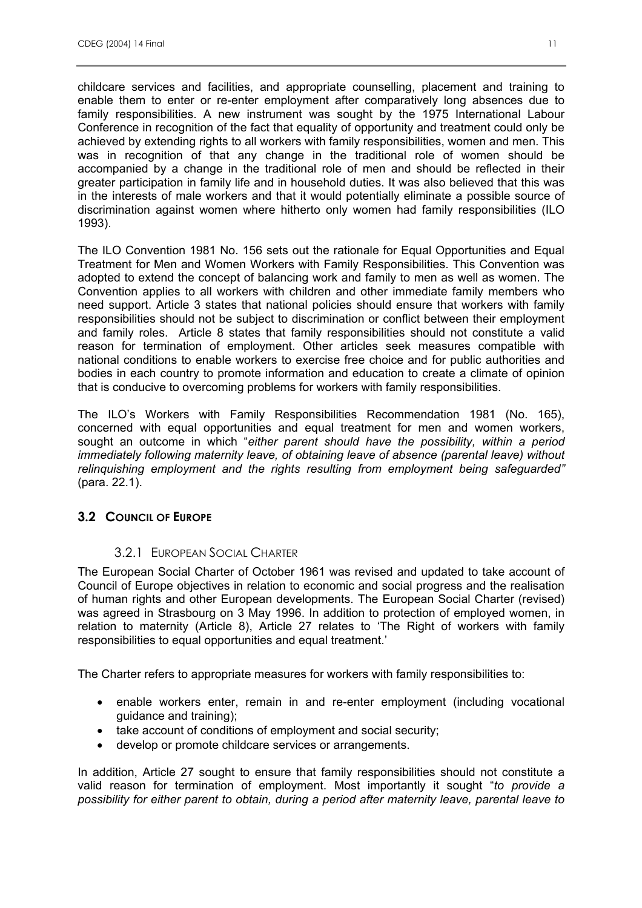childcare services and facilities, and appropriate counselling, placement and training to enable them to enter or re-enter employment after comparatively long absences due to family responsibilities. A new instrument was sought by the 1975 International Labour Conference in recognition of the fact that equality of opportunity and treatment could only be achieved by extending rights to all workers with family responsibilities, women and men. This was in recognition of that any change in the traditional role of women should be accompanied by a change in the traditional role of men and should be reflected in their greater participation in family life and in household duties. It was also believed that this was in the interests of male workers and that it would potentially eliminate a possible source of discrimination against women where hitherto only women had family responsibilities (ILO 1993).

The ILO Convention 1981 No. 156 sets out the rationale for Equal Opportunities and Equal Treatment for Men and Women Workers with Family Responsibilities. This Convention was adopted to extend the concept of balancing work and family to men as well as women. The Convention applies to all workers with children and other immediate family members who need support. Article 3 states that national policies should ensure that workers with family responsibilities should not be subject to discrimination or conflict between their employment and family roles. Article 8 states that family responsibilities should not constitute a valid reason for termination of employment. Other articles seek measures compatible with national conditions to enable workers to exercise free choice and for public authorities and bodies in each country to promote information and education to create a climate of opinion that is conducive to overcoming problems for workers with family responsibilities.

The ILO's Workers with Family Responsibilities Recommendation 1981 (No. 165), concerned with equal opportunities and equal treatment for men and women workers, sought an outcome in which "*either parent should have the possibility, within a period immediately following maternity leave, of obtaining leave of absence (parental leave) without relinquishing employment and the rights resulting from employment being safeguarded"* (para. 22.1).

## 3.2 Council of Europe

### 3.2.1 European Social Charter

The European Social Charter of October 1961 was revised and updated to take account of Council of Europe objectives in relation to economic and social progress and the realisation of human rights and other European developments. The European Social Charter (revised) was agreed in Strasbourg on 3 May 1996. In addition to protection of employed women, in relation to maternity (Article 8), Article 27 relates to 'The Right of workers with family responsibilities to equal opportunities and equal treatment.'

The Charter refers to appropriate measures for workers with family responsibilities to:

- enable workers enter, remain in and re-enter employment (including vocational guidance and training);
- take account of conditions of employment and social security;
- develop or promote childcare services or arrangements.

In addition, Article 27 sought to ensure that family responsibilities should not constitute a valid reason for termination of employment. Most importantly it sought "*to provide a possibility for either parent to obtain, during a period after maternity leave, parental leave to*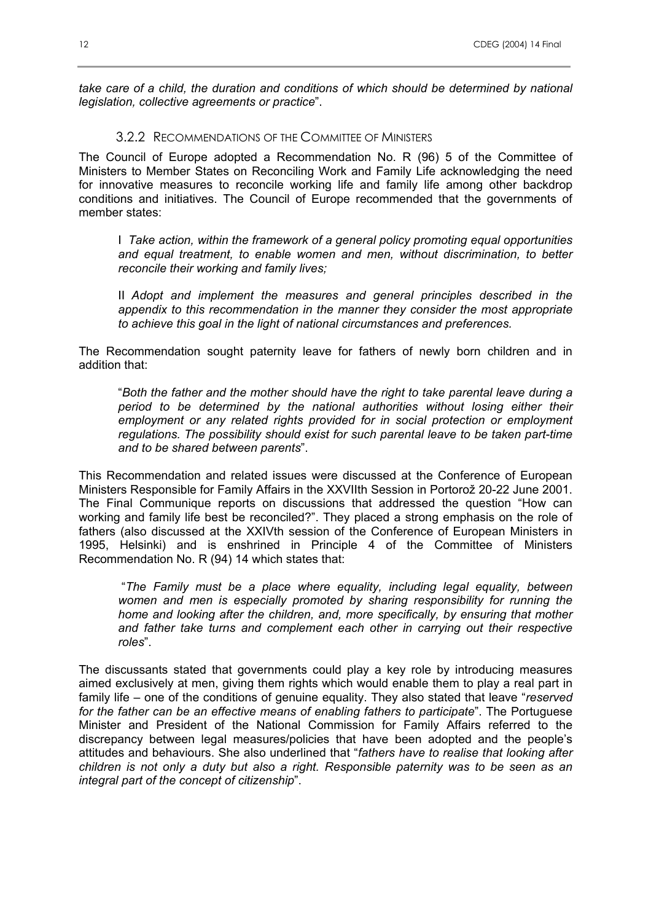*take care of a child, the duration and conditions of which should be determined by national legislation, collective agreements or practice*".

### 3.2.2 Recommendations of the Committee of Ministers

The Council of Europe adopted a Recommendation No. R (96) 5 of the Committee of Ministers to Member States on Reconciling Work and Family Life acknowledging the need for innovative measures to reconcile working life and family life among other backdrop conditions and initiatives. The Council of Europe recommended that the governments of member states:

> I *Take action, within the framework of a general policy promoting equal opportunities and equal treatment, to enable women and men, without discrimination, to better reconcile their working and family lives;*
>
> II *Adopt and implement the measures and general principles described in the appendix to this recommendation in the manner they consider the most appropriate to achieve this goal in the light of national circumstances and preferences.*

The Recommendation sought paternity leave for fathers of newly born children and in addition that:

> "*Both the father and the mother should have the right to take parental leave during a period to be determined by the national authorities without losing either their employment or any related rights provided for in social protection or employment regulations. The possibility should exist for such parental leave to be taken part-time and to be shared between parents*".

This Recommendation and related issues were discussed at the Conference of European Ministers Responsible for Family Affairs in the XXVIIth Session in Portorož 20-22 June 2001. The Final Communique reports on discussions that addressed the question "How can working and family life best be reconciled?". They placed a strong emphasis on the role of fathers (also discussed at the XXIVth session of the Conference of European Ministers in 1995, Helsinki) and is enshrined in Principle 4 of the Committee of Ministers Recommendation No. R (94) 14 which states that:

> "*The Family must be a place where equality, including legal equality, between women and men is especially promoted by sharing responsibility for running the home and looking after the children, and, more specifically, by ensuring that mother and father take turns and complement each other in carrying out their respective roles*".

The discussants stated that governments could play a key role by introducing measures aimed exclusively at men, giving them rights which would enable them to play a real part in family life – one of the conditions of genuine equality. They also stated that leave "*reserved for the father can be an effective means of enabling fathers to participate*". The Portuguese Minister and President of the National Commission for Family Affairs referred to the discrepancy between legal measures/policies that have been adopted and the people's attitudes and behaviours. She also underlined that "*fathers have to realise that looking after children is not only a duty but also a right. Responsible paternity was to be seen as an integral part of the concept of citizenship*".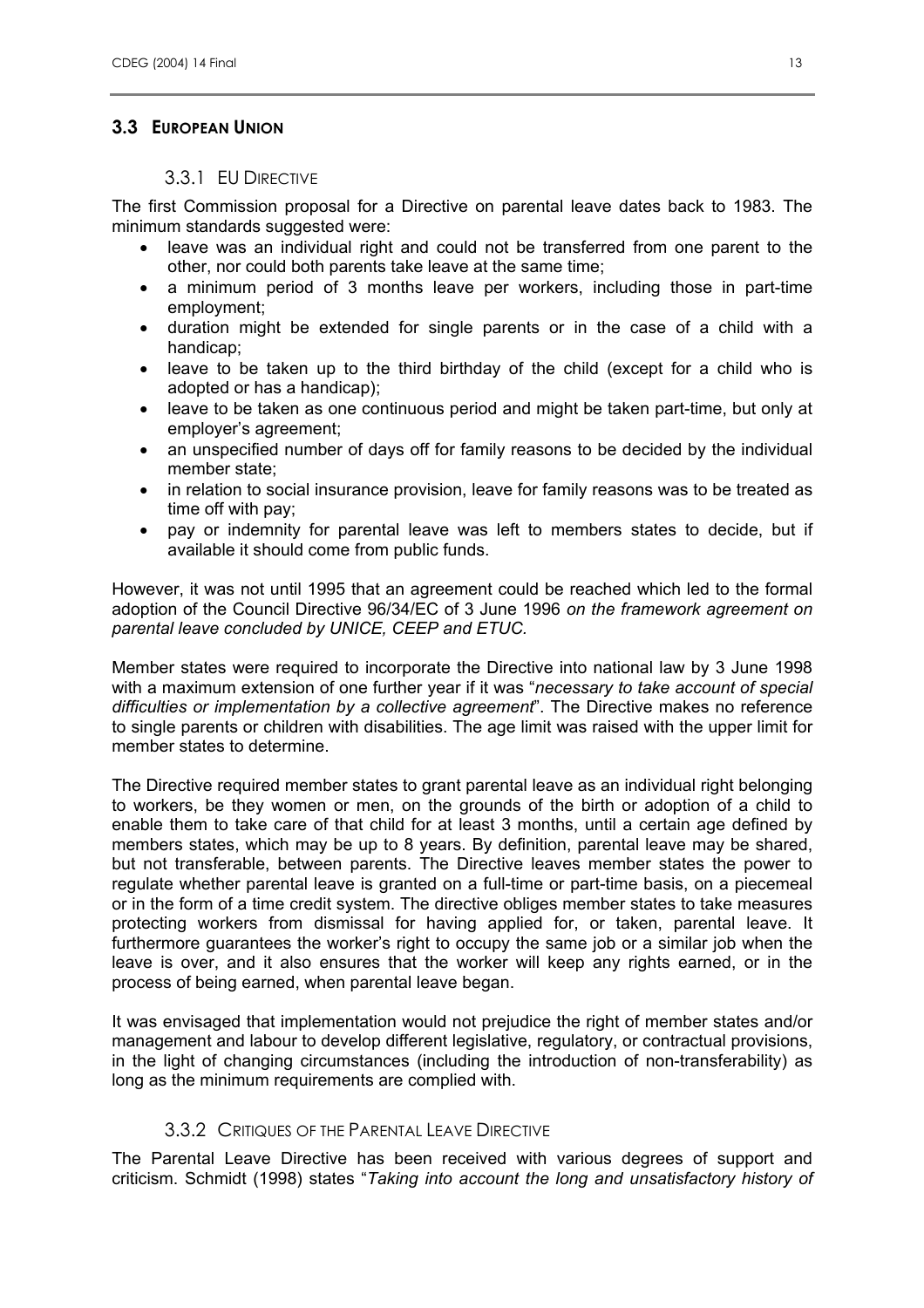## 3.3 European Union

### 3.3.1 EU Directive

The first Commission proposal for a Directive on parental leave dates back to 1983. The minimum standards suggested were:

- leave was an individual right and could not be transferred from one parent to the other, nor could both parents take leave at the same time;
- a minimum period of 3 months leave per workers, including those in part-time employment;
- duration might be extended for single parents or in the case of a child with a handicap;
- leave to be taken up to the third birthday of the child (except for a child who is adopted or has a handicap);
- leave to be taken as one continuous period and might be taken part-time, but only at employer's agreement;
- an unspecified number of days off for family reasons to be decided by the individual member state;
- in relation to social insurance provision, leave for family reasons was to be treated as time off with pay;
- pay or indemnity for parental leave was left to members states to decide, but if available it should come from public funds.

However, it was not until 1995 that an agreement could be reached which led to the formal adoption of the Council Directive 96/34/EC of 3 June 1996 *on the framework agreement on parental leave concluded by UNICE, CEEP and ETUC.*

Member states were required to incorporate the Directive into national law by 3 June 1998 with a maximum extension of one further year if it was "*necessary to take account of special difficulties or implementation by a collective agreement*". The Directive makes no reference to single parents or children with disabilities. The age limit was raised with the upper limit for member states to determine.

The Directive required member states to grant parental leave as an individual right belonging to workers, be they women or men, on the grounds of the birth or adoption of a child to enable them to take care of that child for at least 3 months, until a certain age defined by members states, which may be up to 8 years. By definition, parental leave may be shared, but not transferable, between parents. The Directive leaves member states the power to regulate whether parental leave is granted on a full-time or part-time basis, on a piecemeal or in the form of a time credit system. The directive obliges member states to take measures protecting workers from dismissal for having applied for, or taken, parental leave. It furthermore guarantees the worker's right to occupy the same job or a similar job when the leave is over, and it also ensures that the worker will keep any rights earned, or in the process of being earned, when parental leave began.

It was envisaged that implementation would not prejudice the right of member states and/or management and labour to develop different legislative, regulatory, or contractual provisions, in the light of changing circumstances (including the introduction of non-transferability) as long as the minimum requirements are complied with.

### 3.3.2 Critiques of the Parental Leave Directive

The Parental Leave Directive has been received with various degrees of support and criticism. Schmidt (1998) states "*Taking into account the long and unsatisfactory history of*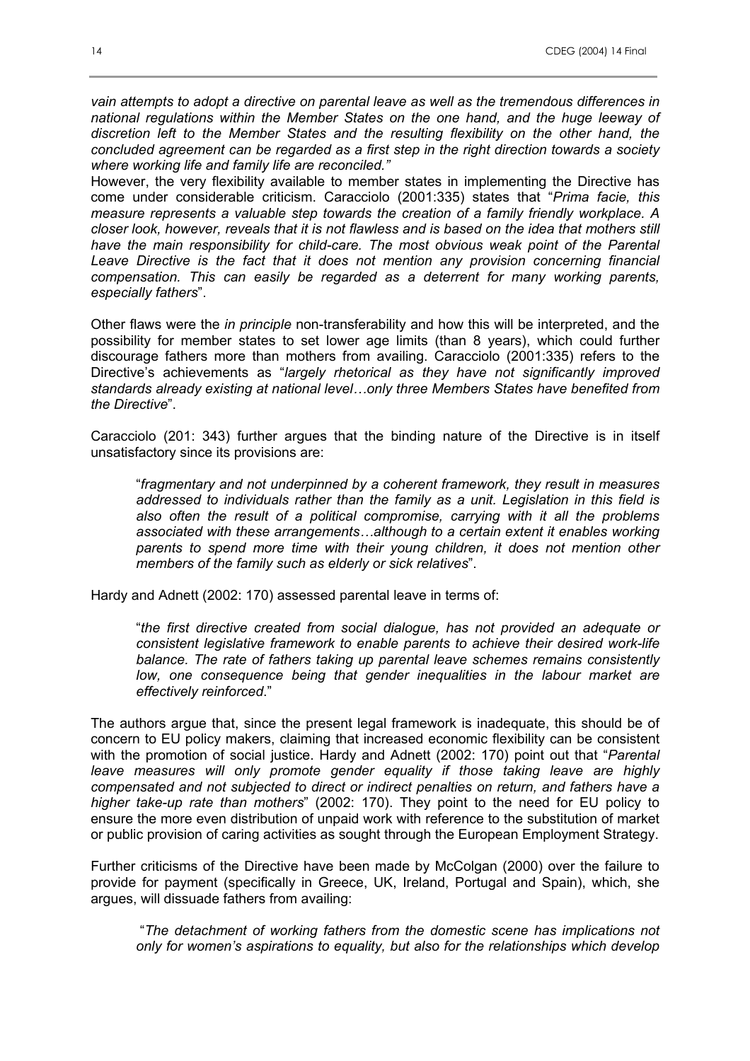*vain attempts to adopt a directive on parental leave as well as the tremendous differences in national regulations within the Member States on the one hand, and the huge leeway of discretion left to the Member States and the resulting flexibility on the other hand, the concluded agreement can be regarded as a first step in the right direction towards a society where working life and family life are reconciled."*

However, the very flexibility available to member states in implementing the Directive has come under considerable criticism. Caracciolo (2001:335) states that "*Prima facie, this measure represents a valuable step towards the creation of a family friendly workplace. A closer look, however, reveals that it is not flawless and is based on the idea that mothers still have the main responsibility for child-care. The most obvious weak point of the Parental Leave Directive is the fact that it does not mention any provision concerning financial compensation. This can easily be regarded as a deterrent for many working parents, especially fathers*".

Other flaws were the *in principle* non-transferability and how this will be interpreted, and the possibility for member states to set lower age limits (than 8 years), which could further discourage fathers more than mothers from availing. Caracciolo (2001:335) refers to the Directive's achievements as "*largely rhetorical as they have not significantly improved standards already existing at national level…only three Members States have benefited from the Directive*".

Caracciolo (201: 343) further argues that the binding nature of the Directive is in itself unsatisfactory since its provisions are:

> "*fragmentary and not underpinned by a coherent framework, they result in measures addressed to individuals rather than the family as a unit. Legislation in this field is also often the result of a political compromise, carrying with it all the problems associated with these arrangements…although to a certain extent it enables working parents to spend more time with their young children, it does not mention other members of the family such as elderly or sick relatives*".

Hardy and Adnett (2002: 170) assessed parental leave in terms of:

> "*the first directive created from social dialogue, has not provided an adequate or consistent legislative framework to enable parents to achieve their desired work-life balance. The rate of fathers taking up parental leave schemes remains consistently low, one consequence being that gender inequalities in the labour market are effectively reinforced*."

The authors argue that, since the present legal framework is inadequate, this should be of concern to EU policy makers, claiming that increased economic flexibility can be consistent with the promotion of social justice. Hardy and Adnett (2002: 170) point out that "*Parental leave measures will only promote gender equality if those taking leave are highly compensated and not subjected to direct or indirect penalties on return, and fathers have a higher take-up rate than mothers*" (2002: 170). They point to the need for EU policy to ensure the more even distribution of unpaid work with reference to the substitution of market or public provision of caring activities as sought through the European Employment Strategy.

Further criticisms of the Directive have been made by McColgan (2000) over the failure to provide for payment (specifically in Greece, UK, Ireland, Portugal and Spain), which, she argues, will dissuade fathers from availing:

> "*The detachment of working fathers from the domestic scene has implications not only for women's aspirations to equality, but also for the relationships which develop*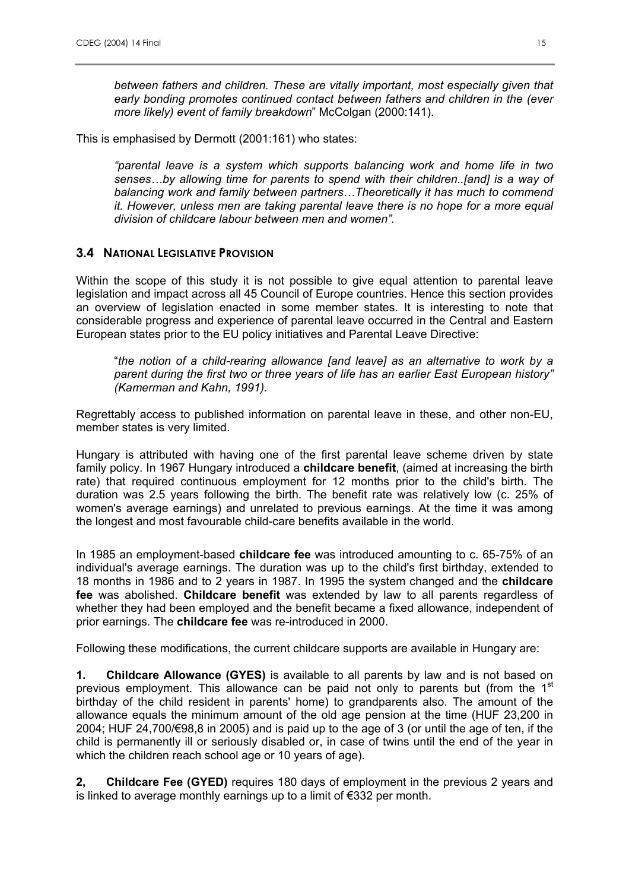> *between fathers and children. These are vitally important, most especially given that early bonding promotes continued contact between fathers and children in the (ever more likely) event of family breakdown*" McColgan (2000:141).

This is emphasised by Dermott (2001:161) who states:

> *"parental leave is a system which supports balancing work and home life in two senses…by allowing time for parents to spend with their children..[and] is a way of balancing work and family between partners…Theoretically it has much to commend it. However, unless men are taking parental leave there is no hope for a more equal division of childcare labour between men and women"*.

## 3.4 National Legislative Provision

Within the scope of this study it is not possible to give equal attention to parental leave legislation and impact across all 45 Council of Europe countries. Hence this section provides an overview of legislation enacted in some member states. It is interesting to note that considerable progress and experience of parental leave occurred in the Central and Eastern European states prior to the EU policy initiatives and Parental Leave Directive:

> "*the notion of a child-rearing allowance [and leave] as an alternative to work by a parent during the first two or three years of life has an earlier East European history" (Kamerman and Kahn, 1991).*

Regrettably access to published information on parental leave in these, and other non-EU, member states is very limited.

Hungary is attributed with having one of the first parental leave scheme driven by state family policy. In 1967 Hungary introduced a **childcare benefit**, (aimed at increasing the birth rate) that required continuous employment for 12 months prior to the child's birth. The duration was 2.5 years following the birth. The benefit rate was relatively low (c. 25% of women's average earnings) and unrelated to previous earnings. At the time it was among the longest and most favourable child-care benefits available in the world.

In 1985 an employment-based **childcare fee** was introduced amounting to c. 65-75% of an individual's average earnings. The duration was up to the child's first birthday, extended to 18 months in 1986 and to 2 years in 1987. In 1995 the system changed and the **childcare fee** was abolished. **Childcare benefit** was extended by law to all parents regardless of whether they had been employed and the benefit became a fixed allowance, independent of prior earnings. The **childcare fee** was re-introduced in 2000.

Following these modifications, the current childcare supports are available in Hungary are:

**1. Childcare Allowance (GYES)** is available to all parents by law and is not based on previous employment. This allowance can be paid not only to parents but (from the 1st birthday of the child resident in parents' home) to grandparents also. The amount of the allowance equals the minimum amount of the old age pension at the time (HUF 23,200 in 2004; HUF 24,700/€98,8 in 2005) and is paid up to the age of 3 (or until the age of ten, if the child is permanently ill or seriously disabled or, in case of twins until the end of the year in which the children reach school age or 10 years of age).

**2, Childcare Fee (GYED)** requires 180 days of employment in the previous 2 years and is linked to average monthly earnings up to a limit of €332 per month.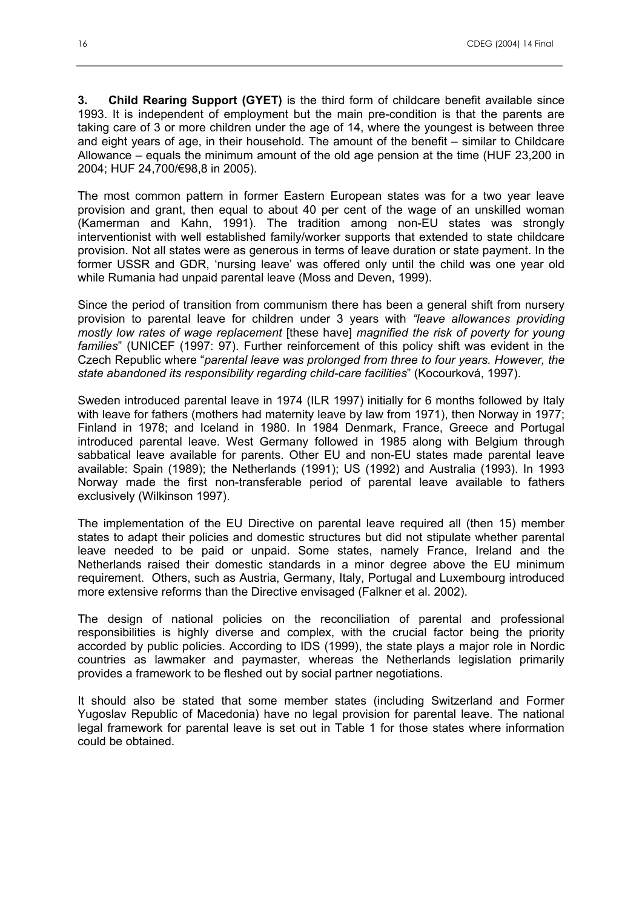**3. Child Rearing Support (GYET)** is the third form of childcare benefit available since 1993. It is independent of employment but the main pre-condition is that the parents are taking care of 3 or more children under the age of 14, where the youngest is between three and eight years of age, in their household. The amount of the benefit – similar to Childcare Allowance – equals the minimum amount of the old age pension at the time (HUF 23,200 in 2004; HUF 24,700/€98,8 in 2005).

The most common pattern in former Eastern European states was for a two year leave provision and grant, then equal to about 40 per cent of the wage of an unskilled woman (Kamerman and Kahn, 1991). The tradition among non-EU states was strongly interventionist with well established family/worker supports that extended to state childcare provision. Not all states were as generous in terms of leave duration or state payment. In the former USSR and GDR, 'nursing leave' was offered only until the child was one year old while Rumania had unpaid parental leave (Moss and Deven, 1999).

Since the period of transition from communism there has been a general shift from nursery provision to parental leave for children under 3 years with *"leave allowances providing mostly low rates of wage replacement* [these have] *magnified the risk of poverty for young families*" (UNICEF (1997: 97). Further reinforcement of this policy shift was evident in the Czech Republic where "*parental leave was prolonged from three to four years. However, the state abandoned its responsibility regarding child-care facilities*" (Kocourková, 1997).

Sweden introduced parental leave in 1974 (ILR 1997) initially for 6 months followed by Italy with leave for fathers (mothers had maternity leave by law from 1971), then Norway in 1977; Finland in 1978; and Iceland in 1980. In 1984 Denmark, France, Greece and Portugal introduced parental leave. West Germany followed in 1985 along with Belgium through sabbatical leave available for parents. Other EU and non-EU states made parental leave available: Spain (1989); the Netherlands (1991); US (1992) and Australia (1993). In 1993 Norway made the first non-transferable period of parental leave available to fathers exclusively (Wilkinson 1997).

The implementation of the EU Directive on parental leave required all (then 15) member states to adapt their policies and domestic structures but did not stipulate whether parental leave needed to be paid or unpaid. Some states, namely France, Ireland and the Netherlands raised their domestic standards in a minor degree above the EU minimum requirement. Others, such as Austria, Germany, Italy, Portugal and Luxembourg introduced more extensive reforms than the Directive envisaged (Falkner et al. 2002).

The design of national policies on the reconciliation of parental and professional responsibilities is highly diverse and complex, with the crucial factor being the priority accorded by public policies. According to IDS (1999), the state plays a major role in Nordic countries as lawmaker and paymaster, whereas the Netherlands legislation primarily provides a framework to be fleshed out by social partner negotiations.

It should also be stated that some member states (including Switzerland and Former Yugoslav Republic of Macedonia) have no legal provision for parental leave. The national legal framework for parental leave is set out in Table 1 for those states where information could be obtained.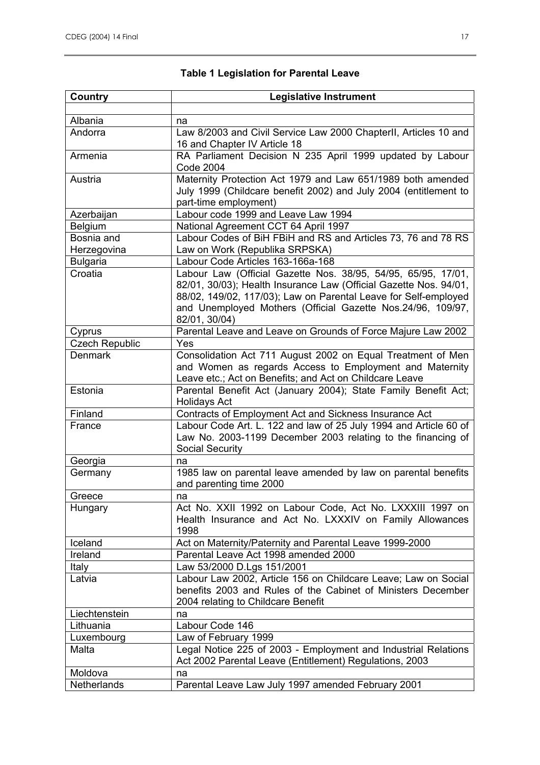**Table 1 Legislation for Parental Leave**

| Country | Legislative Instrument |
|---|---|
| | |
| Albania | na |
| Andorra | Law 8/2003 and Civil Service Law 2000 ChapterII, Articles 10 and 16 and Chapter IV Article 18 |
| Armenia | RA Parliament Decision N 235 April 1999 updated by Labour Code 2004 |
| Austria | Maternity Protection Act 1979 and Law 651/1989 both amended July 1999 (Childcare benefit 2002) and July 2004 (entitlement to part-time employment) |
| Azerbaijan | Labour code 1999 and Leave Law 1994 |
| Belgium | National Agreement CCT 64 April 1997 |
| Bosnia and Herzegovina | Labour Codes of BiH FBiH and RS and Articles 73, 76 and 78 RS Law on Work (Republika SRPSKA) |
| Bulgaria | Labour Code Articles 163-166a-168 |
| Croatia | Labour Law (Official Gazette Nos. 38/95, 54/95, 65/95, 17/01, 82/01, 30/03); Health Insurance Law (Official Gazette Nos. 94/01, 88/02, 149/02, 117/03); Law on Parental Leave for Self-employed and Unemployed Mothers (Official Gazette Nos.24/96, 109/97, 82/01, 30/04) |
| Cyprus | Parental Leave and Leave on Grounds of Force Majure Law 2002 |
| Czech Republic | Yes |
| Denmark | Consolidation Act 711 August 2002 on Equal Treatment of Men and Women as regards Access to Employment and Maternity Leave etc.; Act on Benefits; and Act on Childcare Leave |
| Estonia | Parental Benefit Act (January 2004); State Family Benefit Act; Holidays Act |
| Finland | Contracts of Employment Act and Sickness Insurance Act |
| France | Labour Code Art. L. 122 and law of 25 July 1994 and Article 60 of Law No. 2003-1199 December 2003 relating to the financing of Social Security |
| Georgia | na |
| Germany | 1985 law on parental leave amended by law on parental benefits and parenting time 2000 |
| Greece | na |
| Hungary | Act No. XXII 1992 on Labour Code, Act No. LXXXIII 1997 on Health Insurance and Act No. LXXXIV on Family Allowances 1998 |
| Iceland | Act on Maternity/Paternity and Parental Leave 1999-2000 |
| Ireland | Parental Leave Act 1998 amended 2000 |
| Italy | Law 53/2000 D.Lgs 151/2001 |
| Latvia | Labour Law 2002, Article 156 on Childcare Leave; Law on Social benefits 2003 and Rules of the Cabinet of Ministers December 2004 relating to Childcare Benefit |
| Liechtenstein | na |
| Lithuania | Labour Code 146 |
| Luxembourg | Law of February 1999 |
| Malta | Legal Notice 225 of 2003 - Employment and Industrial Relations Act 2002 Parental Leave (Entitlement) Regulations, 2003 |
| Moldova | na |
| Netherlands | Parental Leave Law July 1997 amended February 2001 |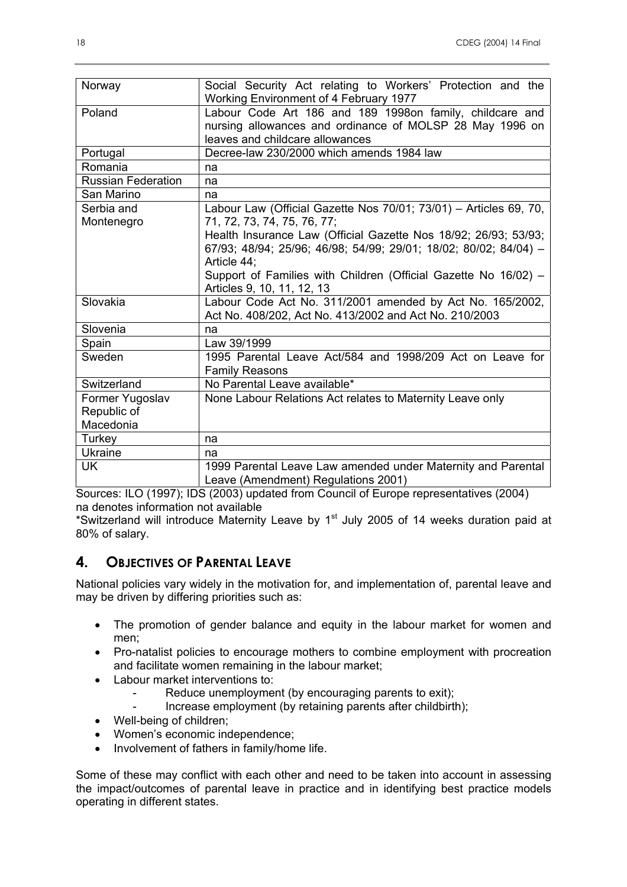| Norway | Social Security Act relating to Workers' Protection and the Working Environment of 4 February 1977 |
|---|---|
| Poland | Labour Code Art 186 and 189 1998on family, childcare and nursing allowances and ordinance of MOLSP 28 May 1996 on leaves and childcare allowances |
| Portugal | Decree-law 230/2000 which amends 1984 law |
| Romania | na |
| Russian Federation | na |
| San Marino | na |
| Serbia and Montenegro | Labour Law (Official Gazette Nos 70/01; 73/01) – Articles 69, 70, 71, 72, 73, 74, 75, 76, 77; Health Insurance Law (Official Gazette Nos 18/92; 26/93; 53/93; 67/93; 48/94; 25/96; 46/98; 54/99; 29/01; 18/02; 80/02; 84/04) – Article 44; Support of Families with Children (Official Gazette No 16/02) – Articles 9, 10, 11, 12, 13 |
| Slovakia | Labour Code Act No. 311/2001 amended by Act No. 165/2002, Act No. 408/202, Act No. 413/2002 and Act No. 210/2003 |
| Slovenia | na |
| Spain | Law 39/1999 |
| Sweden | 1995 Parental Leave Act/584 and 1998/209 Act on Leave for Family Reasons |
| Switzerland | No Parental Leave available* |
| Former Yugoslav Republic of Macedonia | None Labour Relations Act relates to Maternity Leave only |
| Turkey | na |
| Ukraine | na |
| UK | 1999 Parental Leave Law amended under Maternity and Parental Leave (Amendment) Regulations 2001) |

Sources: ILO (1997); IDS (2003) updated from Council of Europe representatives (2004)
na denotes information not available
*Switzerland will introduce Maternity Leave by 1st July 2005 of 14 weeks duration paid at 80% of salary.

## 4. OBJECTIVES OF PARENTAL LEAVE

National policies vary widely in the motivation for, and implementation of, parental leave and may be driven by differing priorities such as:

- The promotion of gender balance and equity in the labour market for women and men;
- Pro-natalist policies to encourage mothers to combine employment with procreation and facilitate women remaining in the labour market;
- Labour market interventions to:
  - Reduce unemployment (by encouraging parents to exit);
  - Increase employment (by retaining parents after childbirth);
- Well-being of children;
- Women's economic independence;
- Involvement of fathers in family/home life.

Some of these may conflict with each other and need to be taken into account in assessing the impact/outcomes of parental leave in practice and in identifying best practice models operating in different states.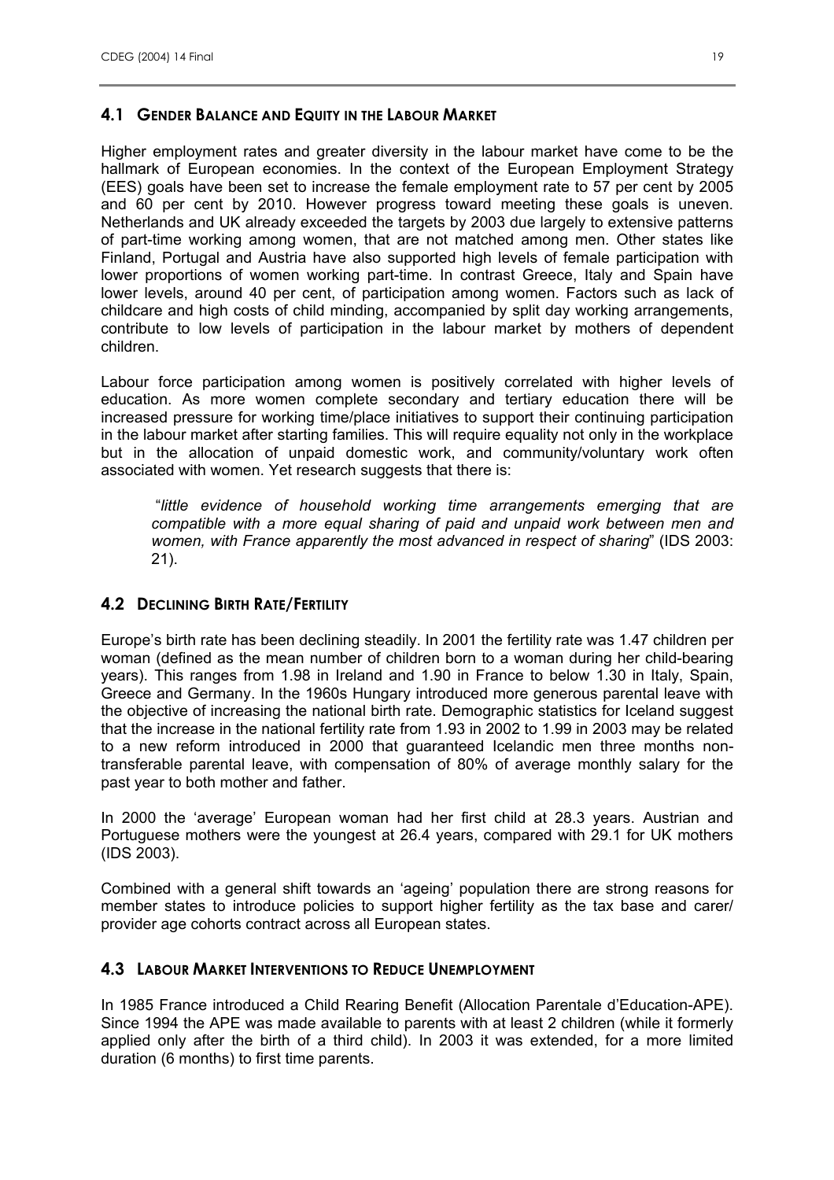## 4.1 Gender Balance and Equity in the Labour Market

Higher employment rates and greater diversity in the labour market have come to be the hallmark of European economies. In the context of the European Employment Strategy (EES) goals have been set to increase the female employment rate to 57 per cent by 2005 and 60 per cent by 2010. However progress toward meeting these goals is uneven. Netherlands and UK already exceeded the targets by 2003 due largely to extensive patterns of part-time working among women, that are not matched among men. Other states like Finland, Portugal and Austria have also supported high levels of female participation with lower proportions of women working part-time. In contrast Greece, Italy and Spain have lower levels, around 40 per cent, of participation among women. Factors such as lack of childcare and high costs of child minding, accompanied by split day working arrangements, contribute to low levels of participation in the labour market by mothers of dependent children.

Labour force participation among women is positively correlated with higher levels of education. As more women complete secondary and tertiary education there will be increased pressure for working time/place initiatives to support their continuing participation in the labour market after starting families. This will require equality not only in the workplace but in the allocation of unpaid domestic work, and community/voluntary work often associated with women. Yet research suggests that there is:

> "*little evidence of household working time arrangements emerging that are compatible with a more equal sharing of paid and unpaid work between men and women, with France apparently the most advanced in respect of sharing*" (IDS 2003: 21).

## 4.2 Declining Birth Rate/Fertility

Europe's birth rate has been declining steadily. In 2001 the fertility rate was 1.47 children per woman (defined as the mean number of children born to a woman during her child-bearing years). This ranges from 1.98 in Ireland and 1.90 in France to below 1.30 in Italy, Spain, Greece and Germany. In the 1960s Hungary introduced more generous parental leave with the objective of increasing the national birth rate. Demographic statistics for Iceland suggest that the increase in the national fertility rate from 1.93 in 2002 to 1.99 in 2003 may be related to a new reform introduced in 2000 that guaranteed Icelandic men three months non-transferable parental leave, with compensation of 80% of average monthly salary for the past year to both mother and father.

In 2000 the 'average' European woman had her first child at 28.3 years. Austrian and Portuguese mothers were the youngest at 26.4 years, compared with 29.1 for UK mothers (IDS 2003).

Combined with a general shift towards an 'ageing' population there are strong reasons for member states to introduce policies to support higher fertility as the tax base and carer/ provider age cohorts contract across all European states.

## 4.3 Labour Market Interventions to Reduce Unemployment

In 1985 France introduced a Child Rearing Benefit (Allocation Parentale d'Education-APE). Since 1994 the APE was made available to parents with at least 2 children (while it formerly applied only after the birth of a third child). In 2003 it was extended, for a more limited duration (6 months) to first time parents.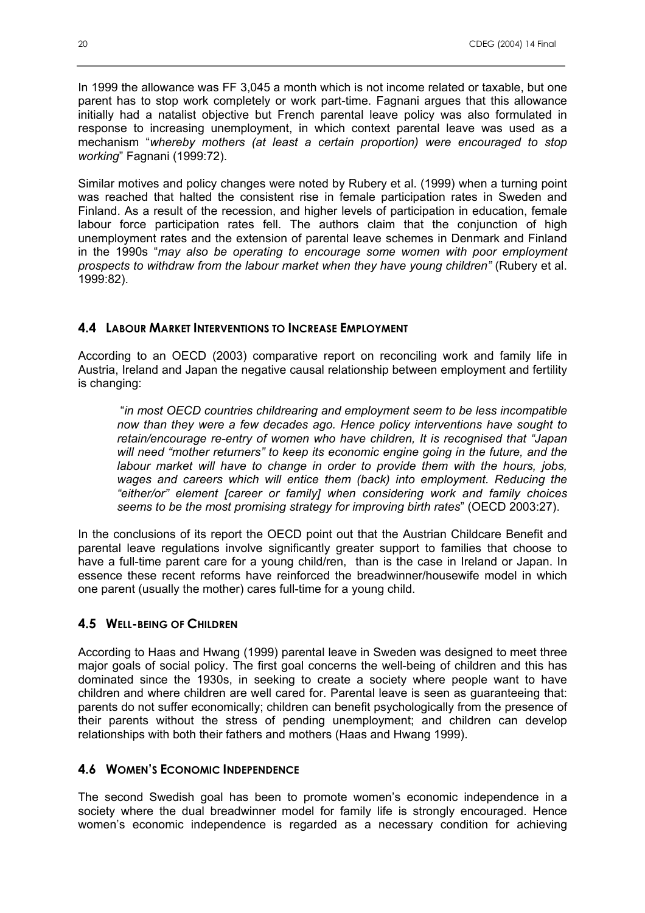In 1999 the allowance was FF 3,045 a month which is not income related or taxable, but one parent has to stop work completely or work part-time. Fagnani argues that this allowance initially had a natalist objective but French parental leave policy was also formulated in response to increasing unemployment, in which context parental leave was used as a mechanism "*whereby mothers (at least a certain proportion) were encouraged to stop working*" Fagnani (1999:72).

Similar motives and policy changes were noted by Rubery et al. (1999) when a turning point was reached that halted the consistent rise in female participation rates in Sweden and Finland. As a result of the recession, and higher levels of participation in education, female labour force participation rates fell. The authors claim that the conjunction of high unemployment rates and the extension of parental leave schemes in Denmark and Finland in the 1990s "*may also be operating to encourage some women with poor employment prospects to withdraw from the labour market when they have young children"* (Rubery et al. 1999:82).

### 4.4 Labour Market Interventions to Increase Employment

According to an OECD (2003) comparative report on reconciling work and family life in Austria, Ireland and Japan the negative causal relationship between employment and fertility is changing:

> "*in most OECD countries childrearing and employment seem to be less incompatible now than they were a few decades ago. Hence policy interventions have sought to retain/encourage re-entry of women who have children, It is recognised that "Japan will need "mother returners" to keep its economic engine going in the future, and the labour market will have to change in order to provide them with the hours, jobs, wages and careers which will entice them (back) into employment. Reducing the "either/or" element [career or family] when considering work and family choices seems to be the most promising strategy for improving birth rates*" (OECD 2003:27).

In the conclusions of its report the OECD point out that the Austrian Childcare Benefit and parental leave regulations involve significantly greater support to families that choose to have a full-time parent care for a young child/ren, than is the case in Ireland or Japan. In essence these recent reforms have reinforced the breadwinner/housewife model in which one parent (usually the mother) cares full-time for a young child.

### 4.5 Well-being of Children

According to Haas and Hwang (1999) parental leave in Sweden was designed to meet three major goals of social policy. The first goal concerns the well-being of children and this has dominated since the 1930s, in seeking to create a society where people want to have children and where children are well cared for. Parental leave is seen as guaranteeing that: parents do not suffer economically; children can benefit psychologically from the presence of their parents without the stress of pending unemployment; and children can develop relationships with both their fathers and mothers (Haas and Hwang 1999).

### 4.6 Women's Economic Independence

The second Swedish goal has been to promote women's economic independence in a society where the dual breadwinner model for family life is strongly encouraged. Hence women's economic independence is regarded as a necessary condition for achieving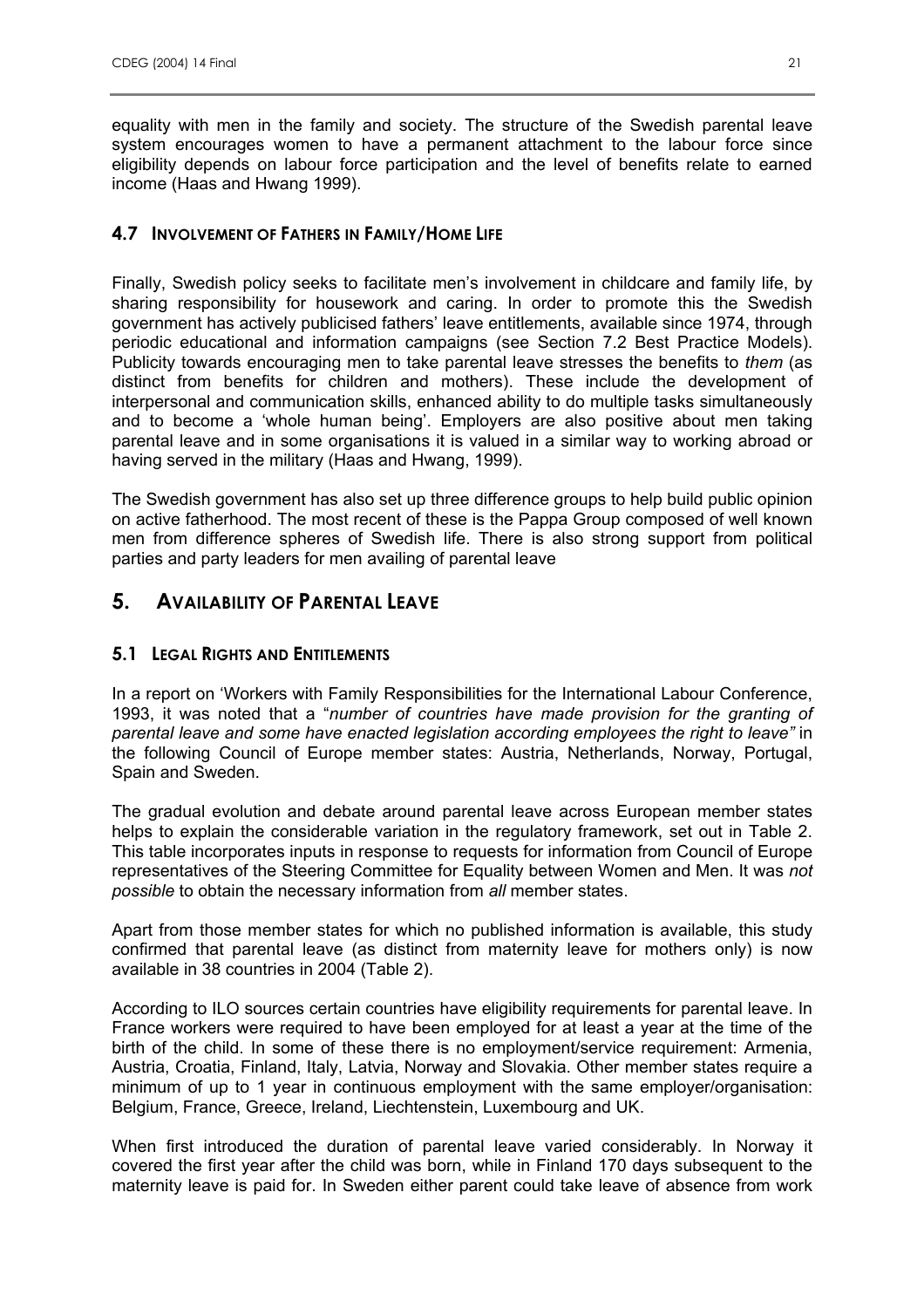equality with men in the family and society. The structure of the Swedish parental leave system encourages women to have a permanent attachment to the labour force since eligibility depends on labour force participation and the level of benefits relate to earned income (Haas and Hwang 1999).

### 4.7 INVOLVEMENT OF FATHERS IN FAMILY/HOME LIFE

Finally, Swedish policy seeks to facilitate men's involvement in childcare and family life, by sharing responsibility for housework and caring. In order to promote this the Swedish government has actively publicised fathers' leave entitlements, available since 1974, through periodic educational and information campaigns (see Section 7.2 Best Practice Models). Publicity towards encouraging men to take parental leave stresses the benefits to *them* (as distinct from benefits for children and mothers). These include the development of interpersonal and communication skills, enhanced ability to do multiple tasks simultaneously and to become a 'whole human being'. Employers are also positive about men taking parental leave and in some organisations it is valued in a similar way to working abroad or having served in the military (Haas and Hwang, 1999).

The Swedish government has also set up three difference groups to help build public opinion on active fatherhood. The most recent of these is the Pappa Group composed of well known men from difference spheres of Swedish life. There is also strong support from political parties and party leaders for men availing of parental leave

## 5. AVAILABILITY OF PARENTAL LEAVE

### 5.1 LEGAL RIGHTS AND ENTITLEMENTS

In a report on 'Workers with Family Responsibilities for the International Labour Conference, 1993, it was noted that a "*number of countries have made provision for the granting of parental leave and some have enacted legislation according employees the right to leave"* in the following Council of Europe member states: Austria, Netherlands, Norway, Portugal, Spain and Sweden.

The gradual evolution and debate around parental leave across European member states helps to explain the considerable variation in the regulatory framework, set out in Table 2. This table incorporates inputs in response to requests for information from Council of Europe representatives of the Steering Committee for Equality between Women and Men. It was *not possible* to obtain the necessary information from *all* member states.

Apart from those member states for which no published information is available, this study confirmed that parental leave (as distinct from maternity leave for mothers only) is now available in 38 countries in 2004 (Table 2).

According to ILO sources certain countries have eligibility requirements for parental leave. In France workers were required to have been employed for at least a year at the time of the birth of the child. In some of these there is no employment/service requirement: Armenia, Austria, Croatia, Finland, Italy, Latvia, Norway and Slovakia. Other member states require a minimum of up to 1 year in continuous employment with the same employer/organisation: Belgium, France, Greece, Ireland, Liechtenstein, Luxembourg and UK.

When first introduced the duration of parental leave varied considerably. In Norway it covered the first year after the child was born, while in Finland 170 days subsequent to the maternity leave is paid for. In Sweden either parent could take leave of absence from work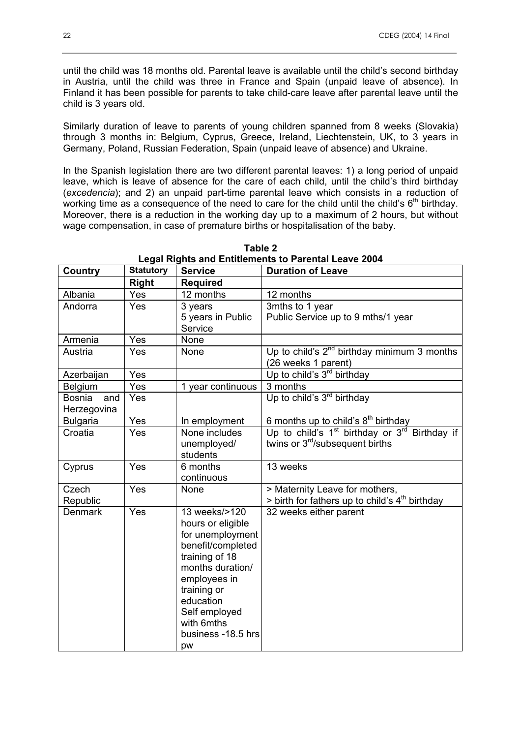until the child was 18 months old. Parental leave is available until the child's second birthday in Austria, until the child was three in France and Spain (unpaid leave of absence). In Finland it has been possible for parents to take child-care leave after parental leave until the child is 3 years old.

Similarly duration of leave to parents of young children spanned from 8 weeks (Slovakia) through 3 months in: Belgium, Cyprus, Greece, Ireland, Liechtenstein, UK, to 3 years in Germany, Poland, Russian Federation, Spain (unpaid leave of absence) and Ukraine.

In the Spanish legislation there are two different parental leaves: 1) a long period of unpaid leave, which is leave of absence for the care of each child, until the child's third birthday (*excedencia*); and 2) an unpaid part-time parental leave which consists in a reduction of working time as a consequence of the need to care for the child until the child's 6th birthday. Moreover, there is a reduction in the working day up to a maximum of 2 hours, but without wage compensation, in case of premature births or hospitalisation of the baby.

**Table 2**
**Legal Rights and Entitlements to Parental Leave 2004**

| Country | Statutory Right | Service Required | Duration of Leave |
|---|---|---|---|
| Albania | Yes | 12 months | 12 months |
| Andorra | Yes | 3 years<br>5 years in Public Service | 3mths to 1 year<br>Public Service up to 9 mths/1 year |
| Armenia | Yes | None | |
| Austria | Yes | None | Up to child's 2nd birthday minimum 3 months (26 weeks 1 parent) |
| Azerbaijan | Yes | | Up to child's 3rd birthday |
| Belgium | Yes | 1 year continuous | 3 months |
| Bosnia and Herzegovina | Yes | | Up to child's 3rd birthday |
| Bulgaria | Yes | In employment | 6 months up to child's 8th birthday |
| Croatia | Yes | None includes unemployed/ students | Up to child's 1st birthday or 3rd Birthday if twins or 3rd/subsequent births |
| Cyprus | Yes | 6 months continuous | 13 weeks |
| Czech Republic | Yes | None | > Maternity Leave for mothers,<br>> birth for fathers up to child's 4th birthday |
| Denmark | Yes | 13 weeks/>120 hours or eligible for unemployment benefit/completed training of 18 months duration/ employees in training or education<br>Self employed with 6mths business -18.5 hrs pw | 32 weeks either parent |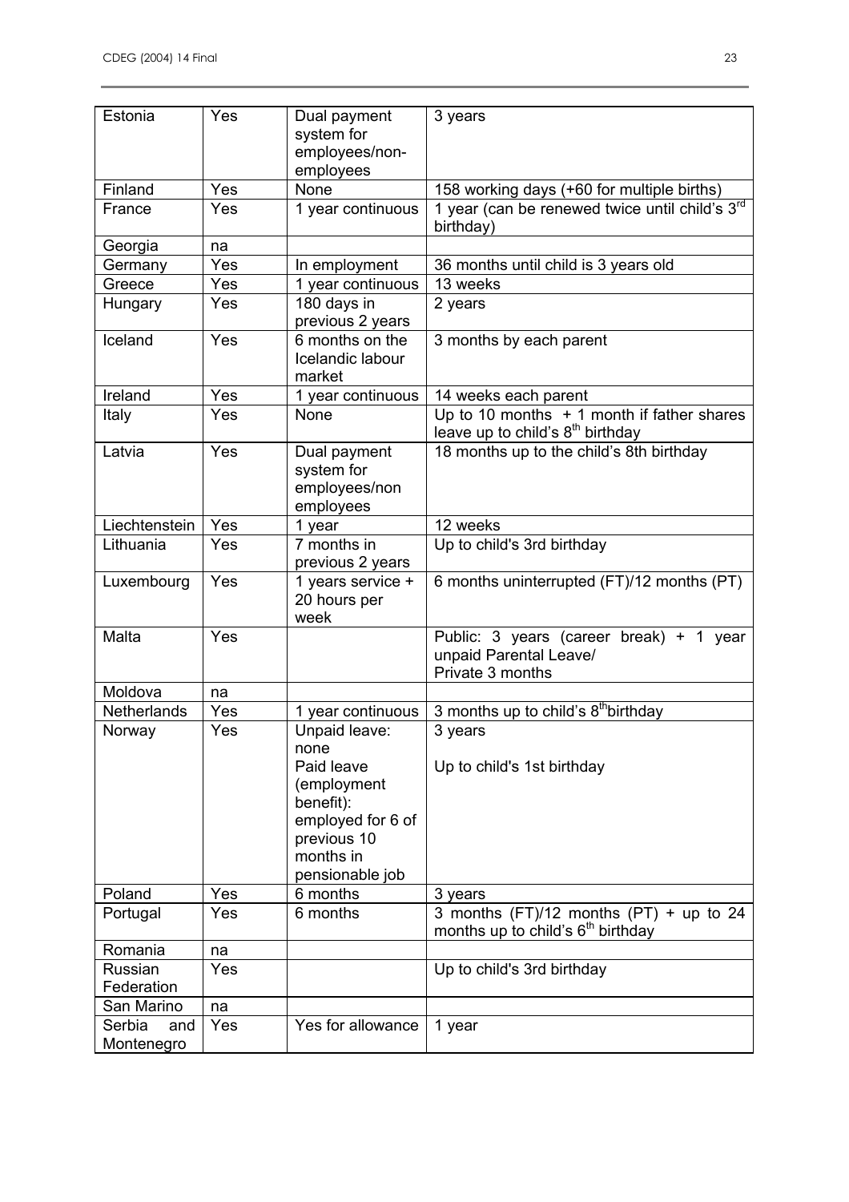| Estonia | Yes | Dual payment system for employees/non-employees | 3 years |
|---|---|---|---|
| Finland | Yes | None | 158 working days (+60 for multiple births) |
| France | Yes | 1 year continuous | 1 year (can be renewed twice until child's 3rd birthday) |
| Georgia | na | | |
| Germany | Yes | In employment | 36 months until child is 3 years old |
| Greece | Yes | 1 year continuous | 13 weeks |
| Hungary | Yes | 180 days in previous 2 years | 2 years |
| Iceland | Yes | 6 months on the Icelandic labour market | 3 months by each parent |
| Ireland | Yes | 1 year continuous | 14 weeks each parent |
| Italy | Yes | None | Up to 10 months + 1 month if father shares leave up to child's 8th birthday |
| Latvia | Yes | Dual payment system for employees/non employees | 18 months up to the child's 8th birthday |
| Liechtenstein | Yes | 1 year | 12 weeks |
| Lithuania | Yes | 7 months in previous 2 years | Up to child's 3rd birthday |
| Luxembourg | Yes | 1 years service + 20 hours per week | 6 months uninterrupted (FT)/12 months (PT) |
| Malta | Yes | | Public: 3 years (career break) + 1 year unpaid Parental Leave/<br>Private 3 months |
| Moldova | na | | |
| Netherlands | Yes | 1 year continuous | 3 months up to child's 8th birthday |
| Norway | Yes | Unpaid leave: none<br>Paid leave (employment benefit): employed for 6 of previous 10 months in pensionable job | 3 years<br>Up to child's 1st birthday |
| Poland | Yes | 6 months | 3 years |
| Portugal | Yes | 6 months | 3 months (FT)/12 months (PT) + up to 24 months up to child's 6th birthday |
| Romania | na | | |
| Russian Federation | Yes | | Up to child's 3rd birthday |
| San Marino | na | | |
| Serbia and Montenegro | Yes | Yes for allowance | 1 year |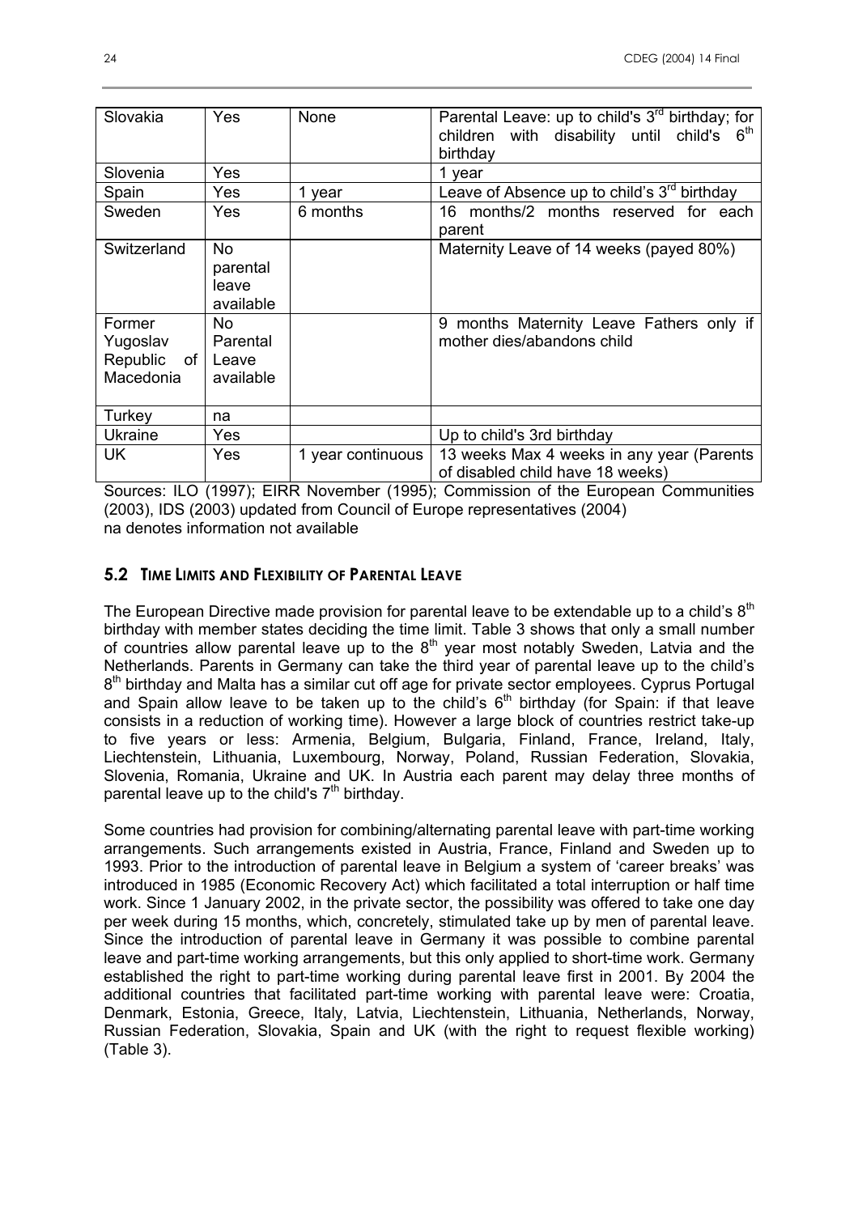| Slovakia | Yes | None | Parental Leave: up to child's 3rd birthday; for children with disability until child's 6th birthday |
|---|---|---|---|
| Slovenia | Yes | | 1 year |
| Spain | Yes | 1 year | Leave of Absence up to child's 3rd birthday |
| Sweden | Yes | 6 months | 16 months/2 months reserved for each parent |
| Switzerland | No parental leave available | | Maternity Leave of 14 weeks (payed 80%) |
| Former Yugoslav Republic of Macedonia | No Parental Leave available | | 9 months Maternity Leave Fathers only if mother dies/abandons child |
| Turkey | na | | |
| Ukraine | Yes | | Up to child's 3rd birthday |
| UK | Yes | 1 year continuous | 13 weeks Max 4 weeks in any year (Parents of disabled child have 18 weeks) |

Sources: ILO (1997); EIRR November (1995); Commission of the European Communities (2003), IDS (2003) updated from Council of Europe representatives (2004)
na denotes information not available

## 5.2 Time Limits and Flexibility of Parental Leave

The European Directive made provision for parental leave to be extendable up to a child's 8th birthday with member states deciding the time limit. Table 3 shows that only a small number of countries allow parental leave up to the 8th year most notably Sweden, Latvia and the Netherlands. Parents in Germany can take the third year of parental leave up to the child's 8th birthday and Malta has a similar cut off age for private sector employees. Cyprus Portugal and Spain allow leave to be taken up to the child's 6th birthday (for Spain: if that leave consists in a reduction of working time). However a large block of countries restrict take-up to five years or less: Armenia, Belgium, Bulgaria, Finland, France, Ireland, Italy, Liechtenstein, Lithuania, Luxembourg, Norway, Poland, Russian Federation, Slovakia, Slovenia, Romania, Ukraine and UK. In Austria each parent may delay three months of parental leave up to the child's 7th birthday.

Some countries had provision for combining/alternating parental leave with part-time working arrangements. Such arrangements existed in Austria, France, Finland and Sweden up to 1993. Prior to the introduction of parental leave in Belgium a system of 'career breaks' was introduced in 1985 (Economic Recovery Act) which facilitated a total interruption or half time work. Since 1 January 2002, in the private sector, the possibility was offered to take one day per week during 15 months, which, concretely, stimulated take up by men of parental leave. Since the introduction of parental leave in Germany it was possible to combine parental leave and part-time working arrangements, but this only applied to short-time work. Germany established the right to part-time working during parental leave first in 2001. By 2004 the additional countries that facilitated part-time working with parental leave were: Croatia, Denmark, Estonia, Greece, Italy, Latvia, Liechtenstein, Lithuania, Netherlands, Norway, Russian Federation, Slovakia, Spain and UK (with the right to request flexible working) (Table 3).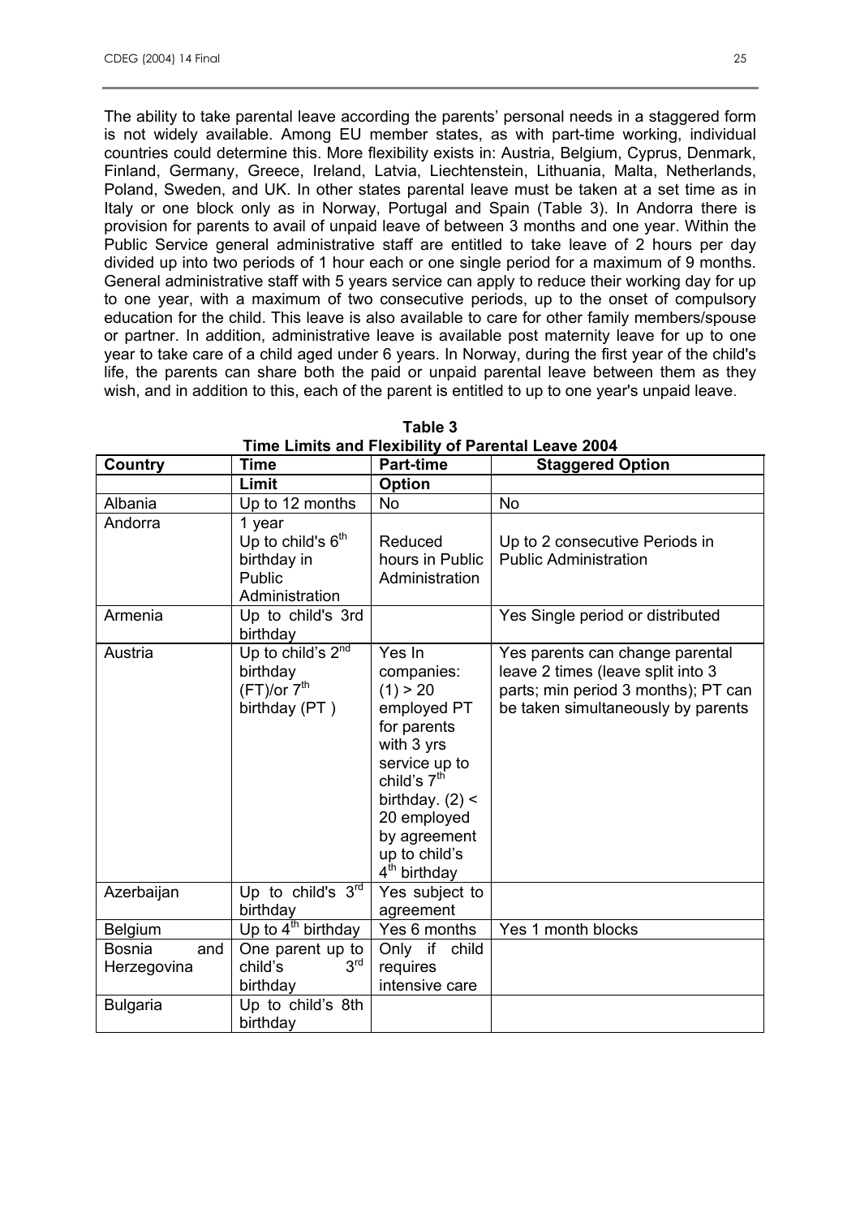The ability to take parental leave according the parents' personal needs in a staggered form is not widely available. Among EU member states, as with part-time working, individual countries could determine this. More flexibility exists in: Austria, Belgium, Cyprus, Denmark, Finland, Germany, Greece, Ireland, Latvia, Liechtenstein, Lithuania, Malta, Netherlands, Poland, Sweden, and UK. In other states parental leave must be taken at a set time as in Italy or one block only as in Norway, Portugal and Spain (Table 3). In Andorra there is provision for parents to avail of unpaid leave of between 3 months and one year. Within the Public Service general administrative staff are entitled to take leave of 2 hours per day divided up into two periods of 1 hour each or one single period for a maximum of 9 months. General administrative staff with 5 years service can apply to reduce their working day for up to one year, with a maximum of two consecutive periods, up to the onset of compulsory education for the child. This leave is also available to care for other family members/spouse or partner. In addition, administrative leave is available post maternity leave for up to one year to take care of a child aged under 6 years. In Norway, during the first year of the child's life, the parents can share both the paid or unpaid parental leave between them as they wish, and in addition to this, each of the parent is entitled to up to one year's unpaid leave.

**Table 3**
**Time Limits and Flexibility of Parental Leave 2004**

| Country | Time Limit | Part-time Option | Staggered Option |
|---|---|---|---|
| Albania | Up to 12 months | No | No |
| Andorra | 1 year<br>Up to child's 6th birthday in Public Administration | Reduced hours in Public Administration | Up to 2 consecutive Periods in Public Administration |
| Armenia | Up to child's 3rd birthday | | Yes Single period or distributed |
| Austria | Up to child's 2nd birthday (FT)/or 7th birthday (PT ) | Yes In companies: (1) > 20 employed PT for parents with 3 yrs service up to child's 7th birthday. (2) < 20 employed by agreement up to child's 4th birthday | Yes parents can change parental leave 2 times (leave split into 3 parts; min period 3 months); PT can be taken simultaneously by parents |
| Azerbaijan | Up to child's 3rd birthday | Yes subject to agreement | |
| Belgium | Up to 4th birthday | Yes 6 months | Yes 1 month blocks |
| Bosnia and Herzegovina | One parent up to child's 3rd birthday | Only if child requires intensive care | |
| Bulgaria | Up to child's 8th birthday | | |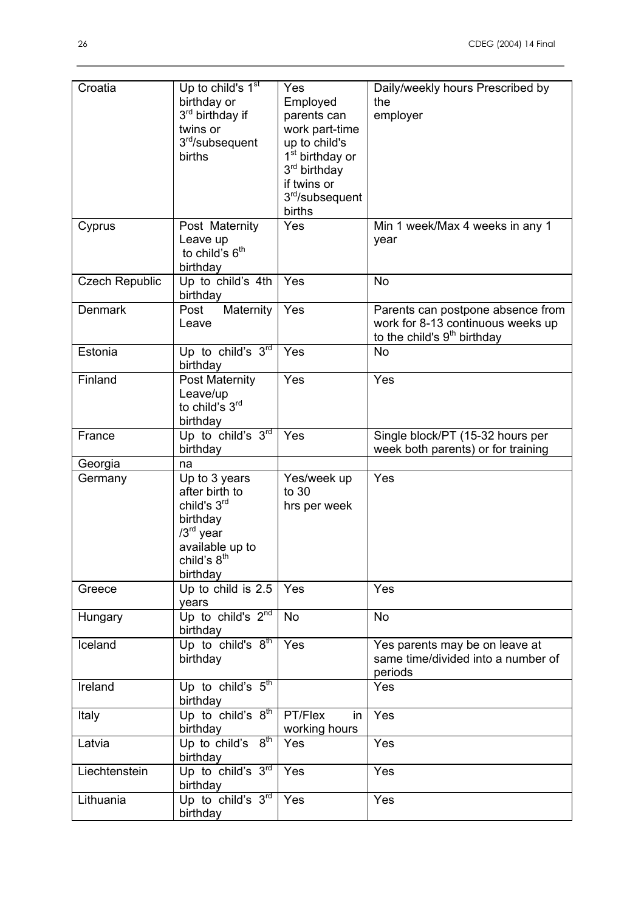| Croatia | Up to child's 1st birthday or 3rd birthday if twins or 3rd/subsequent births | Yes Employed parents can work part-time up to child's 1st birthday or 3rd birthday if twins or 3rd/subsequent births | Daily/weekly hours Prescribed by the employer |
|---|---|---|---|
| Cyprus | Post Maternity Leave up to child's 6th birthday | Yes | Min 1 week/Max 4 weeks in any 1 year |
| Czech Republic | Up to child's 4th birthday | Yes | No |
| Denmark | Post Maternity Leave | Yes | Parents can postpone absence from work for 8-13 continuous weeks up to the child's 9th birthday |
| Estonia | Up to child's 3rd birthday | Yes | No |
| Finland | Post Maternity Leave/up to child's 3rd birthday | Yes | Yes |
| France | Up to child's 3rd birthday | Yes | Single block/PT (15-32 hours per week both parents) or for training |
| Georgia | na | | |
| Germany | Up to 3 years after birth to child's 3rd birthday /3rd year available up to child's 8th birthday | Yes/week up to 30 hrs per week | Yes |
| Greece | Up to child is 2.5 years | Yes | Yes |
| Hungary | Up to child's 2nd birthday | No | No |
| Iceland | Up to child's 8th birthday | Yes | Yes parents may be on leave at same time/divided into a number of periods |
| Ireland | Up to child's 5th birthday | | Yes |
| Italy | Up to child's 8th birthday | PT/Flex in working hours | Yes |
| Latvia | Up to child's 8th birthday | Yes | Yes |
| Liechtenstein | Up to child's 3rd birthday | Yes | Yes |
| Lithuania | Up to child's 3rd birthday | Yes | Yes |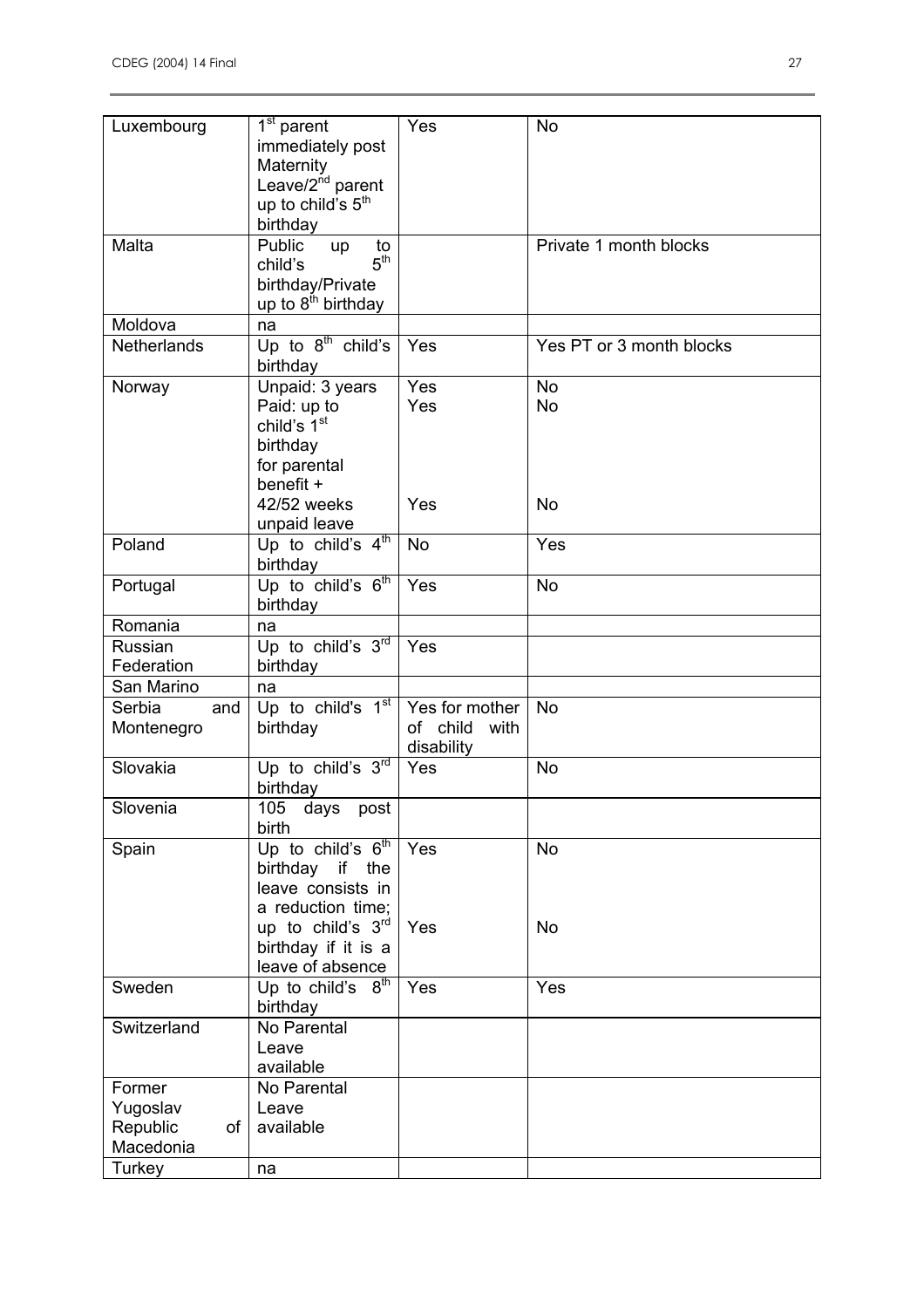| Luxembourg | 1st parent immediately post Maternity Leave/2nd parent up to child's 5th birthday | Yes | No |
|---|---|---|---|
| Malta | Public up to child's 5th birthday/Private up to 8th birthday | | Private 1 month blocks |
| Moldova | na | | |
| Netherlands | Up to 8th child's birthday | Yes | Yes PT or 3 month blocks |
| Norway | Unpaid: 3 years<br>Paid: up to child's 1st birthday for parental benefit +<br>42/52 weeks unpaid leave | Yes<br>Yes<br><br>Yes | No<br>No<br><br>No |
| Poland | Up to child's 4th birthday | No | Yes |
| Portugal | Up to child's 6th birthday | Yes | No |
| Romania | na | | |
| Russian Federation | Up to child's 3rd birthday | Yes | |
| San Marino | na | | |
| Serbia and Montenegro | Up to child's 1st birthday | Yes for mother of child with disability | No |
| Slovakia | Up to child's 3rd birthday | Yes | No |
| Slovenia | 105 days post birth | | |
| Spain | Up to child's 6th birthday if the leave consists in a reduction time;<br>up to child's 3rd birthday if it is a leave of absence | Yes<br><br>Yes | No<br><br>No |
| Sweden | Up to child's 8th birthday | Yes | Yes |
| Switzerland | No Parental Leave available | | |
| Former Yugoslav Republic of Macedonia | No Parental Leave available | | |
| Turkey | na | | |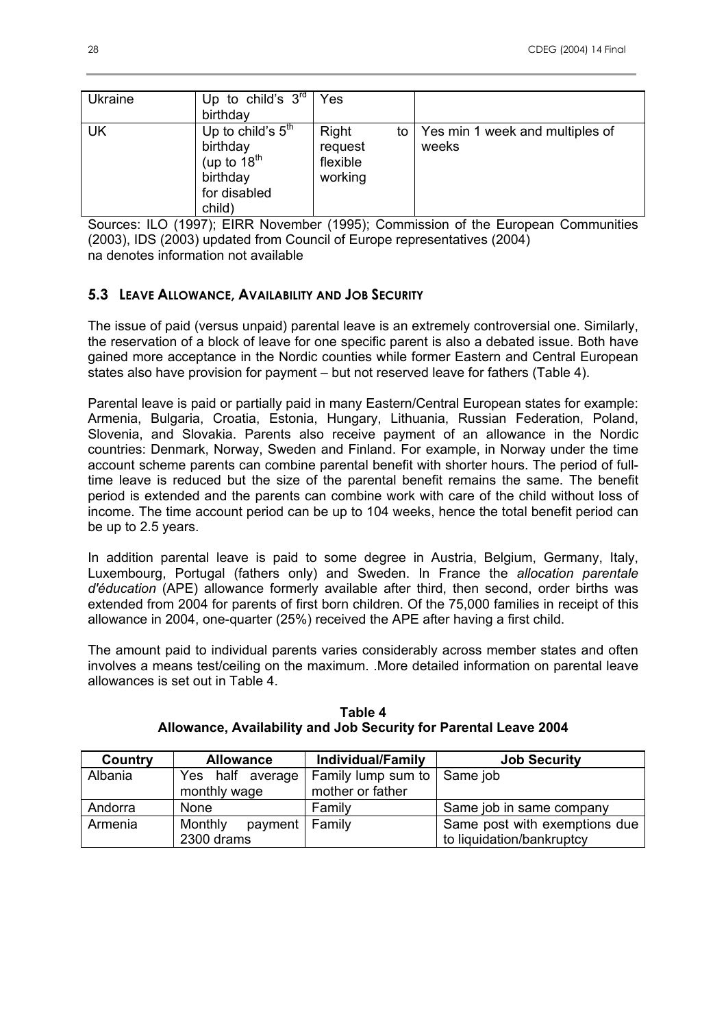| Ukraine | Up to child's 3rd birthday | Yes | |
|---|---|---|---|
| UK | Up to child's 5th birthday (up to 18th birthday for disabled child) | Right to request flexible working | Yes min 1 week and multiples of weeks |

Sources: ILO (1997); EIRR November (1995); Commission of the European Communities (2003), IDS (2003) updated from Council of Europe representatives (2004)
na denotes information not available

### 5.3 Leave Allowance, Availability and Job Security

The issue of paid (versus unpaid) parental leave is an extremely controversial one. Similarly, the reservation of a block of leave for one specific parent is also a debated issue. Both have gained more acceptance in the Nordic counties while former Eastern and Central European states also have provision for payment – but not reserved leave for fathers (Table 4).

Parental leave is paid or partially paid in many Eastern/Central European states for example: Armenia, Bulgaria, Croatia, Estonia, Hungary, Lithuania, Russian Federation, Poland, Slovenia, and Slovakia. Parents also receive payment of an allowance in the Nordic countries: Denmark, Norway, Sweden and Finland. For example, in Norway under the time account scheme parents can combine parental benefit with shorter hours. The period of full-time leave is reduced but the size of the parental benefit remains the same. The benefit period is extended and the parents can combine work with care of the child without loss of income. The time account period can be up to 104 weeks, hence the total benefit period can be up to 2.5 years.

In addition parental leave is paid to some degree in Austria, Belgium, Germany, Italy, Luxembourg, Portugal (fathers only) and Sweden. In France the *allocation parentale d'éducation* (APE) allowance formerly available after third, then second, order births was extended from 2004 for parents of first born children. Of the 75,000 families in receipt of this allowance in 2004, one-quarter (25%) received the APE after having a first child.

The amount paid to individual parents varies considerably across member states and often involves a means test/ceiling on the maximum. .More detailed information on parental leave allowances is set out in Table 4.

**Table 4**
**Allowance, Availability and Job Security for Parental Leave 2004**

| Country | Allowance | Individual/Family | Job Security |
|---|---|---|---|
| Albania | Yes half average monthly wage | Family lump sum to mother or father | Same job |
| Andorra | None | Family | Same job in same company |
| Armenia | Monthly payment 2300 drams | Family | Same post with exemptions due to liquidation/bankruptcy |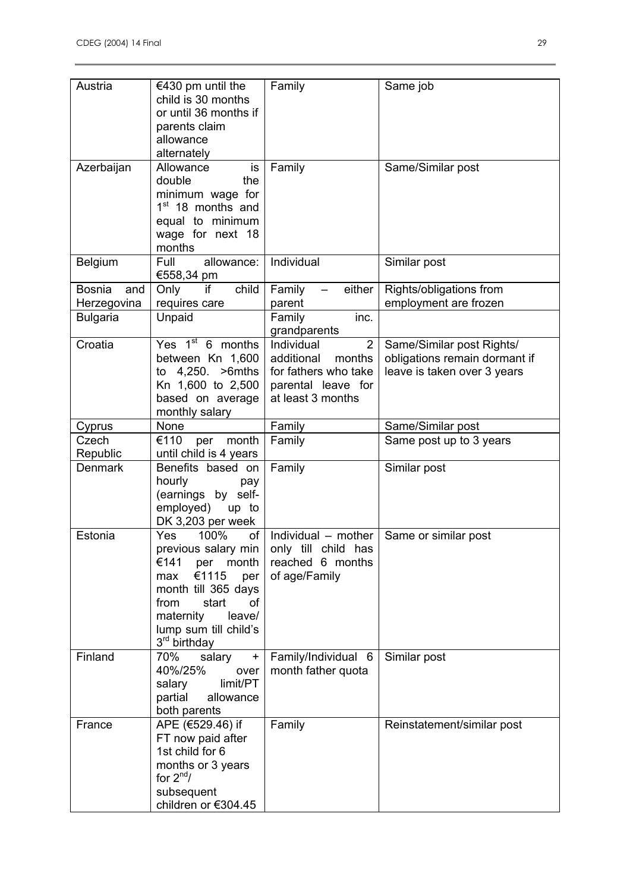| Austria | €430 pm until the child is 30 months or until 36 months if parents claim allowance alternately | Family | Same job |
|---|---|---|---|
| Azerbaijan | Allowance is double the minimum wage for 1st 18 months and equal to minimum wage for next 18 months | Family | Same/Similar post |
| Belgium | Full allowance: €558,34 pm | Individual | Similar post |
| Bosnia and Herzegovina | Only if child requires care | Family – either parent | Rights/obligations from employment are frozen |
| Bulgaria | Unpaid | Family inc. grandparents | |
| Croatia | Yes 1st 6 months between Kn 1,600 to 4,250. >6mths Kn 1,600 to 2,500 based on average monthly salary | Individual 2 additional months for fathers who take parental leave for at least 3 months | Same/Similar post Rights/ obligations remain dormant if leave is taken over 3 years |
| Cyprus | None | Family | Same/Similar post |
| Czech Republic | €110 per month until child is 4 years | Family | Same post up to 3 years |
| Denmark | Benefits based on hourly pay (earnings by self-employed) up to DK 3,203 per week | Family | Similar post |
| Estonia | Yes 100% of previous salary min €141 per month max €1115 per month till 365 days from start of maternity leave/ lump sum till child's 3rd birthday | Individual – mother only till child has reached 6 months of age/Family | Same or similar post |
| Finland | 70% salary + 40%/25% over salary limit/PT partial allowance both parents | Family/Individual 6 month father quota | Similar post |
| France | APE (€529.46) if FT now paid after 1st child for 6 months or 3 years for 2nd/ subsequent children or €304.45 | Family | Reinstatement/similar post |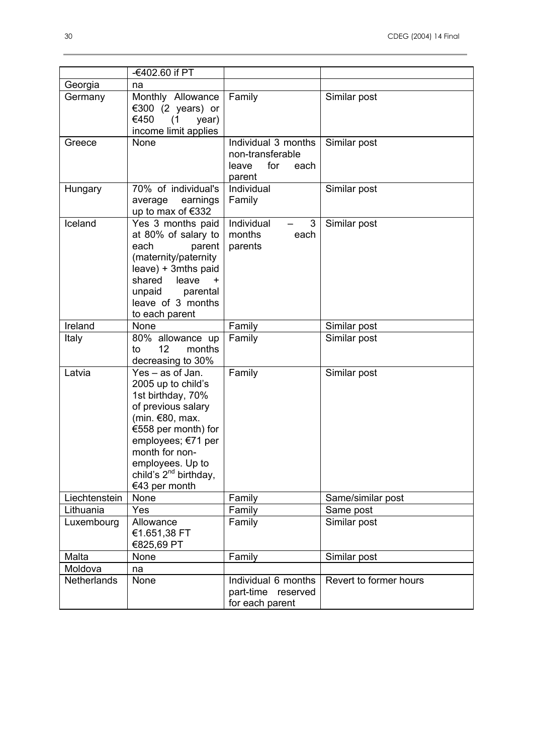| | -€402.60 if PT | | |
|---|---|---|---|
| Georgia | na | | |
| Germany | Monthly Allowance €300 (2 years) or €450 (1 year) income limit applies | Family | Similar post |
| Greece | None | Individual 3 months non-transferable leave for each parent | Similar post |
| Hungary | 70% of individual's average earnings up to max of €332 | Individual Family | Similar post |
| Iceland | Yes 3 months paid at 80% of salary to each parent (maternity/paternity leave) + 3mths paid shared leave + unpaid parental leave of 3 months to each parent | Individual – 3 months each parents | Similar post |
| Ireland | None | Family | Similar post |
| Italy | 80% allowance up to 12 months decreasing to 30% | Family | Similar post |
| Latvia | Yes – as of Jan. 2005 up to child's 1st birthday, 70% of previous salary (min. €80, max. €558 per month) for employees; €71 per month for non-employees. Up to child's 2nd birthday, €43 per month | Family | Similar post |
| Liechtenstein | None | Family | Same/similar post |
| Lithuania | Yes | Family | Same post |
| Luxembourg | Allowance €1.651,38 FT €825,69 PT | Family | Similar post |
| Malta | None | Family | Similar post |
| Moldova | na | | |
| Netherlands | None | Individual 6 months part-time reserved for each parent | Revert to former hours |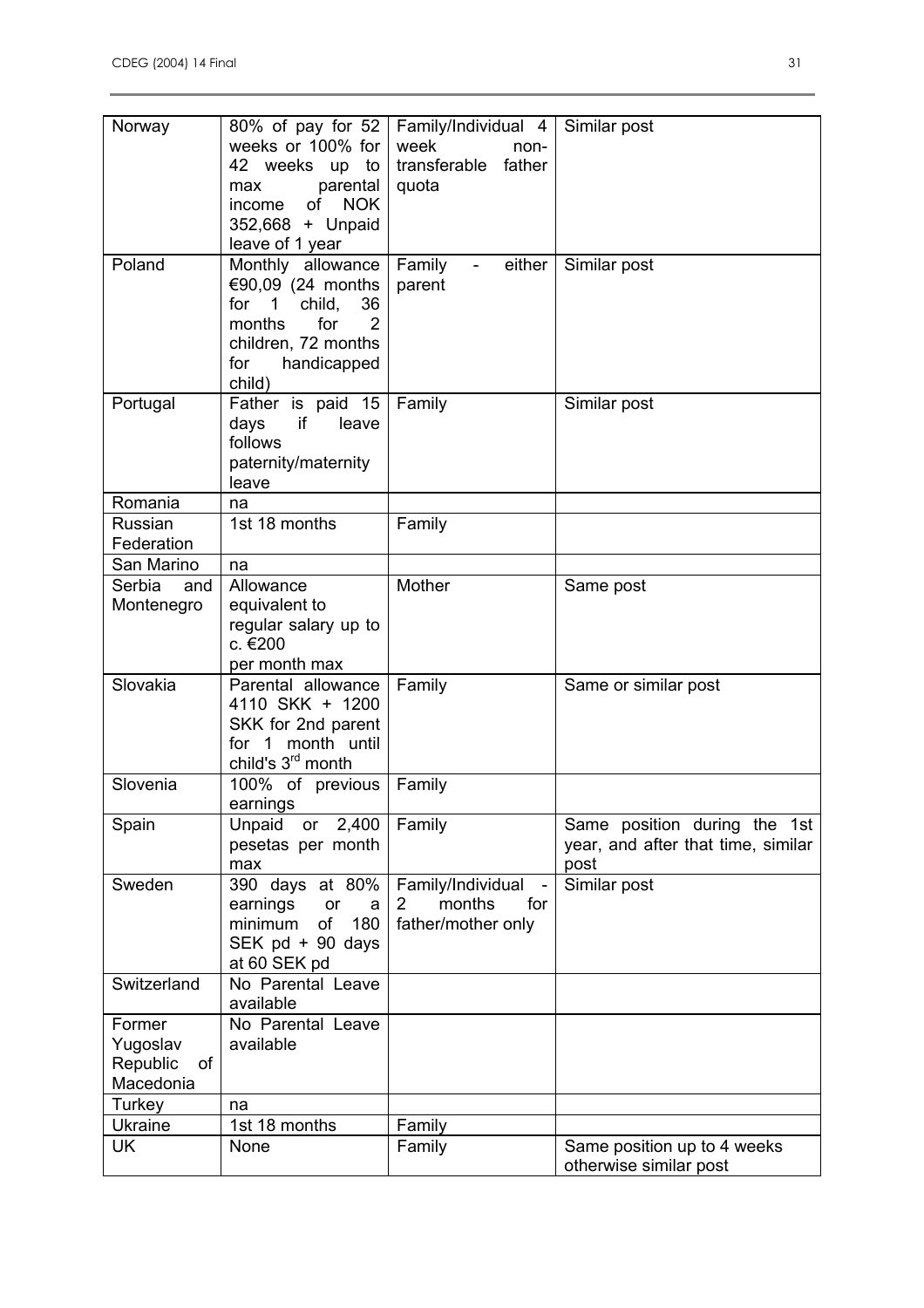| | | | |
|---|---|---|---|
| Norway | 80% of pay for 52 weeks or 100% for 42 weeks up to max parental income of NOK 352,668 + Unpaid leave of 1 year | Family/Individual 4 week non-transferable father quota | Similar post |
| Poland | Monthly allowance €90,09 (24 months for 1 child, 36 months for 2 children, 72 months for handicapped child) | Family - either parent | Similar post |
| Portugal | Father is paid 15 days if leave follows paternity/maternity leave | Family | Similar post |
| Romania | na | | |
| Russian Federation | 1st 18 months | Family | |
| San Marino | na | | |
| Serbia and Montenegro | Allowance equivalent to regular salary up to c. €200 per month max | Mother | Same post |
| Slovakia | Parental allowance 4110 SKK + 1200 SKK for 2nd parent for 1 month until child's 3rd month | Family | Same or similar post |
| Slovenia | 100% of previous earnings | Family | |
| Spain | Unpaid or 2,400 pesetas per month max | Family | Same position during the 1st year, and after that time, similar post |
| Sweden | 390 days at 80% earnings or a minimum of 180 SEK pd + 90 days at 60 SEK pd | Family/Individual - 2 months for father/mother only | Similar post |
| Switzerland | No Parental Leave available | | |
| Former Yugoslav Republic of Macedonia | No Parental Leave available | | |
| Turkey | na | | |
| Ukraine | 1st 18 months | Family | |
| UK | None | Family | Same position up to 4 weeks otherwise similar post |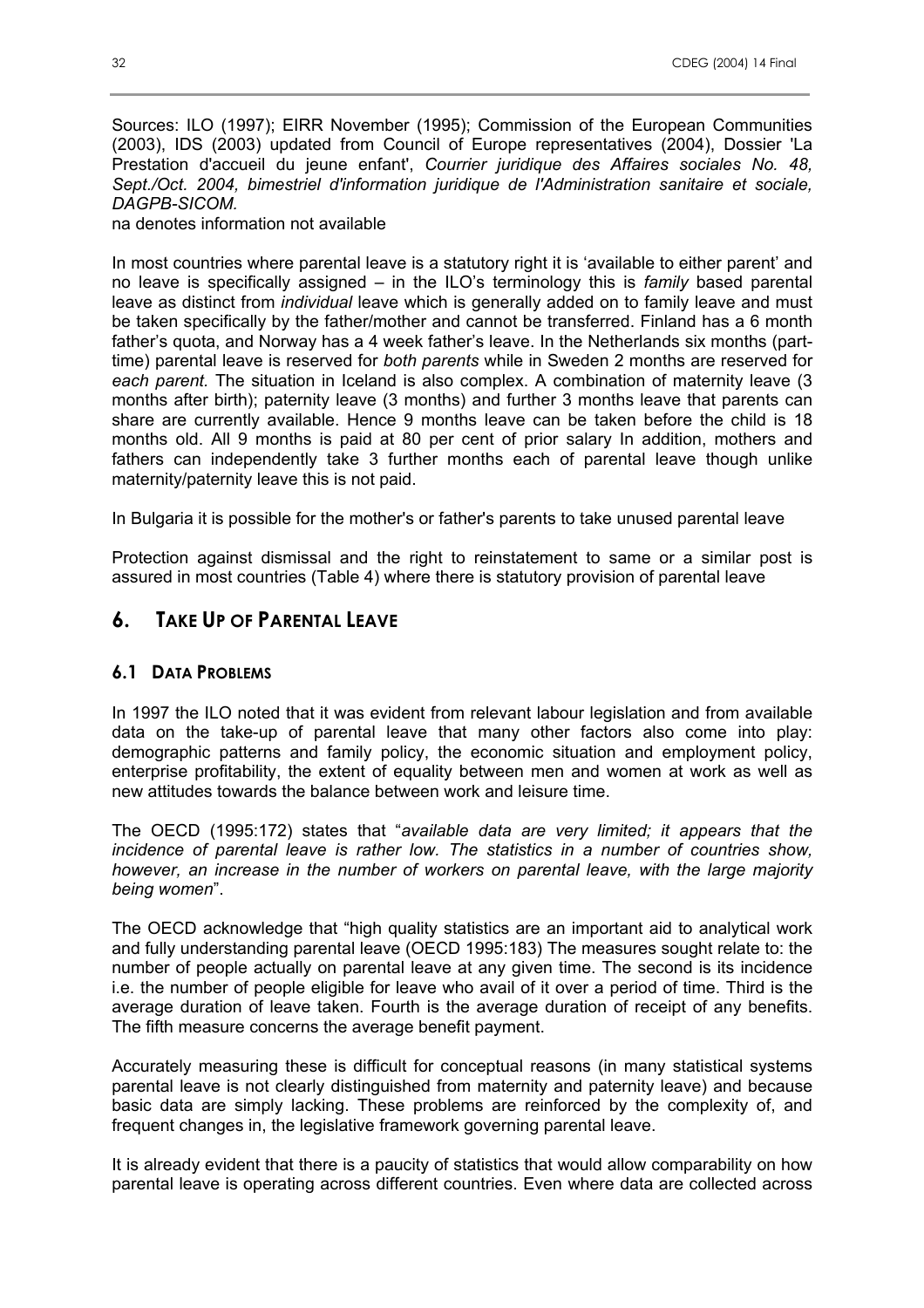Sources: ILO (1997); EIRR November (1995); Commission of the European Communities (2003), IDS (2003) updated from Council of Europe representatives (2004), Dossier 'La Prestation d'accueil du jeune enfant', *Courrier juridique des Affaires sociales No. 48, Sept./Oct. 2004, bimestriel d'information juridique de l'Administration sanitaire et sociale, DAGPB-SICOM.*

na denotes information not available

In most countries where parental leave is a statutory right it is 'available to either parent' and no leave is specifically assigned – in the ILO's terminology this is *family* based parental leave as distinct from *individual* leave which is generally added on to family leave and must be taken specifically by the father/mother and cannot be transferred. Finland has a 6 month father's quota, and Norway has a 4 week father's leave. In the Netherlands six months (part-time) parental leave is reserved for *both parents* while in Sweden 2 months are reserved for *each parent.* The situation in Iceland is also complex. A combination of maternity leave (3 months after birth); paternity leave (3 months) and further 3 months leave that parents can share are currently available. Hence 9 months leave can be taken before the child is 18 months old. All 9 months is paid at 80 per cent of prior salary In addition, mothers and fathers can independently take 3 further months each of parental leave though unlike maternity/paternity leave this is not paid.

In Bulgaria it is possible for the mother's or father's parents to take unused parental leave

Protection against dismissal and the right to reinstatement to same or a similar post is assured in most countries (Table 4) where there is statutory provision of parental leave

## 6. TAKE UP OF PARENTAL LEAVE

### 6.1 DATA PROBLEMS

In 1997 the ILO noted that it was evident from relevant labour legislation and from available data on the take-up of parental leave that many other factors also come into play: demographic patterns and family policy, the economic situation and employment policy, enterprise profitability, the extent of equality between men and women at work as well as new attitudes towards the balance between work and leisure time.

The OECD (1995:172) states that "*available data are very limited; it appears that the incidence of parental leave is rather low. The statistics in a number of countries show, however, an increase in the number of workers on parental leave, with the large majority being women*".

The OECD acknowledge that "high quality statistics are an important aid to analytical work and fully understanding parental leave (OECD 1995:183) The measures sought relate to: the number of people actually on parental leave at any given time. The second is its incidence i.e. the number of people eligible for leave who avail of it over a period of time. Third is the average duration of leave taken. Fourth is the average duration of receipt of any benefits. The fifth measure concerns the average benefit payment.

Accurately measuring these is difficult for conceptual reasons (in many statistical systems parental leave is not clearly distinguished from maternity and paternity leave) and because basic data are simply lacking. These problems are reinforced by the complexity of, and frequent changes in, the legislative framework governing parental leave.

It is already evident that there is a paucity of statistics that would allow comparability on how parental leave is operating across different countries. Even where data are collected across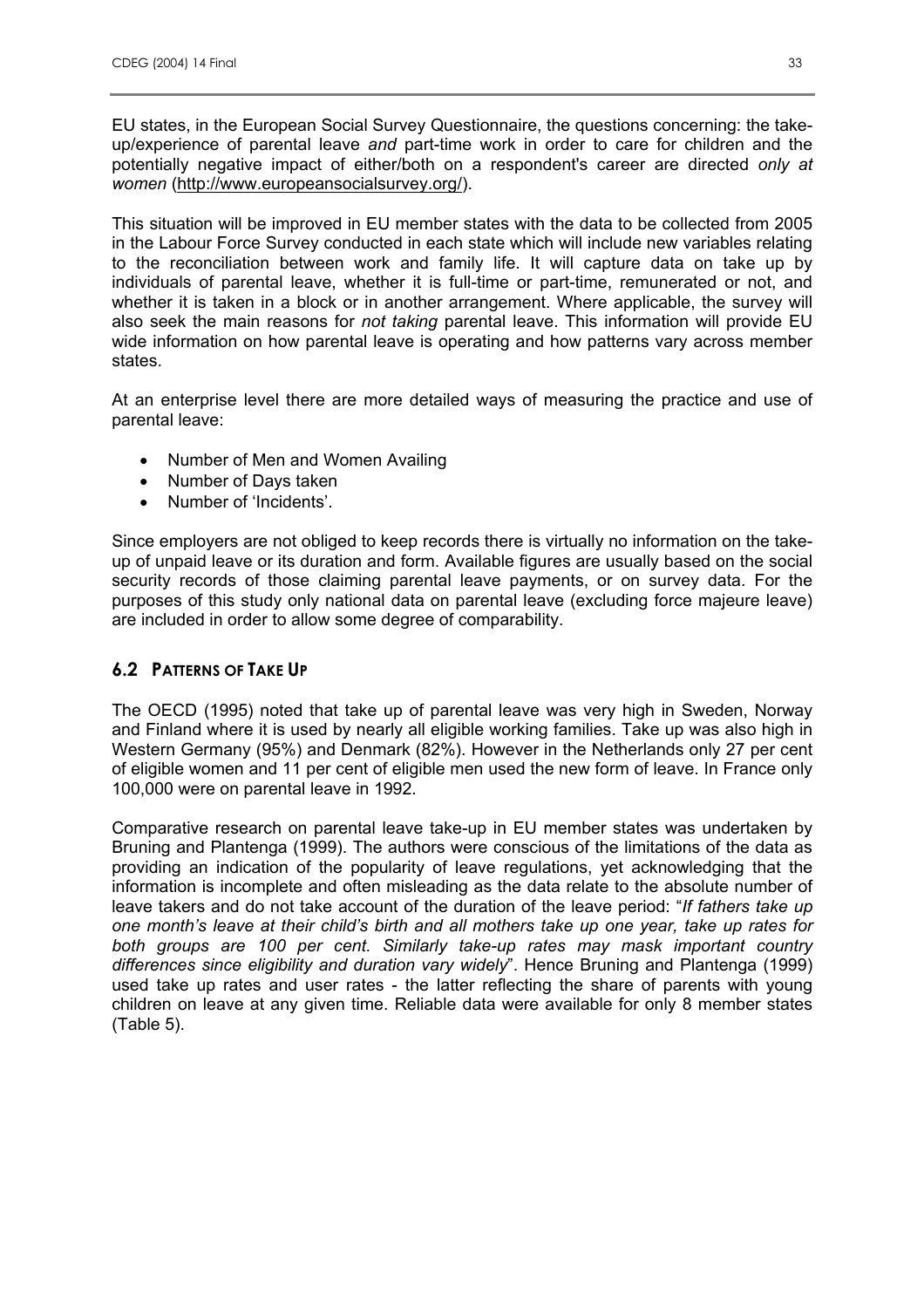EU states, in the European Social Survey Questionnaire, the questions concerning: the take-up/experience of parental leave *and* part-time work in order to care for children and the potentially negative impact of either/both on a respondent's career are directed *only at women* (http://www.europeansocialsurvey.org/).

This situation will be improved in EU member states with the data to be collected from 2005 in the Labour Force Survey conducted in each state which will include new variables relating to the reconciliation between work and family life. It will capture data on take up by individuals of parental leave, whether it is full-time or part-time, remunerated or not, and whether it is taken in a block or in another arrangement. Where applicable, the survey will also seek the main reasons for *not taking* parental leave. This information will provide EU wide information on how parental leave is operating and how patterns vary across member states.

At an enterprise level there are more detailed ways of measuring the practice and use of parental leave:

- Number of Men and Women Availing
- Number of Days taken
- Number of 'Incidents'.

Since employers are not obliged to keep records there is virtually no information on the take-up of unpaid leave or its duration and form. Available figures are usually based on the social security records of those claiming parental leave payments, or on survey data. For the purposes of this study only national data on parental leave (excluding force majeure leave) are included in order to allow some degree of comparability.

## 6.2 PATTERNS OF TAKE UP

The OECD (1995) noted that take up of parental leave was very high in Sweden, Norway and Finland where it is used by nearly all eligible working families. Take up was also high in Western Germany (95%) and Denmark (82%). However in the Netherlands only 27 per cent of eligible women and 11 per cent of eligible men used the new form of leave. In France only 100,000 were on parental leave in 1992.

Comparative research on parental leave take-up in EU member states was undertaken by Bruning and Plantenga (1999). The authors were conscious of the limitations of the data as providing an indication of the popularity of leave regulations, yet acknowledging that the information is incomplete and often misleading as the data relate to the absolute number of leave takers and do not take account of the duration of the leave period: "*If fathers take up one month's leave at their child's birth and all mothers take up one year, take up rates for both groups are 100 per cent. Similarly take-up rates may mask important country differences since eligibility and duration vary widely*". Hence Bruning and Plantenga (1999) used take up rates and user rates - the latter reflecting the share of parents with young children on leave at any given time. Reliable data were available for only 8 member states (Table 5).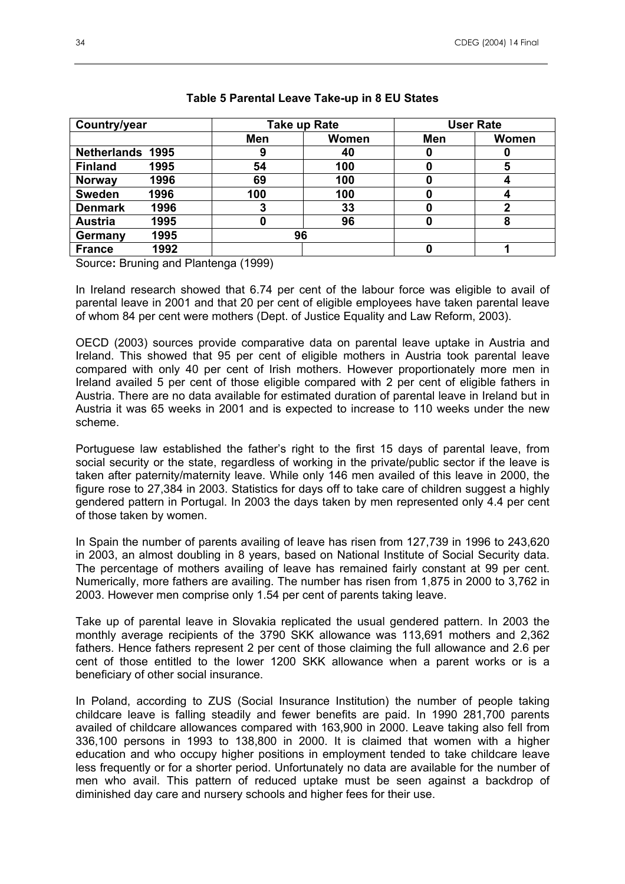**Table 5 Parental Leave Take-up in 8 EU States**

| Country/year | Take up Rate | | User Rate | |
|---|---|---|---|---|
| | Men | Women | Men | Women |
| **Netherlands 1995** | 9 | 40 | 0 | 0 |
| **Finland 1995** | 54 | 100 | 0 | 5 |
| **Norway 1996** | 69 | 100 | 0 | 4 |
| **Sweden 1996** | 100 | 100 | 0 | 4 |
| **Denmark 1996** | 3 | 33 | 0 | 2 |
| **Austria 1995** | 0 | 96 | 0 | 8 |
| **Germany 1995** | 96 | | | |
| **France 1992** | | | 0 | 1 |

Source**:** Bruning and Plantenga (1999)

In Ireland research showed that 6.74 per cent of the labour force was eligible to avail of parental leave in 2001 and that 20 per cent of eligible employees have taken parental leave of whom 84 per cent were mothers (Dept. of Justice Equality and Law Reform, 2003).

OECD (2003) sources provide comparative data on parental leave uptake in Austria and Ireland. This showed that 95 per cent of eligible mothers in Austria took parental leave compared with only 40 per cent of Irish mothers. However proportionately more men in Ireland availed 5 per cent of those eligible compared with 2 per cent of eligible fathers in Austria. There are no data available for estimated duration of parental leave in Ireland but in Austria it was 65 weeks in 2001 and is expected to increase to 110 weeks under the new scheme.

Portuguese law established the father's right to the first 15 days of parental leave, from social security or the state, regardless of working in the private/public sector if the leave is taken after paternity/maternity leave. While only 146 men availed of this leave in 2000, the figure rose to 27,384 in 2003. Statistics for days off to take care of children suggest a highly gendered pattern in Portugal. In 2003 the days taken by men represented only 4.4 per cent of those taken by women.

In Spain the number of parents availing of leave has risen from 127,739 in 1996 to 243,620 in 2003, an almost doubling in 8 years, based on National Institute of Social Security data. The percentage of mothers availing of leave has remained fairly constant at 99 per cent. Numerically, more fathers are availing. The number has risen from 1,875 in 2000 to 3,762 in 2003. However men comprise only 1.54 per cent of parents taking leave.

Take up of parental leave in Slovakia replicated the usual gendered pattern. In 2003 the monthly average recipients of the 3790 SKK allowance was 113,691 mothers and 2,362 fathers. Hence fathers represent 2 per cent of those claiming the full allowance and 2.6 per cent of those entitled to the lower 1200 SKK allowance when a parent works or is a beneficiary of other social insurance.

In Poland, according to ZUS (Social Insurance Institution) the number of people taking childcare leave is falling steadily and fewer benefits are paid. In 1990 281,700 parents availed of childcare allowances compared with 163,900 in 2000. Leave taking also fell from 336,100 persons in 1993 to 138,800 in 2000. It is claimed that women with a higher education and who occupy higher positions in employment tended to take childcare leave less frequently or for a shorter period. Unfortunately no data are available for the number of men who avail. This pattern of reduced uptake must be seen against a backdrop of diminished day care and nursery schools and higher fees for their use.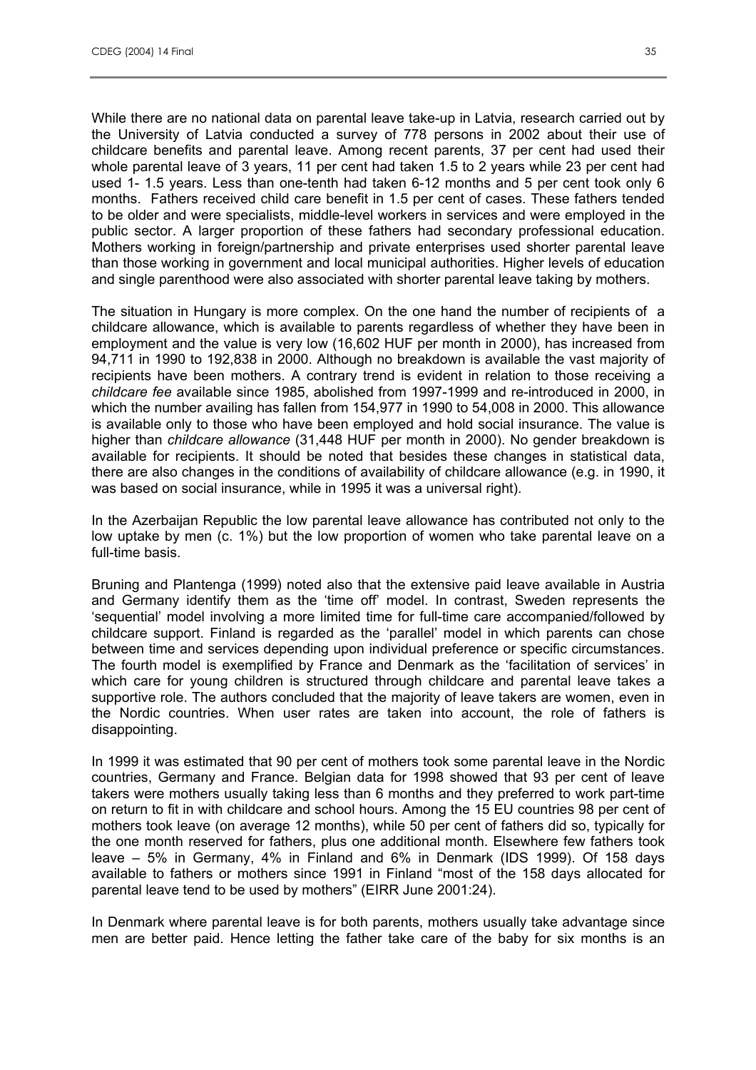While there are no national data on parental leave take-up in Latvia, research carried out by the University of Latvia conducted a survey of 778 persons in 2002 about their use of childcare benefits and parental leave. Among recent parents, 37 per cent had used their whole parental leave of 3 years, 11 per cent had taken 1.5 to 2 years while 23 per cent had used 1- 1.5 years. Less than one-tenth had taken 6-12 months and 5 per cent took only 6 months. Fathers received child care benefit in 1.5 per cent of cases. These fathers tended to be older and were specialists, middle-level workers in services and were employed in the public sector. A larger proportion of these fathers had secondary professional education. Mothers working in foreign/partnership and private enterprises used shorter parental leave than those working in government and local municipal authorities. Higher levels of education and single parenthood were also associated with shorter parental leave taking by mothers.

The situation in Hungary is more complex. On the one hand the number of recipients of a childcare allowance, which is available to parents regardless of whether they have been in employment and the value is very low (16,602 HUF per month in 2000), has increased from 94,711 in 1990 to 192,838 in 2000. Although no breakdown is available the vast majority of recipients have been mothers. A contrary trend is evident in relation to those receiving a *childcare fee* available since 1985, abolished from 1997-1999 and re-introduced in 2000, in which the number availing has fallen from 154,977 in 1990 to 54,008 in 2000. This allowance is available only to those who have been employed and hold social insurance. The value is higher than *childcare allowance* (31,448 HUF per month in 2000). No gender breakdown is available for recipients. It should be noted that besides these changes in statistical data, there are also changes in the conditions of availability of childcare allowance (e.g. in 1990, it was based on social insurance, while in 1995 it was a universal right).

In the Azerbaijan Republic the low parental leave allowance has contributed not only to the low uptake by men (c. 1%) but the low proportion of women who take parental leave on a full-time basis.

Bruning and Plantenga (1999) noted also that the extensive paid leave available in Austria and Germany identify them as the 'time off' model. In contrast, Sweden represents the 'sequential' model involving a more limited time for full-time care accompanied/followed by childcare support. Finland is regarded as the 'parallel' model in which parents can chose between time and services depending upon individual preference or specific circumstances. The fourth model is exemplified by France and Denmark as the 'facilitation of services' in which care for young children is structured through childcare and parental leave takes a supportive role. The authors concluded that the majority of leave takers are women, even in the Nordic countries. When user rates are taken into account, the role of fathers is disappointing.

In 1999 it was estimated that 90 per cent of mothers took some parental leave in the Nordic countries, Germany and France. Belgian data for 1998 showed that 93 per cent of leave takers were mothers usually taking less than 6 months and they preferred to work part-time on return to fit in with childcare and school hours. Among the 15 EU countries 98 per cent of mothers took leave (on average 12 months), while 50 per cent of fathers did so, typically for the one month reserved for fathers, plus one additional month. Elsewhere few fathers took leave – 5% in Germany, 4% in Finland and 6% in Denmark (IDS 1999). Of 158 days available to fathers or mothers since 1991 in Finland "most of the 158 days allocated for parental leave tend to be used by mothers" (EIRR June 2001:24).

In Denmark where parental leave is for both parents, mothers usually take advantage since men are better paid. Hence letting the father take care of the baby for six months is an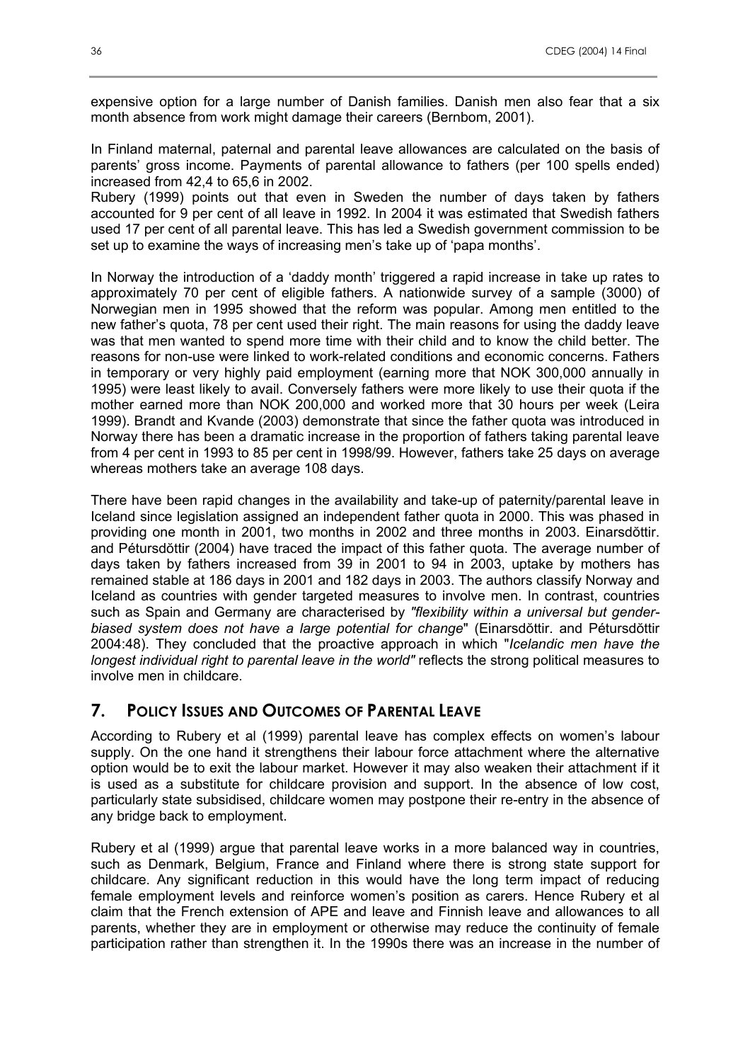expensive option for a large number of Danish families. Danish men also fear that a six month absence from work might damage their careers (Bernbom, 2001).

In Finland maternal, paternal and parental leave allowances are calculated on the basis of parents' gross income. Payments of parental allowance to fathers (per 100 spells ended) increased from 42,4 to 65,6 in 2002.
Rubery (1999) points out that even in Sweden the number of days taken by fathers accounted for 9 per cent of all leave in 1992. In 2004 it was estimated that Swedish fathers used 17 per cent of all parental leave. This has led a Swedish government commission to be set up to examine the ways of increasing men's take up of 'papa months'.

In Norway the introduction of a 'daddy month' triggered a rapid increase in take up rates to approximately 70 per cent of eligible fathers. A nationwide survey of a sample (3000) of Norwegian men in 1995 showed that the reform was popular. Among men entitled to the new father's quota, 78 per cent used their right. The main reasons for using the daddy leave was that men wanted to spend more time with their child and to know the child better. The reasons for non-use were linked to work-related conditions and economic concerns. Fathers in temporary or very highly paid employment (earning more that NOK 300,000 annually in 1995) were least likely to avail. Conversely fathers were more likely to use their quota if the mother earned more than NOK 200,000 and worked more that 30 hours per week (Leira 1999). Brandt and Kvande (2003) demonstrate that since the father quota was introduced in Norway there has been a dramatic increase in the proportion of fathers taking parental leave from 4 per cent in 1993 to 85 per cent in 1998/99. However, fathers take 25 days on average whereas mothers take an average 108 days.

There have been rapid changes in the availability and take-up of paternity/parental leave in Iceland since legislation assigned an independent father quota in 2000. This was phased in providing one month in 2001, two months in 2002 and three months in 2003. Einarsdŏttir. and Pétursdŏttir (2004) have traced the impact of this father quota. The average number of days taken by fathers increased from 39 in 2001 to 94 in 2003, uptake by mothers has remained stable at 186 days in 2001 and 182 days in 2003. The authors classify Norway and Iceland as countries with gender targeted measures to involve men. In contrast, countries such as Spain and Germany are characterised by *"flexibility within a universal but gender-biased system does not have a large potential for change*" (Einarsdŏttir. and Pétursdŏttir 2004:48). They concluded that the proactive approach in which "*Icelandic men have the longest individual right to parental leave in the world"* reflects the strong political measures to involve men in childcare.

## 7. Policy Issues and Outcomes of Parental Leave

According to Rubery et al (1999) parental leave has complex effects on women's labour supply. On the one hand it strengthens their labour force attachment where the alternative option would be to exit the labour market. However it may also weaken their attachment if it is used as a substitute for childcare provision and support. In the absence of low cost, particularly state subsidised, childcare women may postpone their re-entry in the absence of any bridge back to employment.

Rubery et al (1999) argue that parental leave works in a more balanced way in countries, such as Denmark, Belgium, France and Finland where there is strong state support for childcare. Any significant reduction in this would have the long term impact of reducing female employment levels and reinforce women's position as carers. Hence Rubery et al claim that the French extension of APE and leave and Finnish leave and allowances to all parents, whether they are in employment or otherwise may reduce the continuity of female participation rather than strengthen it. In the 1990s there was an increase in the number of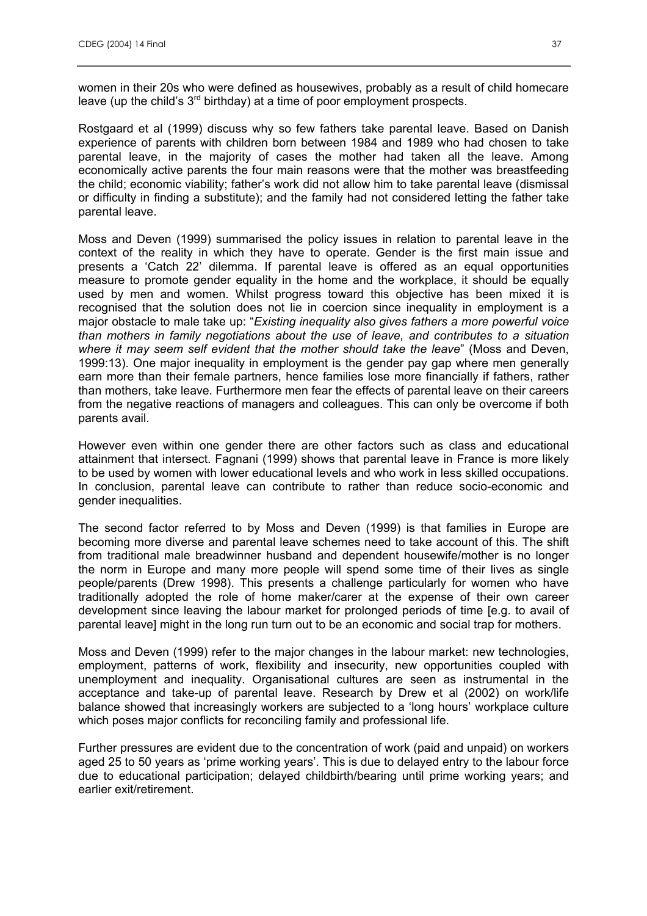women in their 20s who were defined as housewives, probably as a result of child homecare leave (up the child's 3rd birthday) at a time of poor employment prospects.

Rostgaard et al (1999) discuss why so few fathers take parental leave. Based on Danish experience of parents with children born between 1984 and 1989 who had chosen to take parental leave, in the majority of cases the mother had taken all the leave. Among economically active parents the four main reasons were that the mother was breastfeeding the child; economic viability; father's work did not allow him to take parental leave (dismissal or difficulty in finding a substitute); and the family had not considered letting the father take parental leave.

Moss and Deven (1999) summarised the policy issues in relation to parental leave in the context of the reality in which they have to operate. Gender is the first main issue and presents a 'Catch 22' dilemma. If parental leave is offered as an equal opportunities measure to promote gender equality in the home and the workplace, it should be equally used by men and women. Whilst progress toward this objective has been mixed it is recognised that the solution does not lie in coercion since inequality in employment is a major obstacle to male take up: "*Existing inequality also gives fathers a more powerful voice than mothers in family negotiations about the use of leave, and contributes to a situation where it may seem self evident that the mother should take the leave*" (Moss and Deven, 1999:13). One major inequality in employment is the gender pay gap where men generally earn more than their female partners, hence families lose more financially if fathers, rather than mothers, take leave. Furthermore men fear the effects of parental leave on their careers from the negative reactions of managers and colleagues. This can only be overcome if both parents avail.

However even within one gender there are other factors such as class and educational attainment that intersect. Fagnani (1999) shows that parental leave in France is more likely to be used by women with lower educational levels and who work in less skilled occupations. In conclusion, parental leave can contribute to rather than reduce socio-economic and gender inequalities.

The second factor referred to by Moss and Deven (1999) is that families in Europe are becoming more diverse and parental leave schemes need to take account of this. The shift from traditional male breadwinner husband and dependent housewife/mother is no longer the norm in Europe and many more people will spend some time of their lives as single people/parents (Drew 1998). This presents a challenge particularly for women who have traditionally adopted the role of home maker/carer at the expense of their own career development since leaving the labour market for prolonged periods of time [e.g. to avail of parental leave] might in the long run turn out to be an economic and social trap for mothers.

Moss and Deven (1999) refer to the major changes in the labour market: new technologies, employment, patterns of work, flexibility and insecurity, new opportunities coupled with unemployment and inequality. Organisational cultures are seen as instrumental in the acceptance and take-up of parental leave. Research by Drew et al (2002) on work/life balance showed that increasingly workers are subjected to a 'long hours' workplace culture which poses major conflicts for reconciling family and professional life.

Further pressures are evident due to the concentration of work (paid and unpaid) on workers aged 25 to 50 years as 'prime working years'. This is due to delayed entry to the labour force due to educational participation; delayed childbirth/bearing until prime working years; and earlier exit/retirement.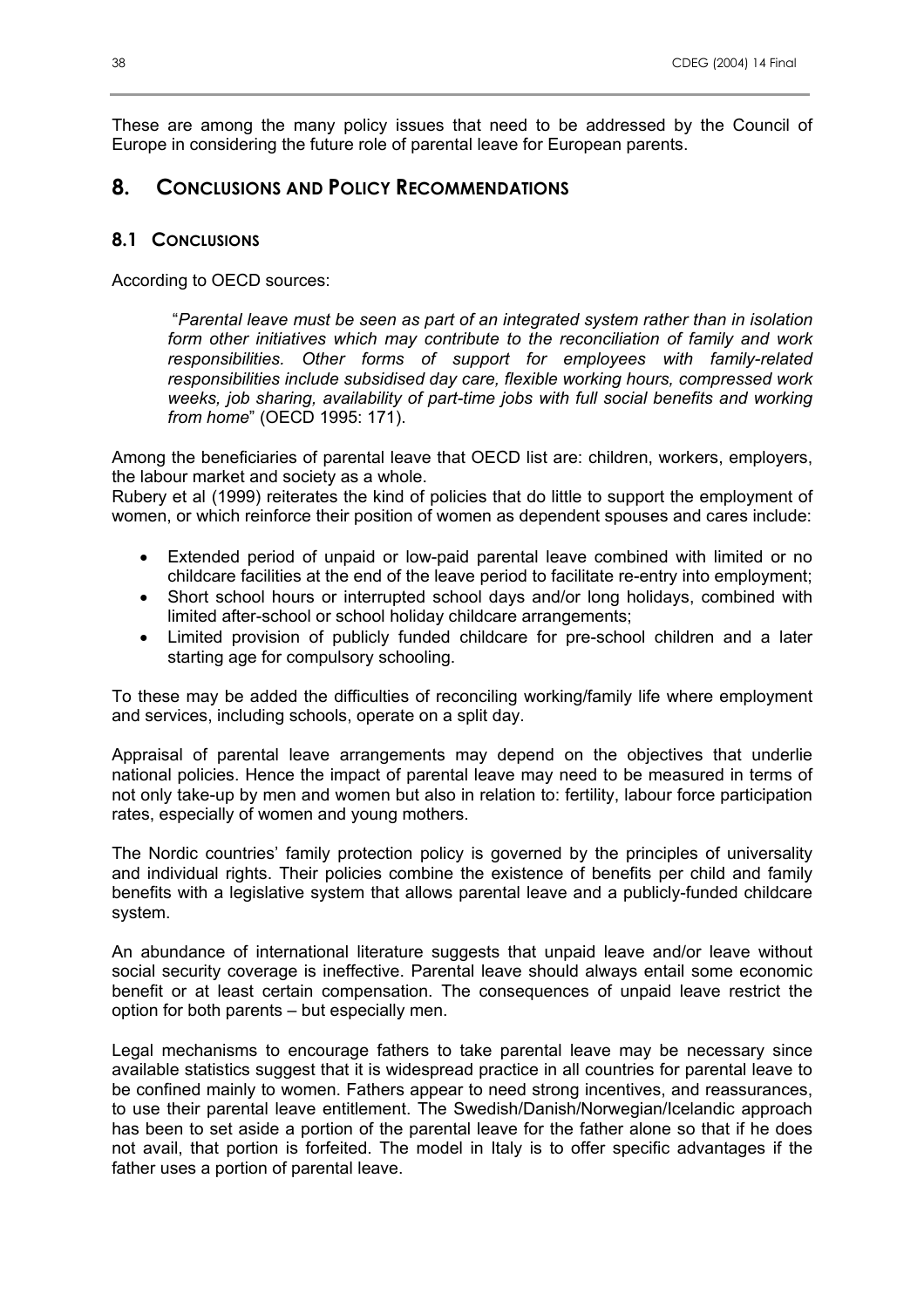These are among the many policy issues that need to be addressed by the Council of Europe in considering the future role of parental leave for European parents.

## 8. Conclusions and Policy Recommendations

### 8.1 Conclusions

According to OECD sources:

> "*Parental leave must be seen as part of an integrated system rather than in isolation form other initiatives which may contribute to the reconciliation of family and work responsibilities. Other forms of support for employees with family-related responsibilities include subsidised day care, flexible working hours, compressed work weeks, job sharing, availability of part-time jobs with full social benefits and working from home*" (OECD 1995: 171).

Among the beneficiaries of parental leave that OECD list are: children, workers, employers, the labour market and society as a whole.
Rubery et al (1999) reiterates the kind of policies that do little to support the employment of women, or which reinforce their position of women as dependent spouses and cares include:

- Extended period of unpaid or low-paid parental leave combined with limited or no childcare facilities at the end of the leave period to facilitate re-entry into employment;
- Short school hours or interrupted school days and/or long holidays, combined with limited after-school or school holiday childcare arrangements;
- Limited provision of publicly funded childcare for pre-school children and a later starting age for compulsory schooling.

To these may be added the difficulties of reconciling working/family life where employment and services, including schools, operate on a split day.

Appraisal of parental leave arrangements may depend on the objectives that underlie national policies. Hence the impact of parental leave may need to be measured in terms of not only take-up by men and women but also in relation to: fertility, labour force participation rates, especially of women and young mothers.

The Nordic countries' family protection policy is governed by the principles of universality and individual rights. Their policies combine the existence of benefits per child and family benefits with a legislative system that allows parental leave and a publicly-funded childcare system.

An abundance of international literature suggests that unpaid leave and/or leave without social security coverage is ineffective. Parental leave should always entail some economic benefit or at least certain compensation. The consequences of unpaid leave restrict the option for both parents – but especially men.

Legal mechanisms to encourage fathers to take parental leave may be necessary since available statistics suggest that it is widespread practice in all countries for parental leave to be confined mainly to women. Fathers appear to need strong incentives, and reassurances, to use their parental leave entitlement. The Swedish/Danish/Norwegian/Icelandic approach has been to set aside a portion of the parental leave for the father alone so that if he does not avail, that portion is forfeited. The model in Italy is to offer specific advantages if the father uses a portion of parental leave.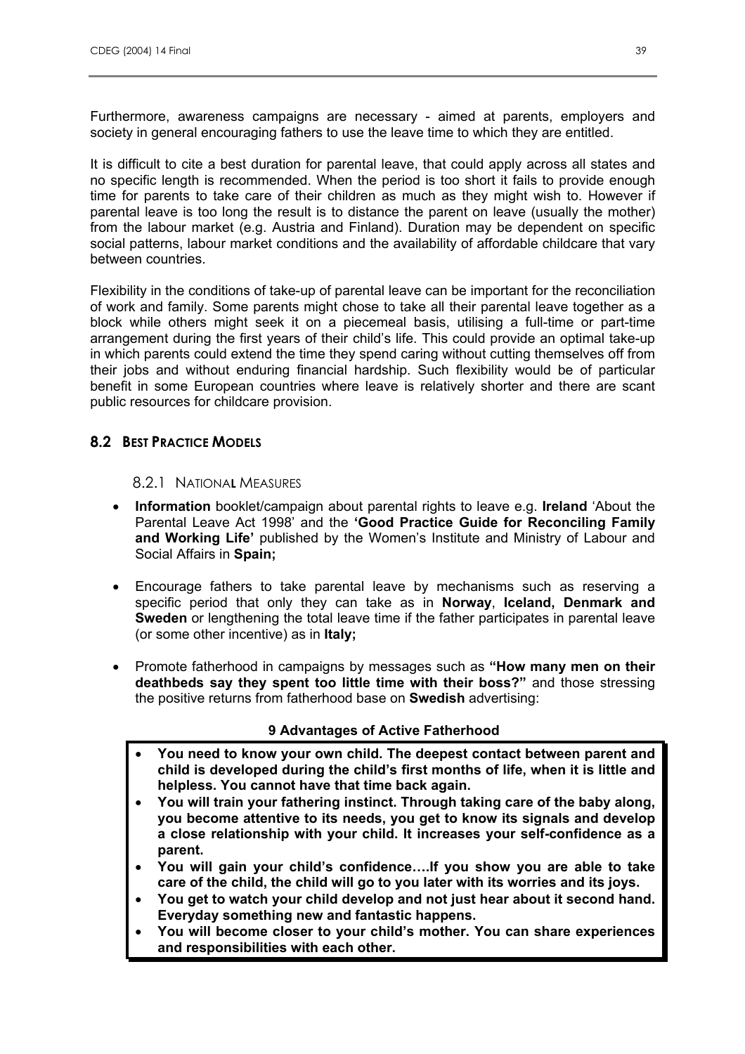Furthermore, awareness campaigns are necessary - aimed at parents, employers and society in general encouraging fathers to use the leave time to which they are entitled.

It is difficult to cite a best duration for parental leave, that could apply across all states and no specific length is recommended. When the period is too short it fails to provide enough time for parents to take care of their children as much as they might wish to. However if parental leave is too long the result is to distance the parent on leave (usually the mother) from the labour market (e.g. Austria and Finland). Duration may be dependent on specific social patterns, labour market conditions and the availability of affordable childcare that vary between countries.

Flexibility in the conditions of take-up of parental leave can be important for the reconciliation of work and family. Some parents might chose to take all their parental leave together as a block while others might seek it on a piecemeal basis, utilising a full-time or part-time arrangement during the first years of their child's life. This could provide an optimal take-up in which parents could extend the time they spend caring without cutting themselves off from their jobs and without enduring financial hardship. Such flexibility would be of particular benefit in some European countries where leave is relatively shorter and there are scant public resources for childcare provision.

## 8.2 BEST PRACTICE MODELS

### 8.2.1 NATIONAL MEASURES

- **Information** booklet/campaign about parental rights to leave e.g. **Ireland** 'About the Parental Leave Act 1998' and the **'Good Practice Guide for Reconciling Family and Working Life'** published by the Women's Institute and Ministry of Labour and Social Affairs in **Spain;**

- Encourage fathers to take parental leave by mechanisms such as reserving a specific period that only they can take as in **Norway**, **Iceland, Denmark and Sweden** or lengthening the total leave time if the father participates in parental leave (or some other incentive) as in **Italy;**

- Promote fatherhood in campaigns by messages such as **"How many men on their deathbeds say they spent too little time with their boss?"** and those stressing the positive returns from fatherhood base on **Swedish** advertising:

**9 Advantages of Active Fatherhood**

- **You need to know your own child. The deepest contact between parent and child is developed during the child's first months of life, when it is little and helpless. You cannot have that time back again.**
- **You will train your fathering instinct. Through taking care of the baby along, you become attentive to its needs, you get to know its signals and develop a close relationship with your child. It increases your self-confidence as a parent.**
- **You will gain your child's confidence….If you show you are able to take care of the child, the child will go to you later with its worries and its joys.**
- **You get to watch your child develop and not just hear about it second hand. Everyday something new and fantastic happens.**
- **You will become closer to your child's mother. You can share experiences and responsibilities with each other.**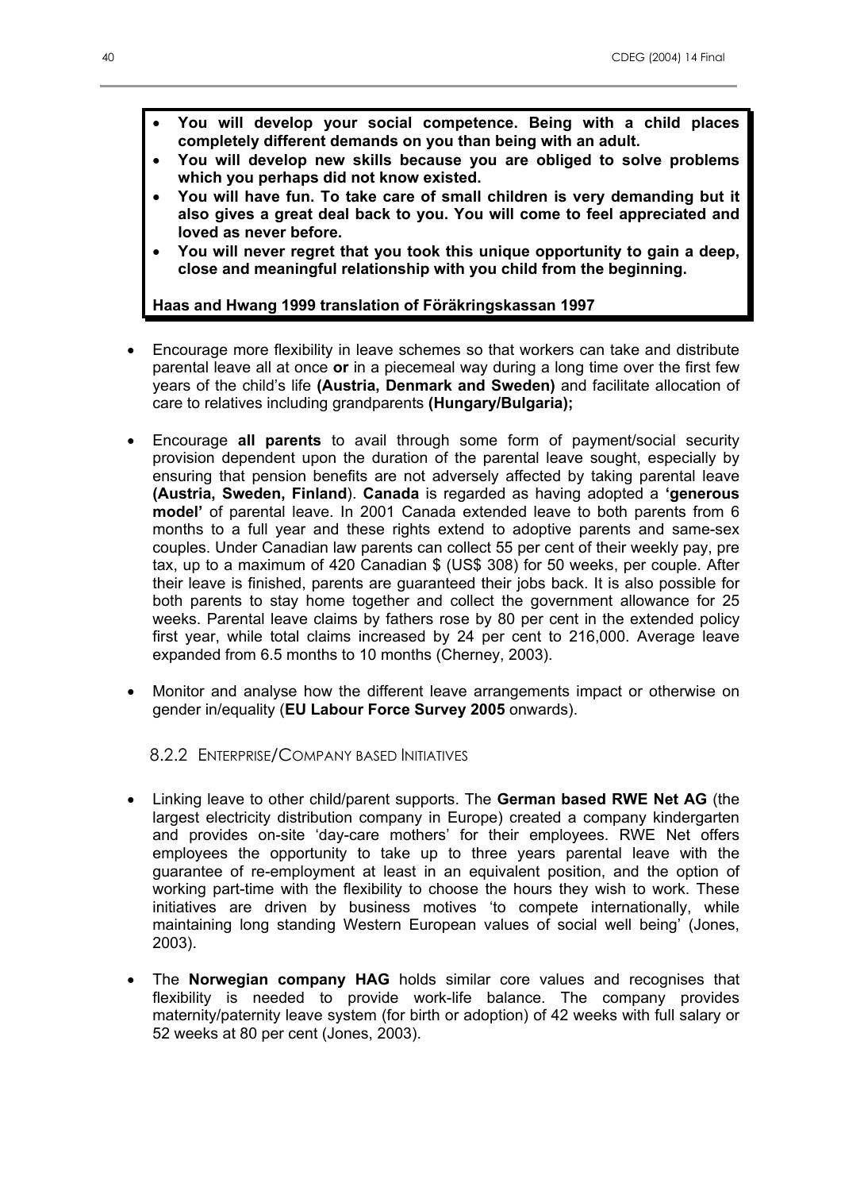- **You will develop your social competence. Being with a child places completely different demands on you than being with an adult.**
- **You will develop new skills because you are obliged to solve problems which you perhaps did not know existed.**
- **You will have fun. To take care of small children is very demanding but it also gives a great deal back to you. You will come to feel appreciated and loved as never before.**
- **You will never regret that you took this unique opportunity to gain a deep, close and meaningful relationship with you child from the beginning.**

**Haas and Hwang 1999 translation of Föräkringskassan 1997**

- Encourage more flexibility in leave schemes so that workers can take and distribute parental leave all at once **or** in a piecemeal way during a long time over the first few years of the child's life **(Austria, Denmark and Sweden)** and facilitate allocation of care to relatives including grandparents **(Hungary/Bulgaria);**

- Encourage **all parents** to avail through some form of payment/social security provision dependent upon the duration of the parental leave sought, especially by ensuring that pension benefits are not adversely affected by taking parental leave **(Austria, Sweden, Finland**). **Canada** is regarded as having adopted a **'generous model'** of parental leave. In 2001 Canada extended leave to both parents from 6 months to a full year and these rights extend to adoptive parents and same-sex couples. Under Canadian law parents can collect 55 per cent of their weekly pay, pre tax, up to a maximum of 420 Canadian $ (US$ 308) for 50 weeks, per couple. After their leave is finished, parents are guaranteed their jobs back. It is also possible for both parents to stay home together and collect the government allowance for 25 weeks. Parental leave claims by fathers rose by 80 per cent in the extended policy first year, while total claims increased by 24 per cent to 216,000. Average leave expanded from 6.5 months to 10 months (Cherney, 2003).

- Monitor and analyse how the different leave arrangements impact or otherwise on gender in/equality (**EU Labour Force Survey 2005** onwards).

### 8.2.2 Enterprise/Company based Initiatives

- Linking leave to other child/parent supports. The **German based RWE Net AG** (the largest electricity distribution company in Europe) created a company kindergarten and provides on-site 'day-care mothers' for their employees. RWE Net offers employees the opportunity to take up to three years parental leave with the guarantee of re-employment at least in an equivalent position, and the option of working part-time with the flexibility to choose the hours they wish to work. These initiatives are driven by business motives 'to compete internationally, while maintaining long standing Western European values of social well being' (Jones, 2003).

- The **Norwegian company HAG** holds similar core values and recognises that flexibility is needed to provide work-life balance. The company provides maternity/paternity leave system (for birth or adoption) of 42 weeks with full salary or 52 weeks at 80 per cent (Jones, 2003).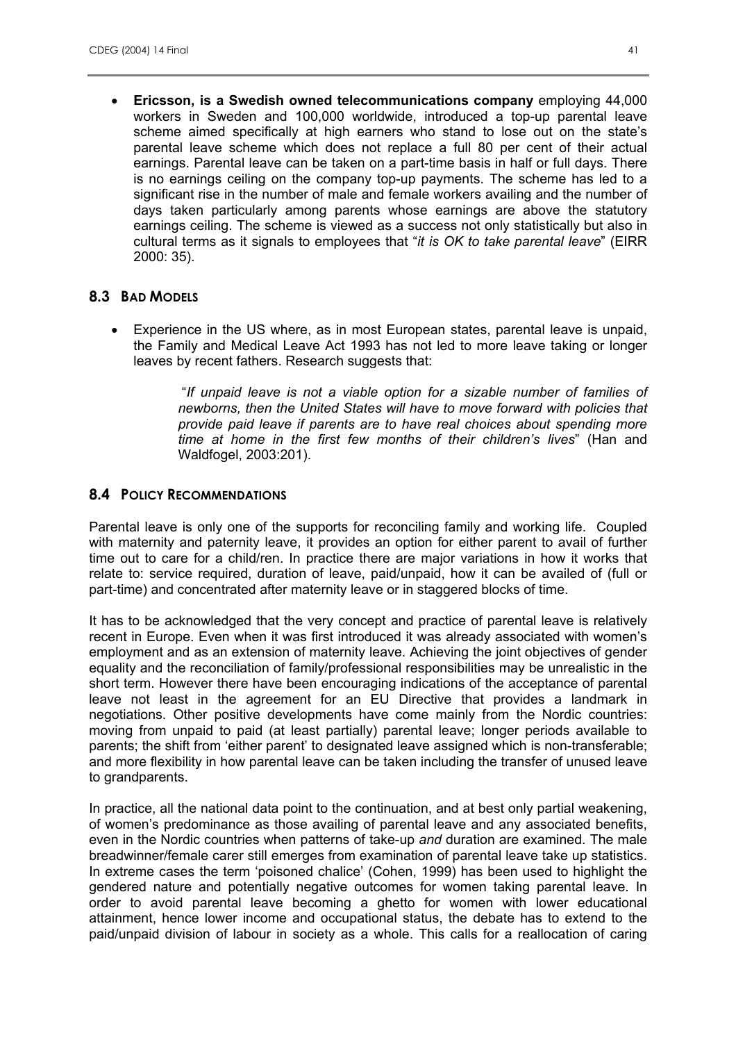- **Ericsson, is a Swedish owned telecommunications company** employing 44,000 workers in Sweden and 100,000 worldwide, introduced a top-up parental leave scheme aimed specifically at high earners who stand to lose out on the state's parental leave scheme which does not replace a full 80 per cent of their actual earnings. Parental leave can be taken on a part-time basis in half or full days. There is no earnings ceiling on the company top-up payments. The scheme has led to a significant rise in the number of male and female workers availing and the number of days taken particularly among parents whose earnings are above the statutory earnings ceiling. The scheme is viewed as a success not only statistically but also in cultural terms as it signals to employees that "*it is OK to take parental leave*" (EIRR 2000: 35).

## 8.3 Bad Models

- Experience in the US where, as in most European states, parental leave is unpaid, the Family and Medical Leave Act 1993 has not led to more leave taking or longer leaves by recent fathers. Research suggests that:

> "*If unpaid leave is not a viable option for a sizable number of families of newborns, then the United States will have to move forward with policies that provide paid leave if parents are to have real choices about spending more time at home in the first few months of their children's lives*" (Han and Waldfogel, 2003:201).

## 8.4 Policy Recommendations

Parental leave is only one of the supports for reconciling family and working life. Coupled with maternity and paternity leave, it provides an option for either parent to avail of further time out to care for a child/ren. In practice there are major variations in how it works that relate to: service required, duration of leave, paid/unpaid, how it can be availed of (full or part-time) and concentrated after maternity leave or in staggered blocks of time.

It has to be acknowledged that the very concept and practice of parental leave is relatively recent in Europe. Even when it was first introduced it was already associated with women's employment and as an extension of maternity leave. Achieving the joint objectives of gender equality and the reconciliation of family/professional responsibilities may be unrealistic in the short term. However there have been encouraging indications of the acceptance of parental leave not least in the agreement for an EU Directive that provides a landmark in negotiations. Other positive developments have come mainly from the Nordic countries: moving from unpaid to paid (at least partially) parental leave; longer periods available to parents; the shift from 'either parent' to designated leave assigned which is non-transferable; and more flexibility in how parental leave can be taken including the transfer of unused leave to grandparents.

In practice, all the national data point to the continuation, and at best only partial weakening, of women's predominance as those availing of parental leave and any associated benefits, even in the Nordic countries when patterns of take-up *and* duration are examined. The male breadwinner/female carer still emerges from examination of parental leave take up statistics. In extreme cases the term 'poisoned chalice' (Cohen, 1999) has been used to highlight the gendered nature and potentially negative outcomes for women taking parental leave. In order to avoid parental leave becoming a ghetto for women with lower educational attainment, hence lower income and occupational status, the debate has to extend to the paid/unpaid division of labour in society as a whole. This calls for a reallocation of caring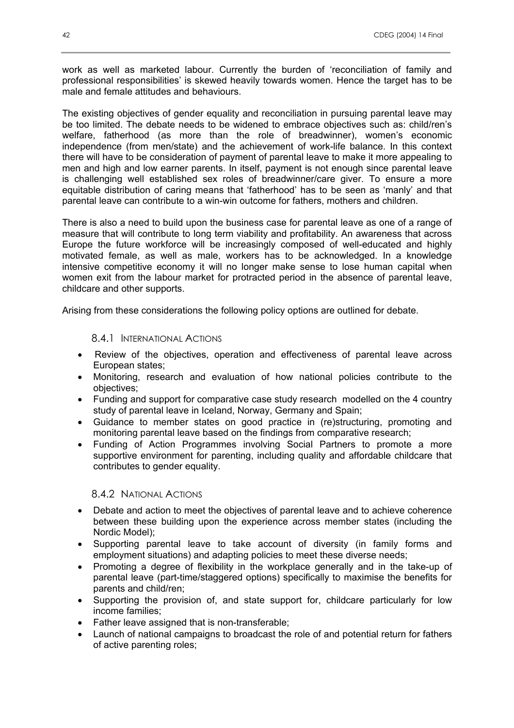work as well as marketed labour. Currently the burden of 'reconciliation of family and professional responsibilities' is skewed heavily towards women. Hence the target has to be male and female attitudes and behaviours.

The existing objectives of gender equality and reconciliation in pursuing parental leave may be too limited. The debate needs to be widened to embrace objectives such as: child/ren's welfare, fatherhood (as more than the role of breadwinner), women's economic independence (from men/state) and the achievement of work-life balance. In this context there will have to be consideration of payment of parental leave to make it more appealing to men and high and low earner parents. In itself, payment is not enough since parental leave is challenging well established sex roles of breadwinner/care giver. To ensure a more equitable distribution of caring means that 'fatherhood' has to be seen as 'manly' and that parental leave can contribute to a win-win outcome for fathers, mothers and children.

There is also a need to build upon the business case for parental leave as one of a range of measure that will contribute to long term viability and profitability. An awareness that across Europe the future workforce will be increasingly composed of well-educated and highly motivated female, as well as male, workers has to be acknowledged. In a knowledge intensive competitive economy it will no longer make sense to lose human capital when women exit from the labour market for protracted period in the absence of parental leave, childcare and other supports.

Arising from these considerations the following policy options are outlined for debate.

### 8.4.1 International Actions

- Review of the objectives, operation and effectiveness of parental leave across European states;
- Monitoring, research and evaluation of how national policies contribute to the objectives;
- Funding and support for comparative case study research modelled on the 4 country study of parental leave in Iceland, Norway, Germany and Spain;
- Guidance to member states on good practice in (re)structuring, promoting and monitoring parental leave based on the findings from comparative research;
- Funding of Action Programmes involving Social Partners to promote a more supportive environment for parenting, including quality and affordable childcare that contributes to gender equality.

### 8.4.2 National Actions

- Debate and action to meet the objectives of parental leave and to achieve coherence between these building upon the experience across member states (including the Nordic Model);
- Supporting parental leave to take account of diversity (in family forms and employment situations) and adapting policies to meet these diverse needs;
- Promoting a degree of flexibility in the workplace generally and in the take-up of parental leave (part-time/staggered options) specifically to maximise the benefits for parents and child/ren;
- Supporting the provision of, and state support for, childcare particularly for low income families;
- Father leave assigned that is non-transferable;
- Launch of national campaigns to broadcast the role of and potential return for fathers of active parenting roles;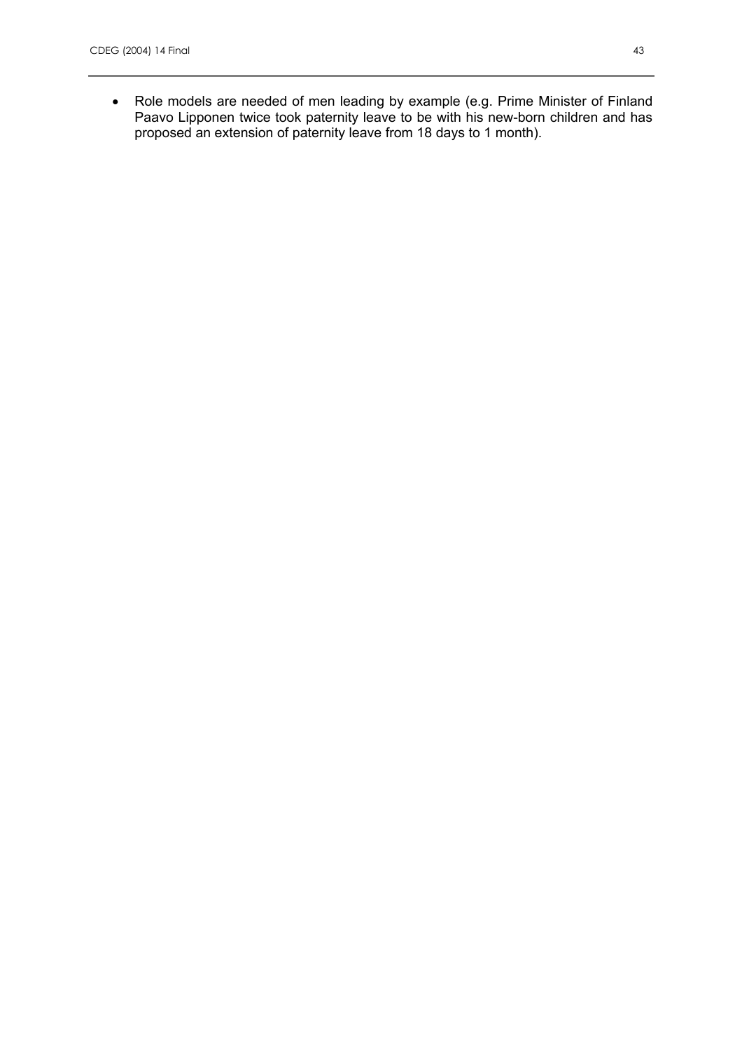- Role models are needed of men leading by example (e.g. Prime Minister of Finland Paavo Lipponen twice took paternity leave to be with his new-born children and has proposed an extension of paternity leave from 18 days to 1 month).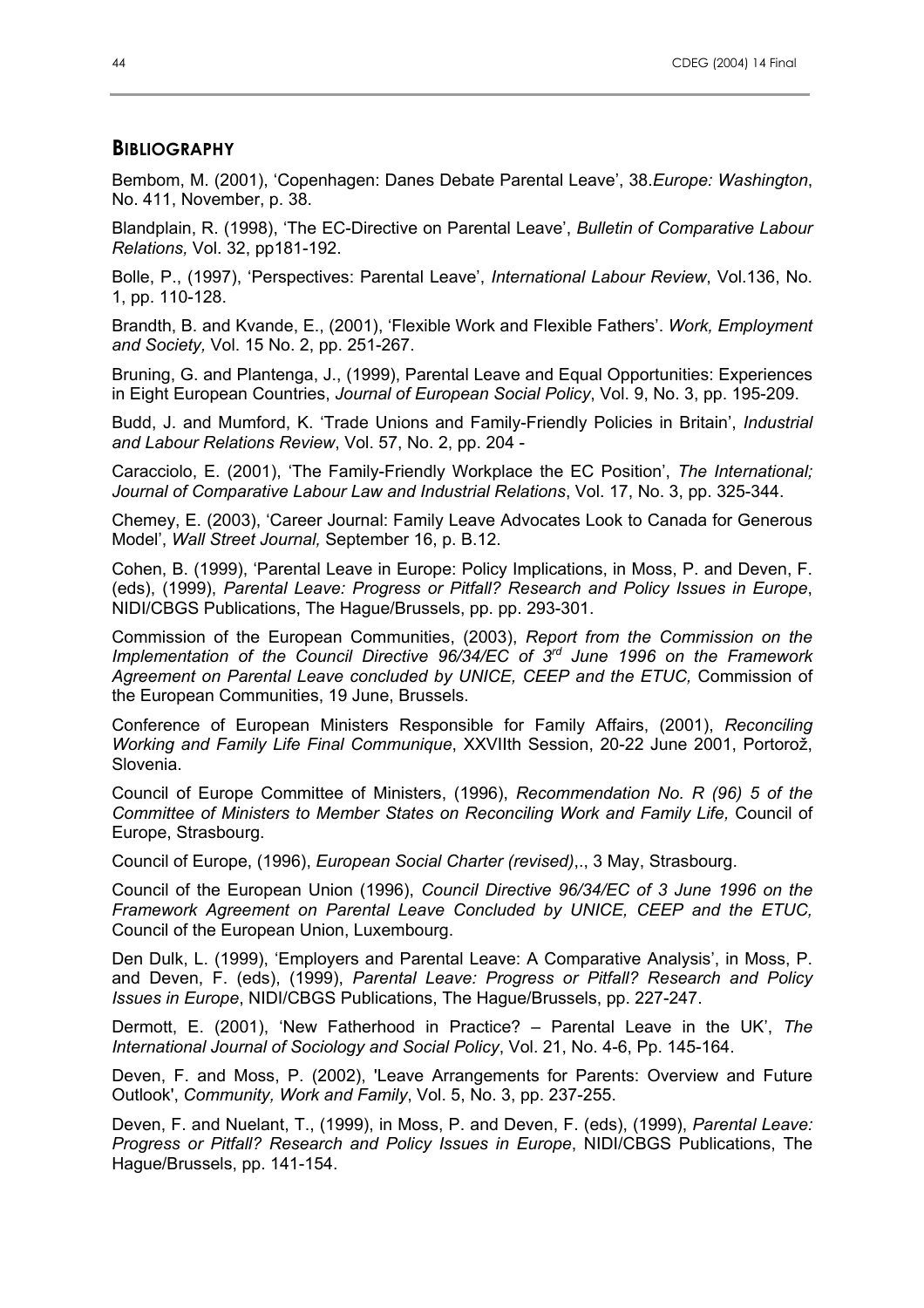## BIBLIOGRAPHY

Bembom, M. (2001), 'Copenhagen: Danes Debate Parental Leave', 38.*Europe: Washington*, No. 411, November, p. 38.

Blandplain, R. (1998), 'The EC-Directive on Parental Leave', *Bulletin of Comparative Labour Relations,* Vol. 32, pp181-192.

Bolle, P., (1997), 'Perspectives: Parental Leave', *International Labour Review*, Vol.136, No. 1, pp. 110-128.

Brandth, B. and Kvande, E., (2001), 'Flexible Work and Flexible Fathers'. *Work, Employment and Society,* Vol. 15 No. 2, pp. 251-267.

Bruning, G. and Plantenga, J., (1999), Parental Leave and Equal Opportunities: Experiences in Eight European Countries, *Journal of European Social Policy*, Vol. 9, No. 3, pp. 195-209.

Budd, J. and Mumford, K. 'Trade Unions and Family-Friendly Policies in Britain', *Industrial and Labour Relations Review*, Vol. 57, No. 2, pp. 204 -

Caracciolo, E. (2001), 'The Family-Friendly Workplace the EC Position', *The International; Journal of Comparative Labour Law and Industrial Relations*, Vol. 17, No. 3, pp. 325-344.

Chemey, E. (2003), 'Career Journal: Family Leave Advocates Look to Canada for Generous Model', *Wall Street Journal,* September 16, p. B.12.

Cohen, B. (1999), 'Parental Leave in Europe: Policy Implications, in Moss, P. and Deven, F. (eds), (1999), *Parental Leave: Progress or Pitfall? Research and Policy Issues in Europe*, NIDI/CBGS Publications, The Hague/Brussels, pp. pp. 293-301.

Commission of the European Communities, (2003), *Report from the Commission on the Implementation of the Council Directive 96/34/EC of 3rd June 1996 on the Framework Agreement on Parental Leave concluded by UNICE, CEEP and the ETUC,* Commission of the European Communities, 19 June, Brussels.

Conference of European Ministers Responsible for Family Affairs, (2001), *Reconciling Working and Family Life Final Communique*, XXVIIth Session, 20-22 June 2001, Portorož, Slovenia.

Council of Europe Committee of Ministers, (1996), *Recommendation No. R (96) 5 of the Committee of Ministers to Member States on Reconciling Work and Family Life,* Council of Europe, Strasbourg.

Council of Europe, (1996), *European Social Charter (revised)*,., 3 May, Strasbourg.

Council of the European Union (1996), *Council Directive 96/34/EC of 3 June 1996 on the Framework Agreement on Parental Leave Concluded by UNICE, CEEP and the ETUC,* Council of the European Union, Luxembourg.

Den Dulk, L. (1999), 'Employers and Parental Leave: A Comparative Analysis', in Moss, P. and Deven, F. (eds), (1999), *Parental Leave: Progress or Pitfall? Research and Policy Issues in Europe*, NIDI/CBGS Publications, The Hague/Brussels, pp. 227-247.

Dermott, E. (2001), 'New Fatherhood in Practice? – Parental Leave in the UK', *The International Journal of Sociology and Social Policy*, Vol. 21, No. 4-6, Pp. 145-164.

Deven, F. and Moss, P. (2002), 'Leave Arrangements for Parents: Overview and Future Outlook', *Community, Work and Family*, Vol. 5, No. 3, pp. 237-255.

Deven, F. and Nuelant, T., (1999), in Moss, P. and Deven, F. (eds), (1999), *Parental Leave: Progress or Pitfall? Research and Policy Issues in Europe*, NIDI/CBGS Publications, The Hague/Brussels, pp. 141-154.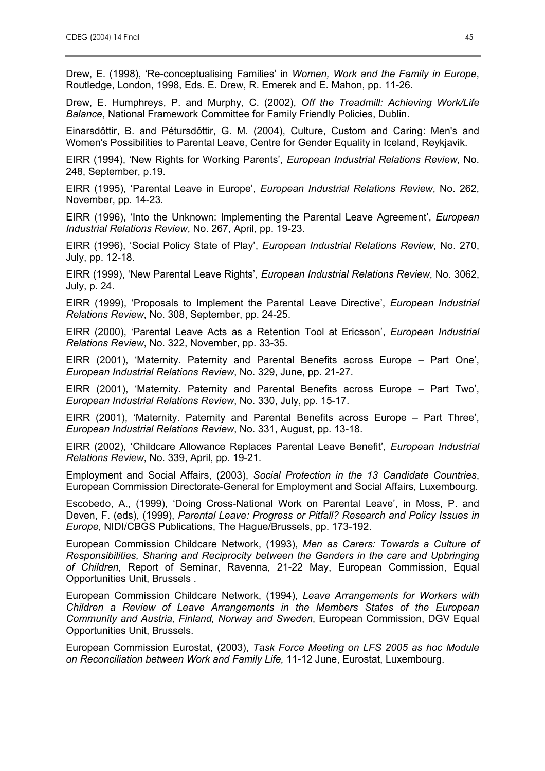Drew, E. (1998), 'Re-conceptualising Families' in *Women, Work and the Family in Europe*, Routledge, London, 1998, Eds. E. Drew, R. Emerek and E. Mahon, pp. 11-26.

Drew, E. Humphreys, P. and Murphy, C. (2002), *Off the Treadmill: Achieving Work/Life Balance*, National Framework Committee for Family Friendly Policies, Dublin.

Einarsdŏttir, B. and Pétursdŏttir, G. M. (2004), Culture, Custom and Caring: Men's and Women's Possibilities to Parental Leave, Centre for Gender Equality in Iceland, Reykjavik.

EIRR (1994), 'New Rights for Working Parents', *European Industrial Relations Review*, No. 248, September, p.19.

EIRR (1995), 'Parental Leave in Europe', *European Industrial Relations Review*, No. 262, November, pp. 14-23.

EIRR (1996), 'Into the Unknown: Implementing the Parental Leave Agreement', *European Industrial Relations Review*, No. 267, April, pp. 19-23.

EIRR (1996), 'Social Policy State of Play', *European Industrial Relations Review*, No. 270, July, pp. 12-18.

EIRR (1999), 'New Parental Leave Rights', *European Industrial Relations Review*, No. 3062, July, p. 24.

EIRR (1999), 'Proposals to Implement the Parental Leave Directive', *European Industrial Relations Review*, No. 308, September, pp. 24-25.

EIRR (2000), 'Parental Leave Acts as a Retention Tool at Ericsson', *European Industrial Relations Review*, No. 322, November, pp. 33-35.

EIRR (2001), 'Maternity. Paternity and Parental Benefits across Europe – Part One', *European Industrial Relations Review*, No. 329, June, pp. 21-27.

EIRR (2001), 'Maternity. Paternity and Parental Benefits across Europe – Part Two', *European Industrial Relations Review*, No. 330, July, pp. 15-17.

EIRR (2001), 'Maternity. Paternity and Parental Benefits across Europe – Part Three', *European Industrial Relations Review*, No. 331, August, pp. 13-18.

EIRR (2002), 'Childcare Allowance Replaces Parental Leave Benefit', *European Industrial Relations Review*, No. 339, April, pp. 19-21.

Employment and Social Affairs, (2003), *Social Protection in the 13 Candidate Countries*, European Commission Directorate-General for Employment and Social Affairs, Luxembourg.

Escobedo, A., (1999), 'Doing Cross-National Work on Parental Leave', in Moss, P. and Deven, F. (eds), (1999), *Parental Leave: Progress or Pitfall? Research and Policy Issues in Europe*, NIDI/CBGS Publications, The Hague/Brussels, pp. 173-192.

European Commission Childcare Network, (1993), *Men as Carers: Towards a Culture of Responsibilities, Sharing and Reciprocity between the Genders in the care and Upbringing of Children,* Report of Seminar, Ravenna, 21-22 May, European Commission, Equal Opportunities Unit, Brussels .

European Commission Childcare Network, (1994), *Leave Arrangements for Workers with Children a Review of Leave Arrangements in the Members States of the European Community and Austria, Finland, Norway and Sweden*, European Commission, DGV Equal Opportunities Unit, Brussels.

European Commission Eurostat, (2003), *Task Force Meeting on LFS 2005 as hoc Module on Reconciliation between Work and Family Life,* 11-12 June, Eurostat, Luxembourg.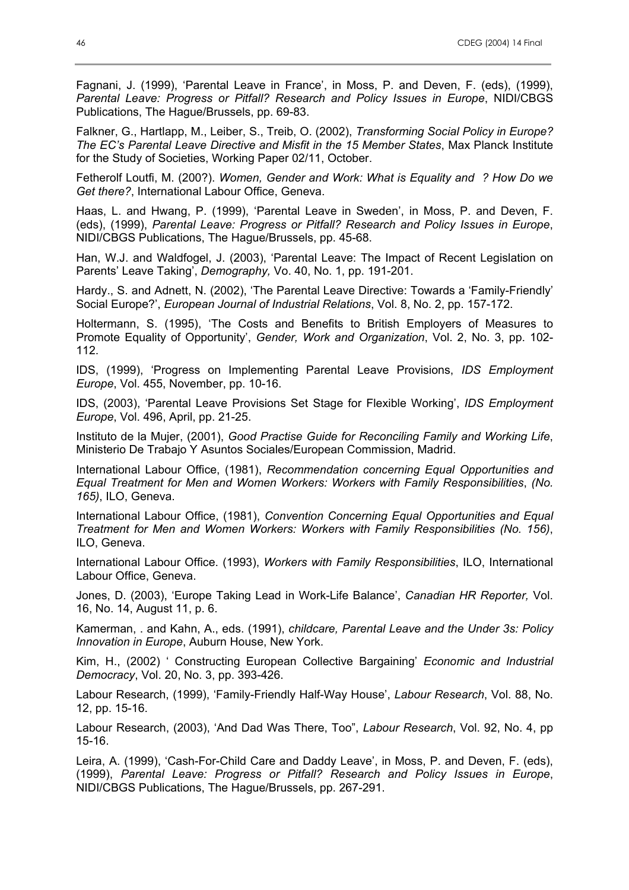Fagnani, J. (1999), 'Parental Leave in France', in Moss, P. and Deven, F. (eds), (1999), *Parental Leave: Progress or Pitfall? Research and Policy Issues in Europe*, NIDI/CBGS Publications, The Hague/Brussels, pp. 69-83.

Falkner, G., Hartlapp, M., Leiber, S., Treib, O. (2002), *Transforming Social Policy in Europe? The EC's Parental Leave Directive and Misfit in the 15 Member States*, Max Planck Institute for the Study of Societies, Working Paper 02/11, October.

Fetherolf Loutfi, M. (200?). *Women, Gender and Work: What is Equality and ? How Do we Get there?*, International Labour Office, Geneva.

Haas, L. and Hwang, P. (1999), 'Parental Leave in Sweden', in Moss, P. and Deven, F. (eds), (1999), *Parental Leave: Progress or Pitfall? Research and Policy Issues in Europe*, NIDI/CBGS Publications, The Hague/Brussels, pp. 45-68.

Han, W.J. and Waldfogel, J. (2003), 'Parental Leave: The Impact of Recent Legislation on Parents' Leave Taking', *Demography,* Vo. 40, No. 1, pp. 191-201.

Hardy., S. and Adnett, N. (2002), 'The Parental Leave Directive: Towards a 'Family-Friendly' Social Europe?', *European Journal of Industrial Relations*, Vol. 8, No. 2, pp. 157-172.

Holtermann, S. (1995), 'The Costs and Benefits to British Employers of Measures to Promote Equality of Opportunity', *Gender, Work and Organization*, Vol. 2, No. 3, pp. 102-112.

IDS, (1999), 'Progress on Implementing Parental Leave Provisions, *IDS Employment Europe*, Vol. 455, November, pp. 10-16.

IDS, (2003), 'Parental Leave Provisions Set Stage for Flexible Working', *IDS Employment Europe*, Vol. 496, April, pp. 21-25.

Instituto de la Mujer, (2001), *Good Practise Guide for Reconciling Family and Working Life*, Ministerio De Trabajo Y Asuntos Sociales/European Commission, Madrid.

International Labour Office, (1981), *Recommendation concerning Equal Opportunities and Equal Treatment for Men and Women Workers: Workers with Family Responsibilities*, *(No. 165)*, ILO, Geneva.

International Labour Office, (1981), *Convention Concerning Equal Opportunities and Equal Treatment for Men and Women Workers: Workers with Family Responsibilities (No. 156)*, ILO, Geneva.

International Labour Office. (1993), *Workers with Family Responsibilities*, ILO, International Labour Office, Geneva.

Jones, D. (2003), 'Europe Taking Lead in Work-Life Balance', *Canadian HR Reporter,* Vol. 16, No. 14, August 11, p. 6.

Kamerman, . and Kahn, A., eds. (1991), *childcare, Parental Leave and the Under 3s: Policy Innovation in Europe*, Auburn House, New York.

Kim, H., (2002) ' Constructing European Collective Bargaining' *Economic and Industrial Democracy*, Vol. 20, No. 3, pp. 393-426.

Labour Research, (1999), 'Family-Friendly Half-Way House', *Labour Research*, Vol. 88, No. 12, pp. 15-16.

Labour Research, (2003), 'And Dad Was There, Too", *Labour Research*, Vol. 92, No. 4, pp 15-16.

Leira, A. (1999), 'Cash-For-Child Care and Daddy Leave', in Moss, P. and Deven, F. (eds), (1999), *Parental Leave: Progress or Pitfall? Research and Policy Issues in Europe*, NIDI/CBGS Publications, The Hague/Brussels, pp. 267-291.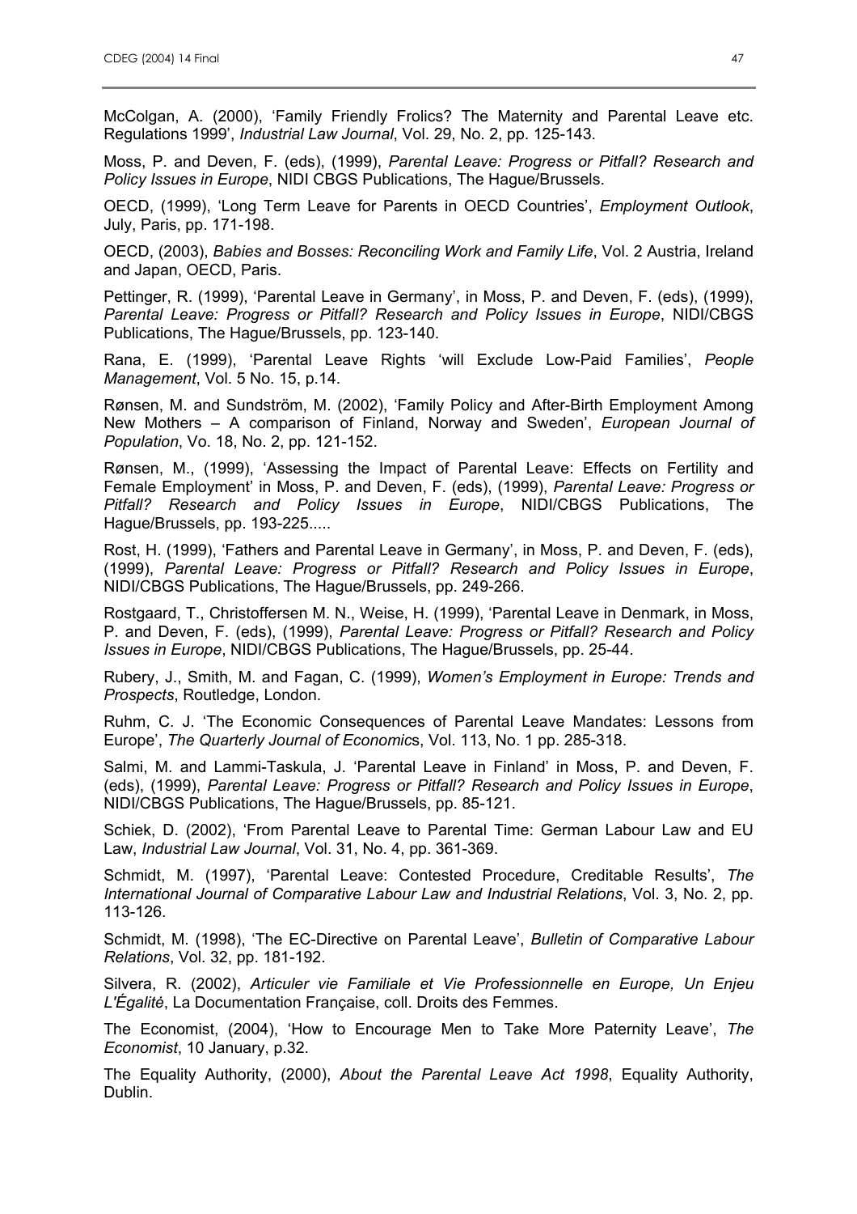McColgan, A. (2000), 'Family Friendly Frolics? The Maternity and Parental Leave etc. Regulations 1999', *Industrial Law Journal*, Vol. 29, No. 2, pp. 125-143.

Moss, P. and Deven, F. (eds), (1999), *Parental Leave: Progress or Pitfall? Research and Policy Issues in Europe*, NIDI CBGS Publications, The Hague/Brussels.

OECD, (1999), 'Long Term Leave for Parents in OECD Countries', *Employment Outlook*, July, Paris, pp. 171-198.

OECD, (2003), *Babies and Bosses: Reconciling Work and Family Life*, Vol. 2 Austria, Ireland and Japan, OECD, Paris.

Pettinger, R. (1999), 'Parental Leave in Germany', in Moss, P. and Deven, F. (eds), (1999), *Parental Leave: Progress or Pitfall? Research and Policy Issues in Europe*, NIDI/CBGS Publications, The Hague/Brussels, pp. 123-140.

Rana, E. (1999), 'Parental Leave Rights 'will Exclude Low-Paid Families', *People Management*, Vol. 5 No. 15, p.14.

Rønsen, M. and Sundström, M. (2002), 'Family Policy and After-Birth Employment Among New Mothers – A comparison of Finland, Norway and Sweden', *European Journal of Population*, Vo. 18, No. 2, pp. 121-152.

Rønsen, M., (1999), 'Assessing the Impact of Parental Leave: Effects on Fertility and Female Employment' in Moss, P. and Deven, F. (eds), (1999), *Parental Leave: Progress or Pitfall? Research and Policy Issues in Europe*, NIDI/CBGS Publications, The Hague/Brussels, pp. 193-225.....

Rost, H. (1999), 'Fathers and Parental Leave in Germany', in Moss, P. and Deven, F. (eds), (1999), *Parental Leave: Progress or Pitfall? Research and Policy Issues in Europe*, NIDI/CBGS Publications, The Hague/Brussels, pp. 249-266.

Rostgaard, T., Christoffersen M. N., Weise, H. (1999), 'Parental Leave in Denmark, in Moss, P. and Deven, F. (eds), (1999), *Parental Leave: Progress or Pitfall? Research and Policy Issues in Europe*, NIDI/CBGS Publications, The Hague/Brussels, pp. 25-44.

Rubery, J., Smith, M. and Fagan, C. (1999), *Women's Employment in Europe: Trends and Prospects*, Routledge, London.

Ruhm, C. J. 'The Economic Consequences of Parental Leave Mandates: Lessons from Europe', *The Quarterly Journal of Economics*, Vol. 113, No. 1 pp. 285-318.

Salmi, M. and Lammi-Taskula, J. 'Parental Leave in Finland' in Moss, P. and Deven, F. (eds), (1999), *Parental Leave: Progress or Pitfall? Research and Policy Issues in Europe*, NIDI/CBGS Publications, The Hague/Brussels, pp. 85-121.

Schiek, D. (2002), 'From Parental Leave to Parental Time: German Labour Law and EU Law, *Industrial Law Journal*, Vol. 31, No. 4, pp. 361-369.

Schmidt, M. (1997), 'Parental Leave: Contested Procedure, Creditable Results', *The International Journal of Comparative Labour Law and Industrial Relations*, Vol. 3, No. 2, pp. 113-126.

Schmidt, M. (1998), 'The EC-Directive on Parental Leave', *Bulletin of Comparative Labour Relations*, Vol. 32, pp. 181-192.

Silvera, R. (2002), *Articuler vie Familiale et Vie Professionnelle en Europe, Un Enjeu L'Égalité*, La Documentation Française, coll. Droits des Femmes.

The Economist, (2004), 'How to Encourage Men to Take More Paternity Leave', *The Economist*, 10 January, p.32.

The Equality Authority, (2000), *About the Parental Leave Act 1998*, Equality Authority, Dublin.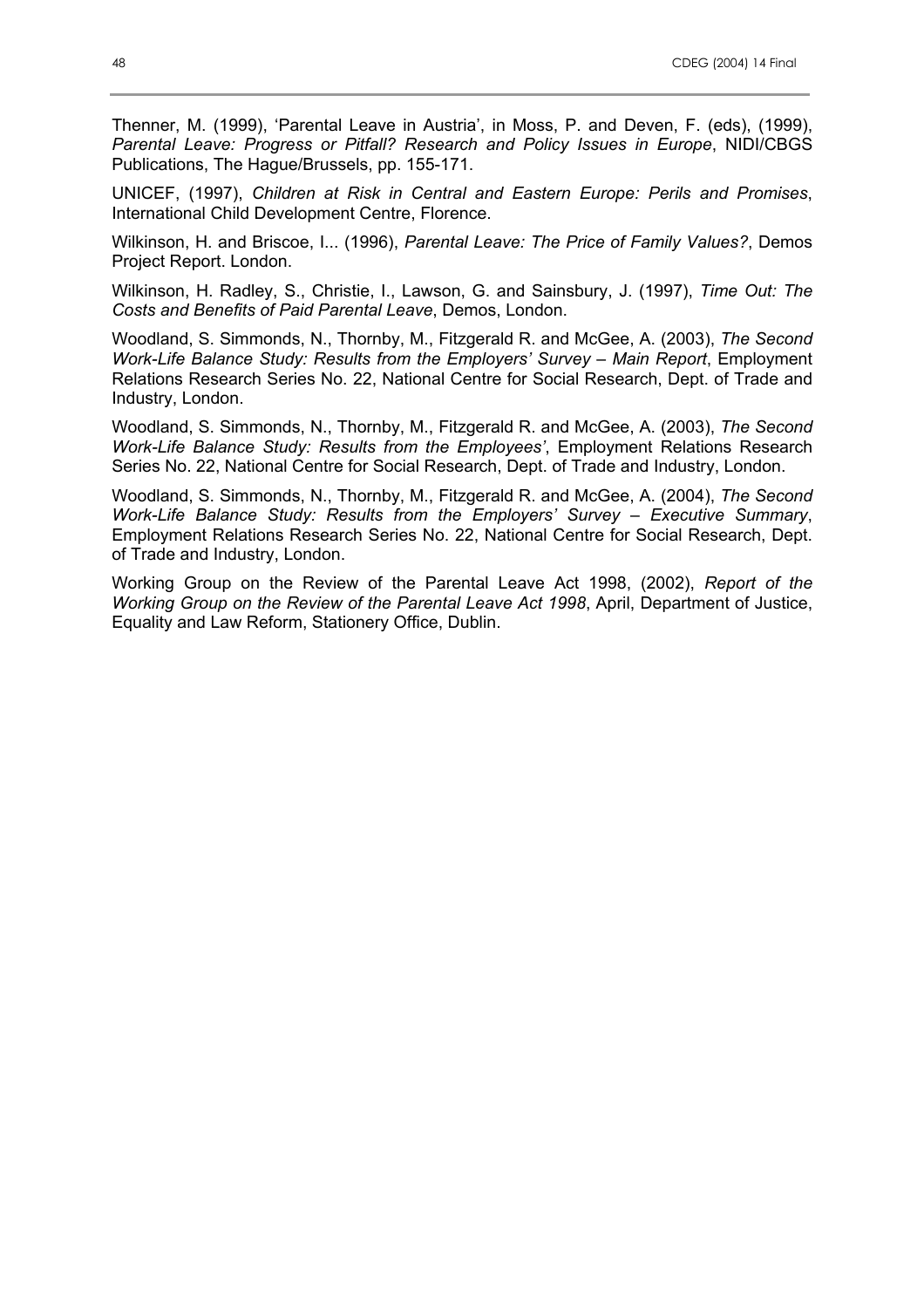Thenner, M. (1999), 'Parental Leave in Austria', in Moss, P. and Deven, F. (eds), (1999), *Parental Leave: Progress or Pitfall? Research and Policy Issues in Europe*, NIDI/CBGS Publications, The Hague/Brussels, pp. 155-171.

UNICEF, (1997), *Children at Risk in Central and Eastern Europe: Perils and Promises*, International Child Development Centre, Florence.

Wilkinson, H. and Briscoe, I... (1996), *Parental Leave: The Price of Family Values?*, Demos Project Report. London.

Wilkinson, H. Radley, S., Christie, I., Lawson, G. and Sainsbury, J. (1997), *Time Out: The Costs and Benefits of Paid Parental Leave*, Demos, London.

Woodland, S. Simmonds, N., Thornby, M., Fitzgerald R. and McGee, A. (2003), *The Second Work-Life Balance Study: Results from the Employers' Survey – Main Report*, Employment Relations Research Series No. 22, National Centre for Social Research, Dept. of Trade and Industry, London.

Woodland, S. Simmonds, N., Thornby, M., Fitzgerald R. and McGee, A. (2003), *The Second Work-Life Balance Study: Results from the Employees'*, Employment Relations Research Series No. 22, National Centre for Social Research, Dept. of Trade and Industry, London.

Woodland, S. Simmonds, N., Thornby, M., Fitzgerald R. and McGee, A. (2004), *The Second Work-Life Balance Study: Results from the Employers' Survey – Executive Summary*, Employment Relations Research Series No. 22, National Centre for Social Research, Dept. of Trade and Industry, London.

Working Group on the Review of the Parental Leave Act 1998, (2002), *Report of the Working Group on the Review of the Parental Leave Act 1998*, April, Department of Justice, Equality and Law Reform, Stationery Office, Dublin.